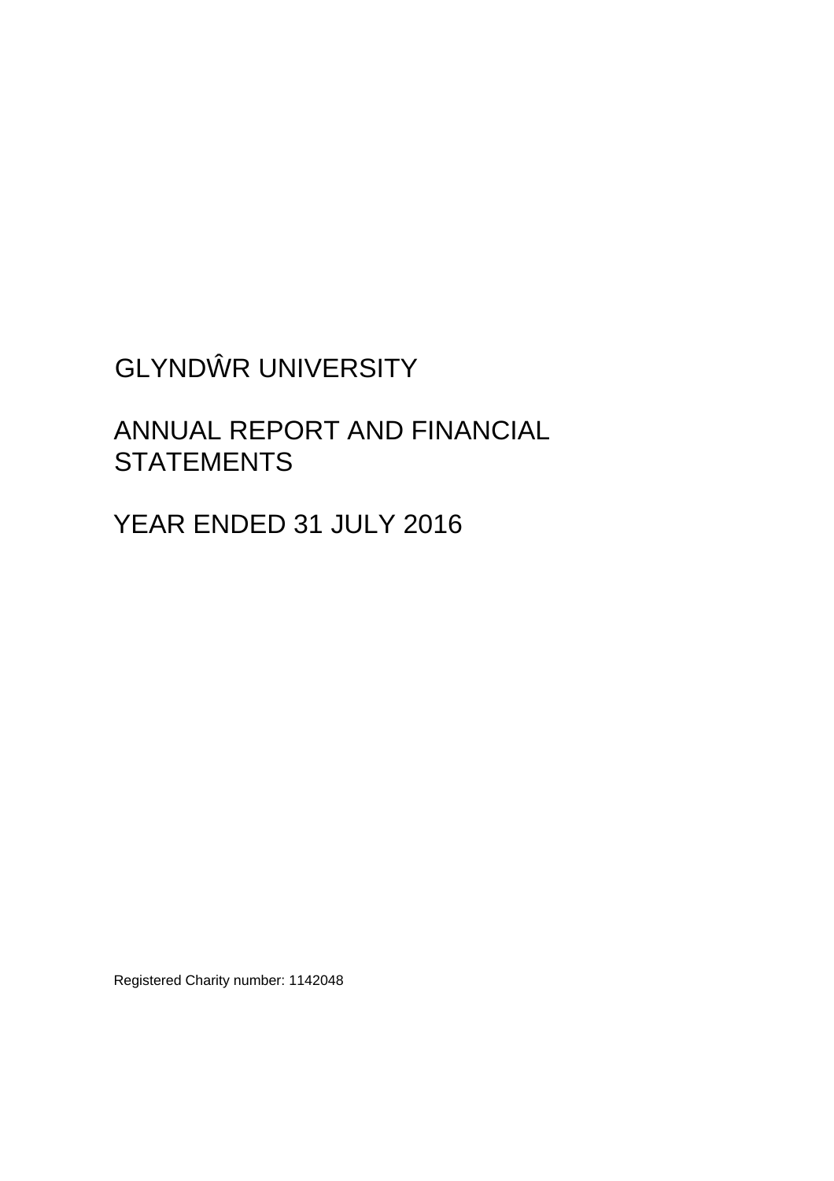# GLYNDŴR UNIVERSITY

# ANNUAL REPORT AND FINANCIAL STATEMENTS

# YEAR ENDED 31 JULY 2016

Registered Charity number: 1142048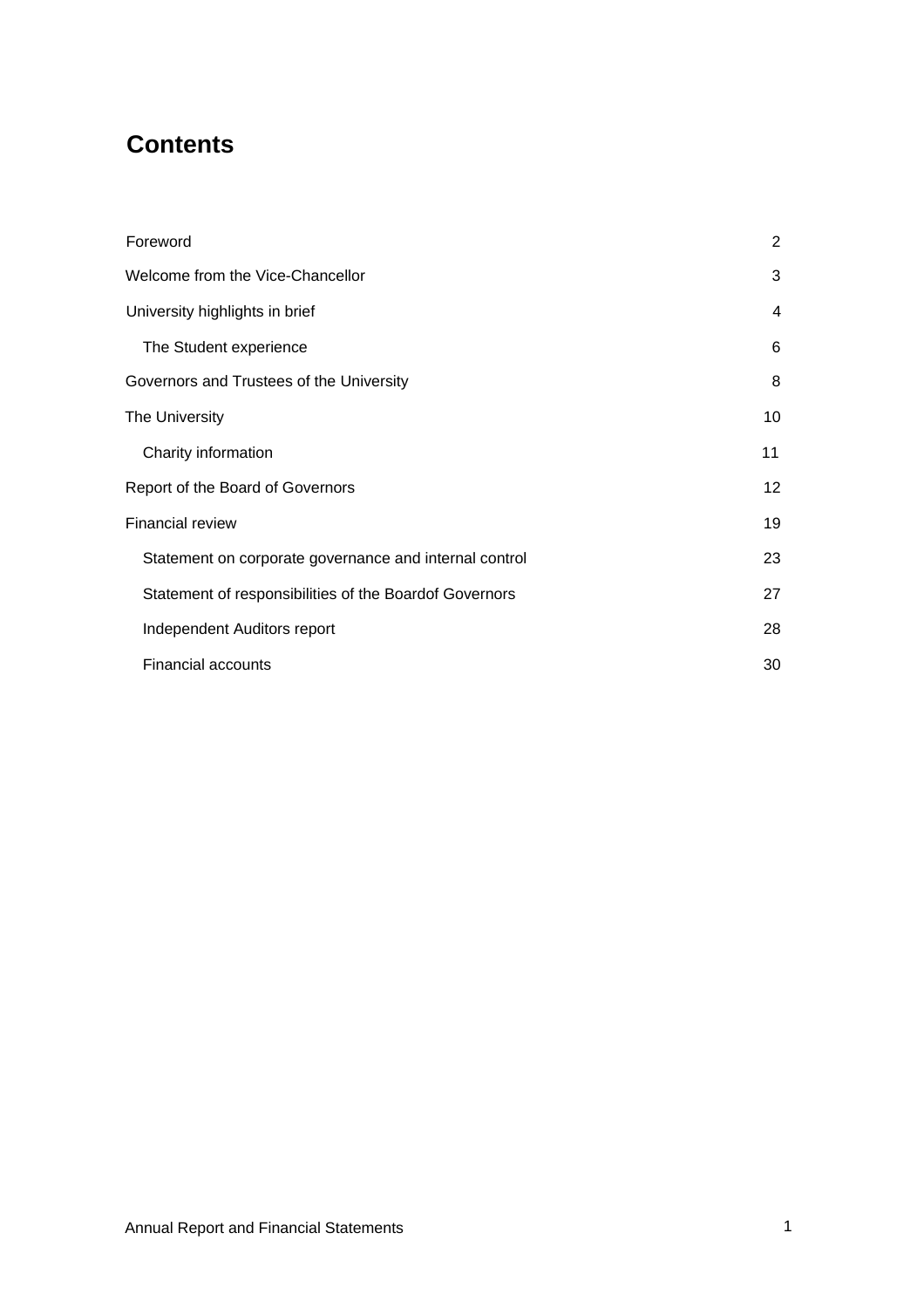# Contents

| | |
|---|---|
| Foreword | 2 |
| Welcome from the Vice-Chancellor | 3 |
| University highlights in brief | 4 |
| The Student experience | 6 |
| Governors and Trustees of the University | 8 |
| The University | 10 |
| Charity information | 11 |
| Report of the Board of Governors | 12 |
| Financial review | 19 |
| Statement on corporate governance and internal control | 23 |
| Statement of responsibilities of the Boardof Governors | 27 |
| Independent Auditors report | 28 |
| Financial accounts | 30 |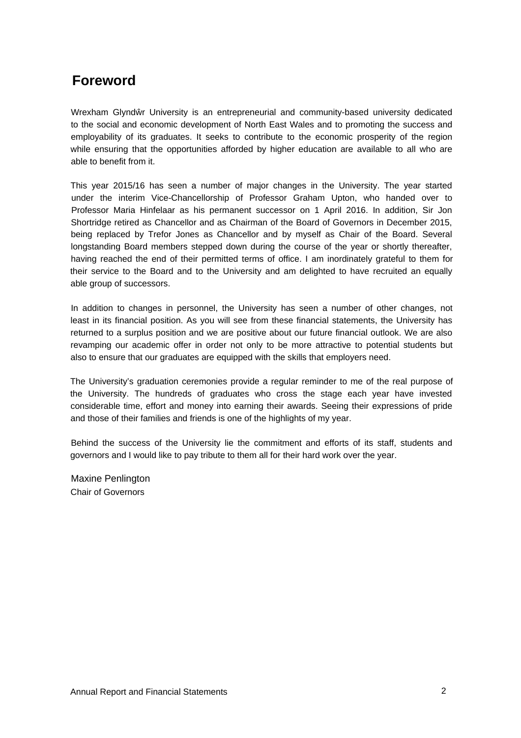# Foreword

Wrexham Glyndŵr University is an entrepreneurial and community-based university dedicated to the social and economic development of North East Wales and to promoting the success and employability of its graduates. It seeks to contribute to the economic prosperity of the region while ensuring that the opportunities afforded by higher education are available to all who are able to benefit from it.

This year 2015/16 has seen a number of major changes in the University. The year started under the interim Vice-Chancellorship of Professor Graham Upton, who handed over to Professor Maria Hinfelaar as his permanent successor on 1 April 2016. In addition, Sir Jon Shortridge retired as Chancellor and as Chairman of the Board of Governors in December 2015, being replaced by Trefor Jones as Chancellor and by myself as Chair of the Board. Several longstanding Board members stepped down during the course of the year or shortly thereafter, having reached the end of their permitted terms of office. I am inordinately grateful to them for their service to the Board and to the University and am delighted to have recruited an equally able group of successors.

In addition to changes in personnel, the University has seen a number of other changes, not least in its financial position. As you will see from these financial statements, the University has returned to a surplus position and we are positive about our future financial outlook. We are also revamping our academic offer in order not only to be more attractive to potential students but also to ensure that our graduates are equipped with the skills that employers need.

The University's graduation ceremonies provide a regular reminder to me of the real purpose of the University. The hundreds of graduates who cross the stage each year have invested considerable time, effort and money into earning their awards. Seeing their expressions of pride and those of their families and friends is one of the highlights of my year.

Behind the success of the University lie the commitment and efforts of its staff, students and governors and I would like to pay tribute to them all for their hard work over the year.

Maxine Penlington
Chair of Governors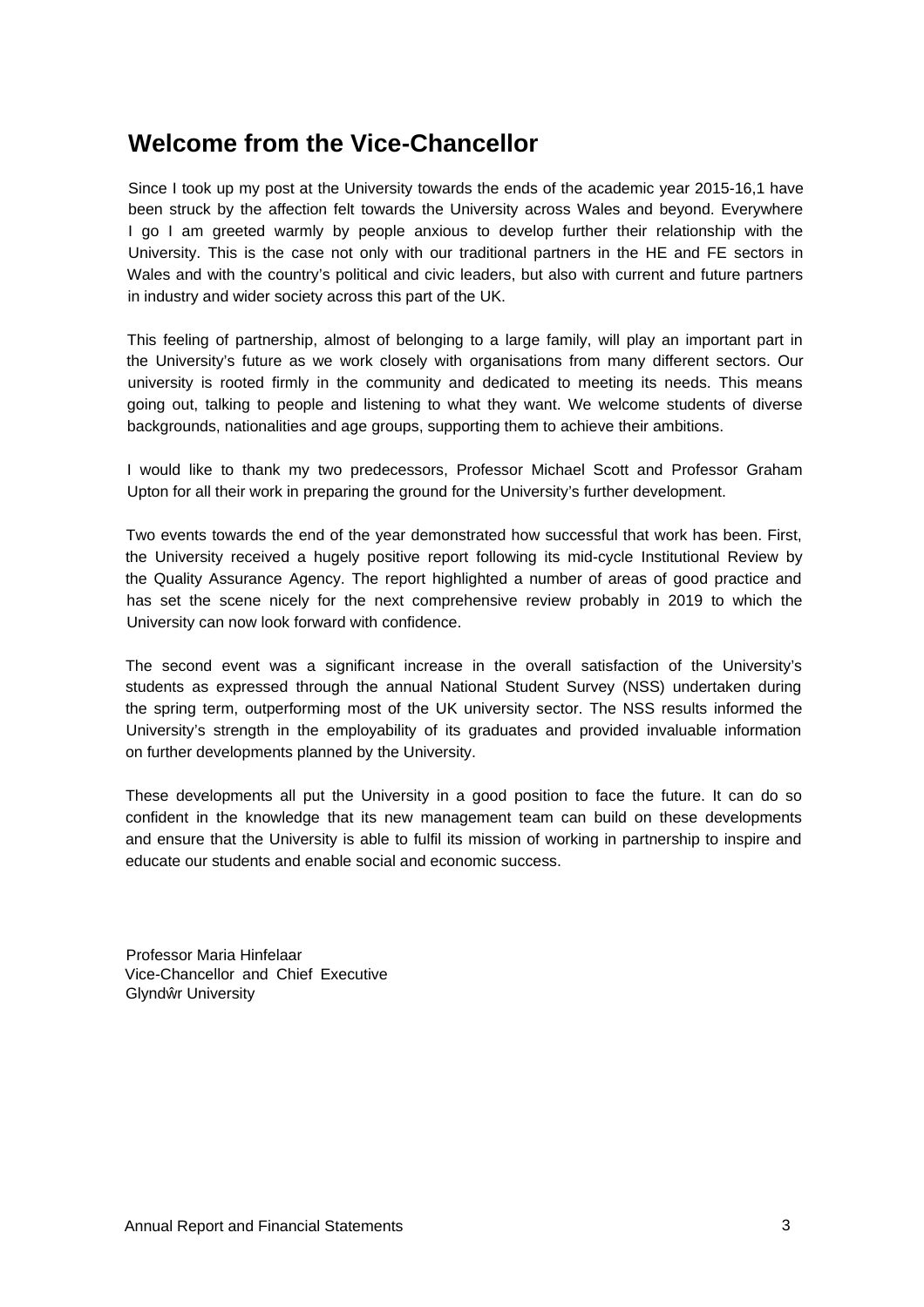# Welcome from the Vice-Chancellor

Since I took up my post at the University towards the ends of the academic year 2015-16,1 have been struck by the affection felt towards the University across Wales and beyond. Everywhere I go I am greeted warmly by people anxious to develop further their relationship with the University. This is the case not only with our traditional partners in the HE and FE sectors in Wales and with the country's political and civic leaders, but also with current and future partners in industry and wider society across this part of the UK.

This feeling of partnership, almost of belonging to a large family, will play an important part in the University's future as we work closely with organisations from many different sectors. Our university is rooted firmly in the community and dedicated to meeting its needs. This means going out, talking to people and listening to what they want. We welcome students of diverse backgrounds, nationalities and age groups, supporting them to achieve their ambitions.

I would like to thank my two predecessors, Professor Michael Scott and Professor Graham Upton for all their work in preparing the ground for the University's further development.

Two events towards the end of the year demonstrated how successful that work has been. First, the University received a hugely positive report following its mid-cycle Institutional Review by the Quality Assurance Agency. The report highlighted a number of areas of good practice and has set the scene nicely for the next comprehensive review probably in 2019 to which the University can now look forward with confidence.

The second event was a significant increase in the overall satisfaction of the University's students as expressed through the annual National Student Survey (NSS) undertaken during the spring term, outperforming most of the UK university sector. The NSS results informed the University's strength in the employability of its graduates and provided invaluable information on further developments planned by the University.

These developments all put the University in a good position to face the future. It can do so confident in the knowledge that its new management team can build on these developments and ensure that the University is able to fulfil its mission of working in partnership to inspire and educate our students and enable social and economic success.

Professor Maria Hinfelaar
Vice-Chancellor and Chief Executive
Glyndŵr University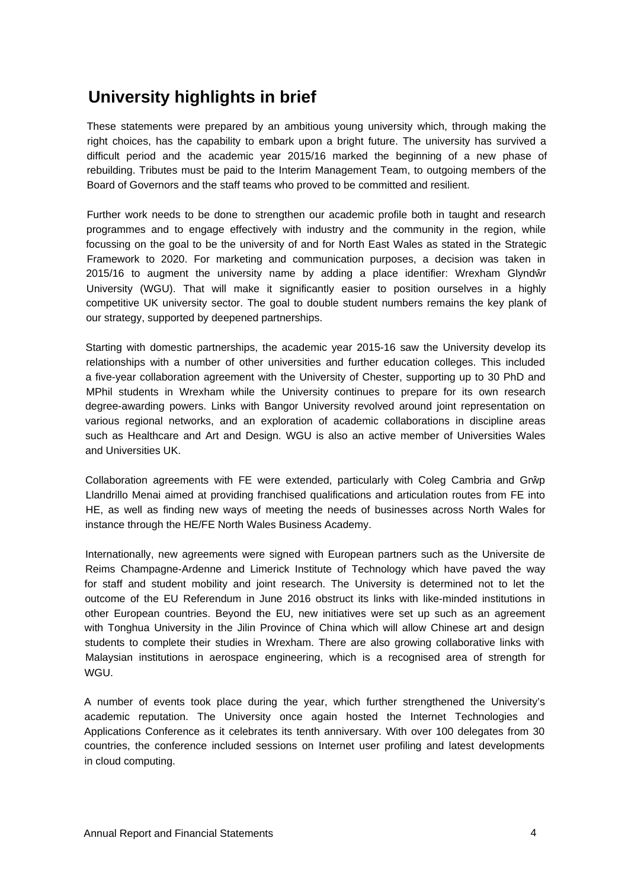## University highlights in brief

These statements were prepared by an ambitious young university which, through making the right choices, has the capability to embark upon a bright future. The university has survived a difficult period and the academic year 2015/16 marked the beginning of a new phase of rebuilding. Tributes must be paid to the Interim Management Team, to outgoing members of the Board of Governors and the staff teams who proved to be committed and resilient.

Further work needs to be done to strengthen our academic profile both in taught and research programmes and to engage effectively with industry and the community in the region, while focussing on the goal to be the university of and for North East Wales as stated in the Strategic Framework to 2020. For marketing and communication purposes, a decision was taken in 2015/16 to augment the university name by adding a place identifier: Wrexham Glyndŵr University (WGU). That will make it significantly easier to position ourselves in a highly competitive UK university sector. The goal to double student numbers remains the key plank of our strategy, supported by deepened partnerships.

Starting with domestic partnerships, the academic year 2015-16 saw the University develop its relationships with a number of other universities and further education colleges. This included a five-year collaboration agreement with the University of Chester, supporting up to 30 PhD and MPhil students in Wrexham while the University continues to prepare for its own research degree-awarding powers. Links with Bangor University revolved around joint representation on various regional networks, and an exploration of academic collaborations in discipline areas such as Healthcare and Art and Design. WGU is also an active member of Universities Wales and Universities UK.

Collaboration agreements with FE were extended, particularly with Coleg Cambria and Grŵp Llandrillo Menai aimed at providing franchised qualifications and articulation routes from FE into HE, as well as finding new ways of meeting the needs of businesses across North Wales for instance through the HE/FE North Wales Business Academy.

Internationally, new agreements were signed with European partners such as the Universite de Reims Champagne-Ardenne and Limerick Institute of Technology which have paved the way for staff and student mobility and joint research. The University is determined not to let the outcome of the EU Referendum in June 2016 obstruct its links with like-minded institutions in other European countries. Beyond the EU, new initiatives were set up such as an agreement with Tonghua University in the Jilin Province of China which will allow Chinese art and design students to complete their studies in Wrexham. There are also growing collaborative links with Malaysian institutions in aerospace engineering, which is a recognised area of strength for WGU.

A number of events took place during the year, which further strengthened the University's academic reputation. The University once again hosted the Internet Technologies and Applications Conference as it celebrates its tenth anniversary. With over 100 delegates from 30 countries, the conference included sessions on Internet user profiling and latest developments in cloud computing.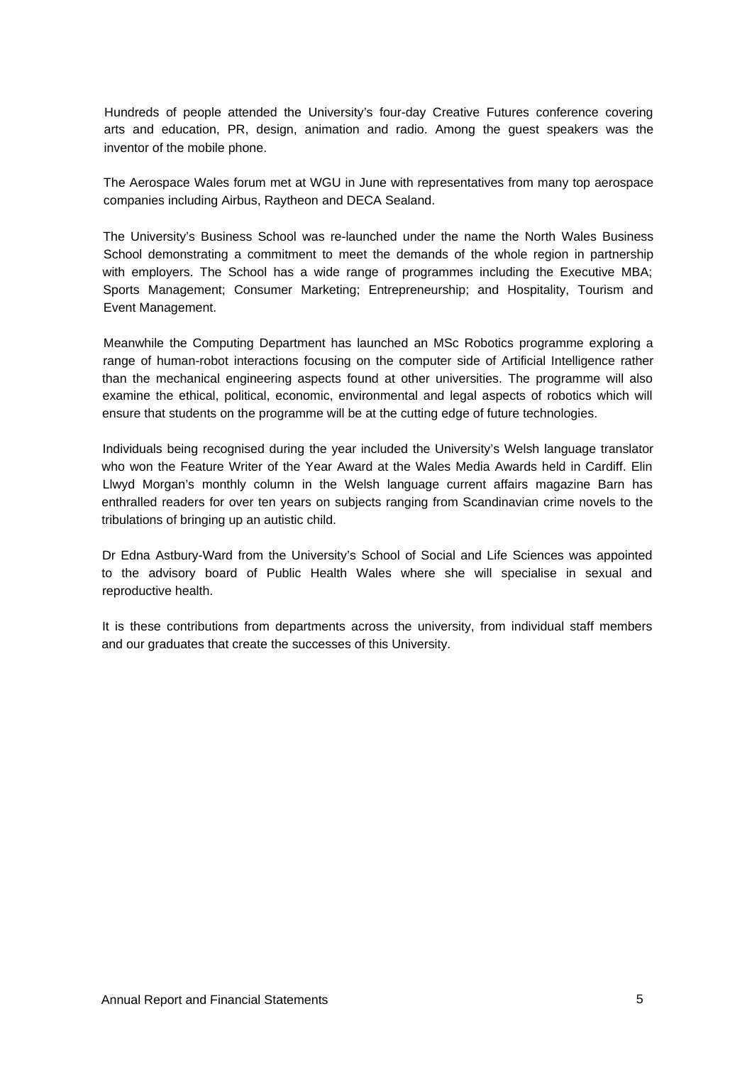Hundreds of people attended the University's four-day Creative Futures conference covering arts and education, PR, design, animation and radio. Among the guest speakers was the inventor of the mobile phone.

The Aerospace Wales forum met at WGU in June with representatives from many top aerospace companies including Airbus, Raytheon and DECA Sealand.

The University's Business School was re-launched under the name the North Wales Business School demonstrating a commitment to meet the demands of the whole region in partnership with employers. The School has a wide range of programmes including the Executive MBA; Sports Management; Consumer Marketing; Entrepreneurship; and Hospitality, Tourism and Event Management.

Meanwhile the Computing Department has launched an MSc Robotics programme exploring a range of human-robot interactions focusing on the computer side of Artificial Intelligence rather than the mechanical engineering aspects found at other universities. The programme will also examine the ethical, political, economic, environmental and legal aspects of robotics which will ensure that students on the programme will be at the cutting edge of future technologies.

Individuals being recognised during the year included the University's Welsh language translator who won the Feature Writer of the Year Award at the Wales Media Awards held in Cardiff. Elin Llwyd Morgan's monthly column in the Welsh language current affairs magazine Barn has enthralled readers for over ten years on subjects ranging from Scandinavian crime novels to the tribulations of bringing up an autistic child.

Dr Edna Astbury-Ward from the University's School of Social and Life Sciences was appointed to the advisory board of Public Health Wales where she will specialise in sexual and reproductive health.

It is these contributions from departments across the university, from individual staff members and our graduates that create the successes of this University.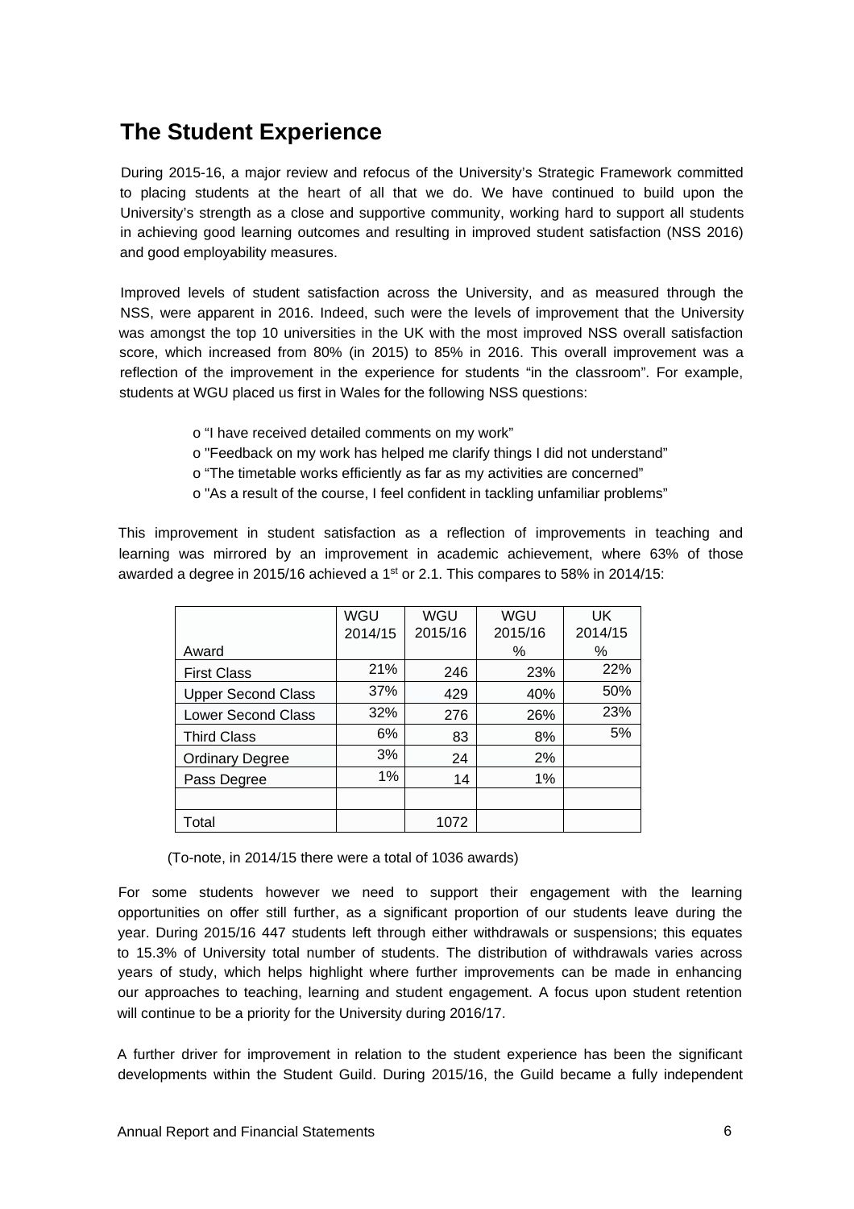## The Student Experience

During 2015-16, a major review and refocus of the University's Strategic Framework committed to placing students at the heart of all that we do. We have continued to build upon the University's strength as a close and supportive community, working hard to support all students in achieving good learning outcomes and resulting in improved student satisfaction (NSS 2016) and good employability measures.

Improved levels of student satisfaction across the University, and as measured through the NSS, were apparent in 2016. Indeed, such were the levels of improvement that the University was amongst the top 10 universities in the UK with the most improved NSS overall satisfaction score, which increased from 80% (in 2015) to 85% in 2016. This overall improvement was a reflection of the improvement in the experience for students "in the classroom". For example, students at WGU placed us first in Wales for the following NSS questions:

- o "I have received detailed comments on my work"
- o "Feedback on my work has helped me clarify things I did not understand"
- o "The timetable works efficiently as far as my activities are concerned"
- o "As a result of the course, I feel confident in tackling unfamiliar problems"

This improvement in student satisfaction as a reflection of improvements in teaching and learning was mirrored by an improvement in academic achievement, where 63% of those awarded a degree in 2015/16 achieved a 1st or 2.1. This compares to 58% in 2014/15:

| Award | WGU 2014/15 | WGU 2015/16 | WGU 2015/16 % | UK 2014/15 % |
|---|---|---|---|---|
| First Class | 21% | 246 | 23% | 22% |
| Upper Second Class | 37% | 429 | 40% | 50% |
| Lower Second Class | 32% | 276 | 26% | 23% |
| Third Class | 6% | 83 | 8% | 5% |
| Ordinary Degree | 3% | 24 | 2% | |
| Pass Degree | 1% | 14 | 1% | |
| | | | | |
| Total | | 1072 | | |

(To-note, in 2014/15 there were a total of 1036 awards)

For some students however we need to support their engagement with the learning opportunities on offer still further, as a significant proportion of our students leave during the year. During 2015/16 447 students left through either withdrawals or suspensions; this equates to 15.3% of University total number of students. The distribution of withdrawals varies across years of study, which helps highlight where further improvements can be made in enhancing our approaches to teaching, learning and student engagement. A focus upon student retention will continue to be a priority for the University during 2016/17.

A further driver for improvement in relation to the student experience has been the significant developments within the Student Guild. During 2015/16, the Guild became a fully independent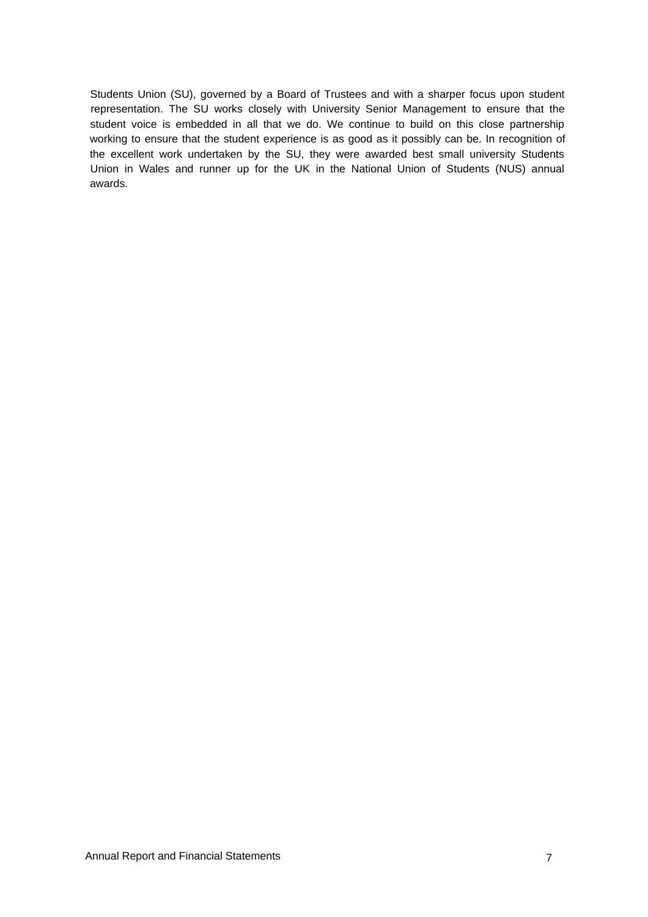Students Union (SU), governed by a Board of Trustees and with a sharper focus upon student representation. The SU works closely with University Senior Management to ensure that the student voice is embedded in all that we do. We continue to build on this close partnership working to ensure that the student experience is as good as it possibly can be. In recognition of the excellent work undertaken by the SU, they were awarded best small university Students Union in Wales and runner up for the UK in the National Union of Students (NUS) annual awards.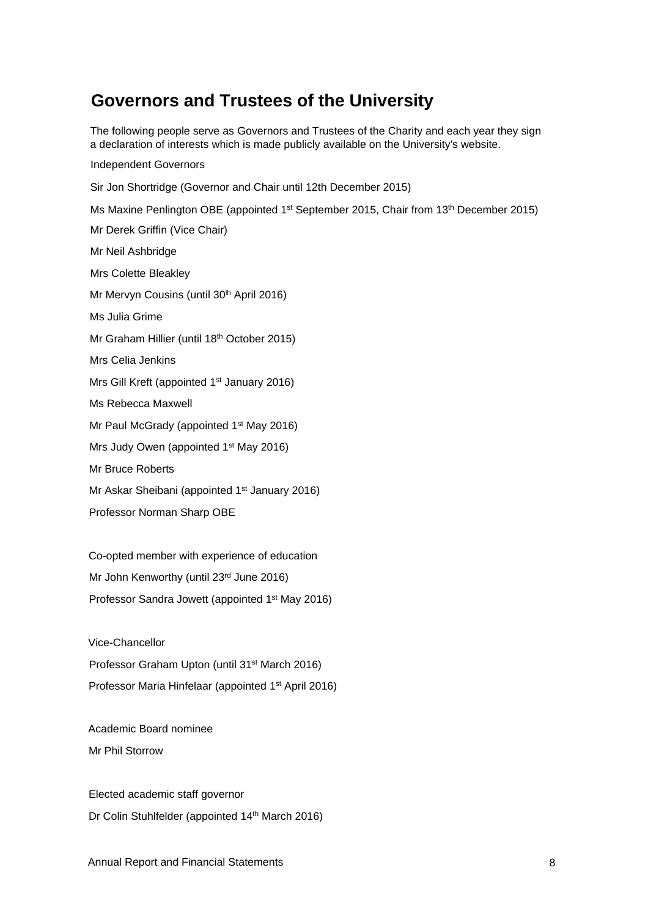# Governors and Trustees of the University

The following people serve as Governors and Trustees of the Charity and each year they sign a declaration of interests which is made publicly available on the University's website.

Independent Governors

Sir Jon Shortridge (Governor and Chair until 12th December 2015)

Ms Maxine Penlington OBE (appointed 1st September 2015, Chair from 13th December 2015)

Mr Derek Griffin (Vice Chair)

Mr Neil Ashbridge

Mrs Colette Bleakley

Mr Mervyn Cousins (until 30th April 2016)

Ms Julia Grime

Mr Graham Hillier (until 18th October 2015)

Mrs Celia Jenkins

Mrs Gill Kreft (appointed 1st January 2016)

Ms Rebecca Maxwell

Mr Paul McGrady (appointed 1st May 2016)

Mrs Judy Owen (appointed 1st May 2016)

Mr Bruce Roberts

Mr Askar Sheibani (appointed 1st January 2016)

Professor Norman Sharp OBE

Co-opted member with experience of education

Mr John Kenworthy (until 23rd June 2016)

Professor Sandra Jowett (appointed 1st May 2016)

Vice-Chancellor

Professor Graham Upton (until 31st March 2016)

Professor Maria Hinfelaar (appointed 1st April 2016)

Academic Board nominee

Mr Phil Storrow

Elected academic staff governor

Dr Colin Stuhlfelder (appointed 14th March 2016)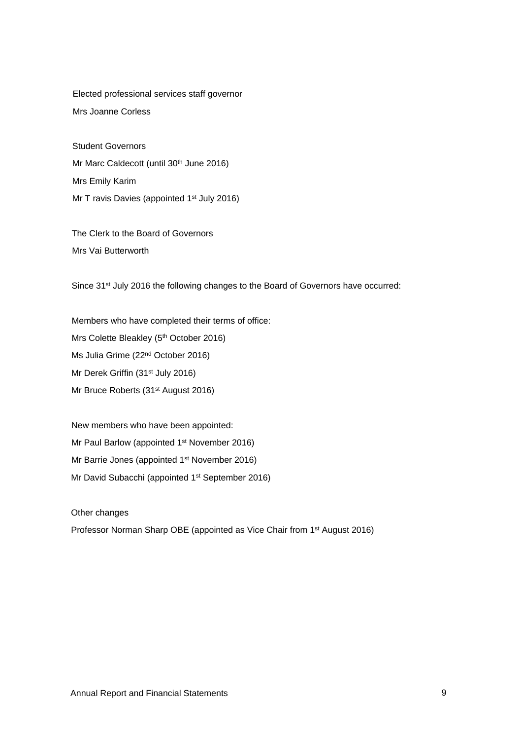Elected professional services staff governor

Mrs Joanne Corless

Student Governors

Mr Marc Caldecott (until 30th June 2016)

Mrs Emily Karim

Mr T ravis Davies (appointed 1st July 2016)

The Clerk to the Board of Governors

Mrs Vai Butterworth

Since 31st July 2016 the following changes to the Board of Governors have occurred:

Members who have completed their terms of office:

Mrs Colette Bleakley (5th October 2016)

Ms Julia Grime (22nd October 2016)

Mr Derek Griffin (31st July 2016)

Mr Bruce Roberts (31st August 2016)

New members who have been appointed:

Mr Paul Barlow (appointed 1st November 2016)

Mr Barrie Jones (appointed 1st November 2016)

Mr David Subacchi (appointed 1st September 2016)

Other changes

Professor Norman Sharp OBE (appointed as Vice Chair from 1st August 2016)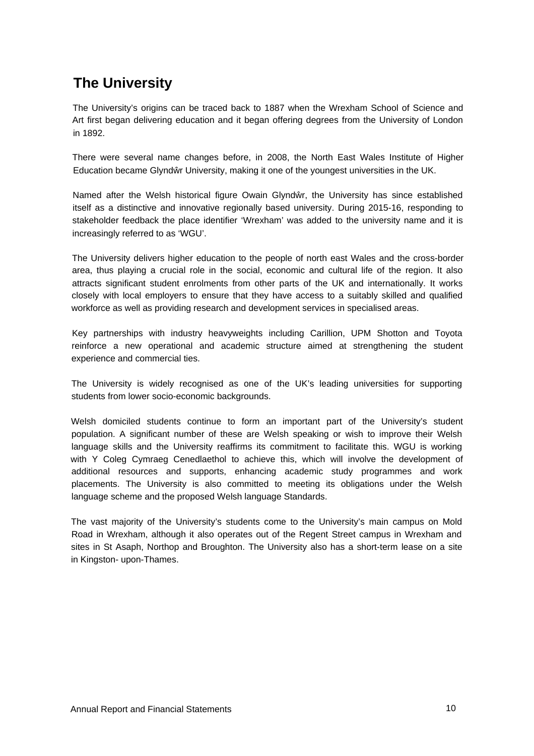# The University

The University's origins can be traced back to 1887 when the Wrexham School of Science and Art first began delivering education and it began offering degrees from the University of London in 1892.

There were several name changes before, in 2008, the North East Wales Institute of Higher Education became Glyndŵr University, making it one of the youngest universities in the UK.

Named after the Welsh historical figure Owain Glyndŵr, the University has since established itself as a distinctive and innovative regionally based university. During 2015-16, responding to stakeholder feedback the place identifier 'Wrexham' was added to the university name and it is increasingly referred to as 'WGU'.

The University delivers higher education to the people of north east Wales and the cross-border area, thus playing a crucial role in the social, economic and cultural life of the region. It also attracts significant student enrolments from other parts of the UK and internationally. It works closely with local employers to ensure that they have access to a suitably skilled and qualified workforce as well as providing research and development services in specialised areas.

Key partnerships with industry heavyweights including Carillion, UPM Shotton and Toyota reinforce a new operational and academic structure aimed at strengthening the student experience and commercial ties.

The University is widely recognised as one of the UK's leading universities for supporting students from lower socio-economic backgrounds.

Welsh domiciled students continue to form an important part of the University's student population. A significant number of these are Welsh speaking or wish to improve their Welsh language skills and the University reaffirms its commitment to facilitate this. WGU is working with Y Coleg Cymraeg Cenedlaethol to achieve this, which will involve the development of additional resources and supports, enhancing academic study programmes and work placements. The University is also committed to meeting its obligations under the Welsh language scheme and the proposed Welsh language Standards.

The vast majority of the University's students come to the University's main campus on Mold Road in Wrexham, although it also operates out of the Regent Street campus in Wrexham and sites in St Asaph, Northop and Broughton. The University also has a short-term lease on a site in Kingston- upon-Thames.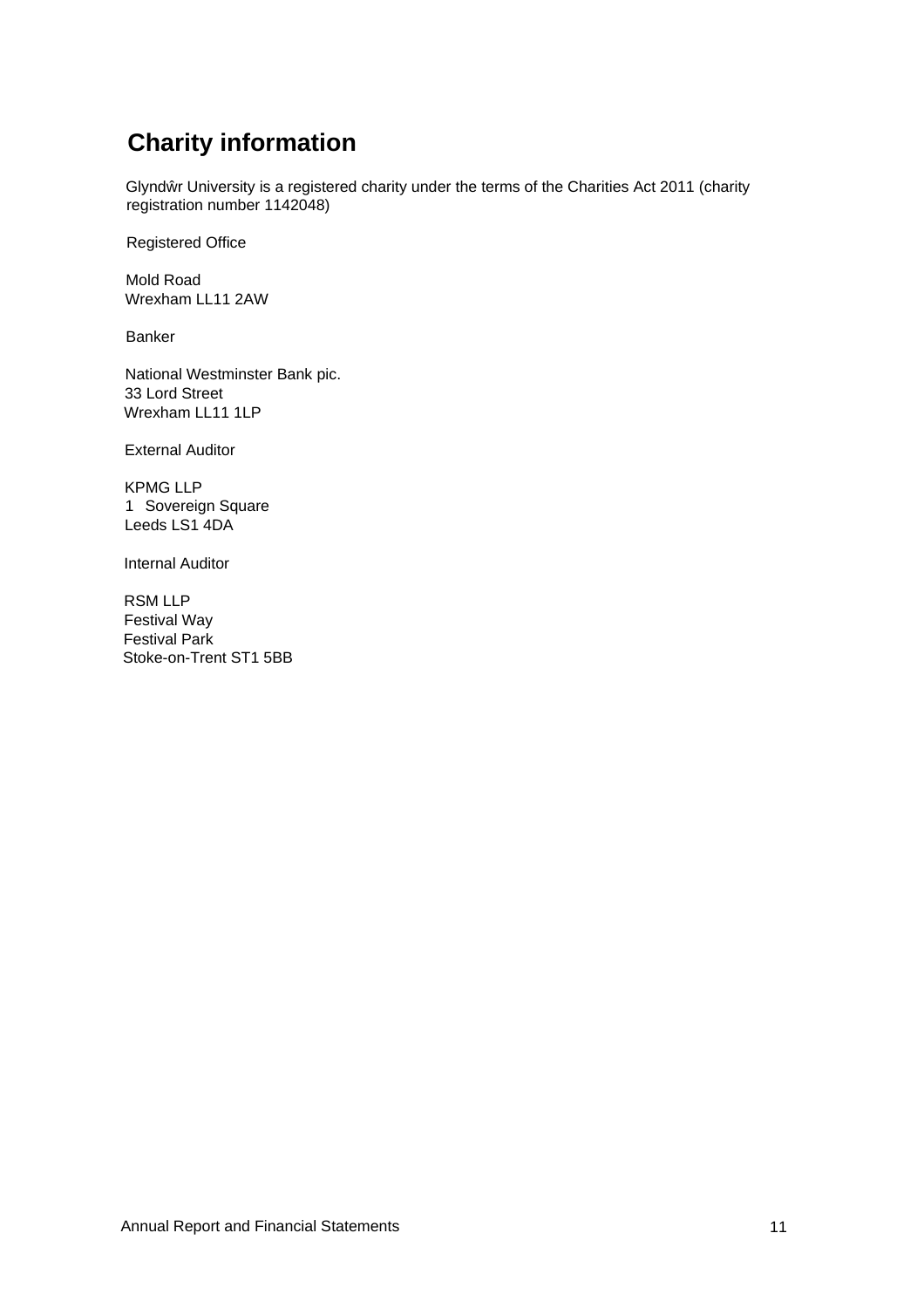# Charity information

Glyndŵr University is a registered charity under the terms of the Charities Act 2011 (charity registration number 1142048)

Registered Office

Mold Road
Wrexham LL11 2AW

Banker

National Westminster Bank pic.
33 Lord Street
Wrexham LL11 1LP

External Auditor

KPMG LLP
1 Sovereign Square
Leeds LS1 4DA

Internal Auditor

RSM LLP
Festival Way
Festival Park
Stoke-on-Trent ST1 5BB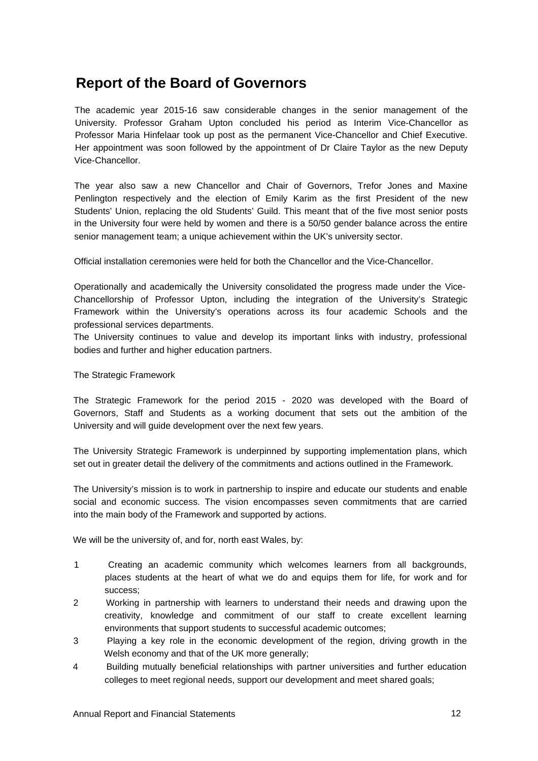# Report of the Board of Governors

The academic year 2015-16 saw considerable changes in the senior management of the University. Professor Graham Upton concluded his period as Interim Vice-Chancellor as Professor Maria Hinfelaar took up post as the permanent Vice-Chancellor and Chief Executive. Her appointment was soon followed by the appointment of Dr Claire Taylor as the new Deputy Vice-Chancellor.

The year also saw a new Chancellor and Chair of Governors, Trefor Jones and Maxine Penlington respectively and the election of Emily Karim as the first President of the new Students' Union, replacing the old Students' Guild. This meant that of the five most senior posts in the University four were held by women and there is a 50/50 gender balance across the entire senior management team; a unique achievement within the UK's university sector.

Official installation ceremonies were held for both the Chancellor and the Vice-Chancellor.

Operationally and academically the University consolidated the progress made under the Vice-Chancellorship of Professor Upton, including the integration of the University's Strategic Framework within the University's operations across its four academic Schools and the professional services departments.

The University continues to value and develop its important links with industry, professional bodies and further and higher education partners.

The Strategic Framework

The Strategic Framework for the period 2015 - 2020 was developed with the Board of Governors, Staff and Students as a working document that sets out the ambition of the University and will guide development over the next few years.

The University Strategic Framework is underpinned by supporting implementation plans, which set out in greater detail the delivery of the commitments and actions outlined in the Framework.

The University's mission is to work in partnership to inspire and educate our students and enable social and economic success. The vision encompasses seven commitments that are carried into the main body of the Framework and supported by actions.

We will be the university of, and for, north east Wales, by:

1. Creating an academic community which welcomes learners from all backgrounds, places students at the heart of what we do and equips them for life, for work and for success;
2. Working in partnership with learners to understand their needs and drawing upon the creativity, knowledge and commitment of our staff to create excellent learning environments that support students to successful academic outcomes;
3. Playing a key role in the economic development of the region, driving growth in the Welsh economy and that of the UK more generally;
4. Building mutually beneficial relationships with partner universities and further education colleges to meet regional needs, support our development and meet shared goals;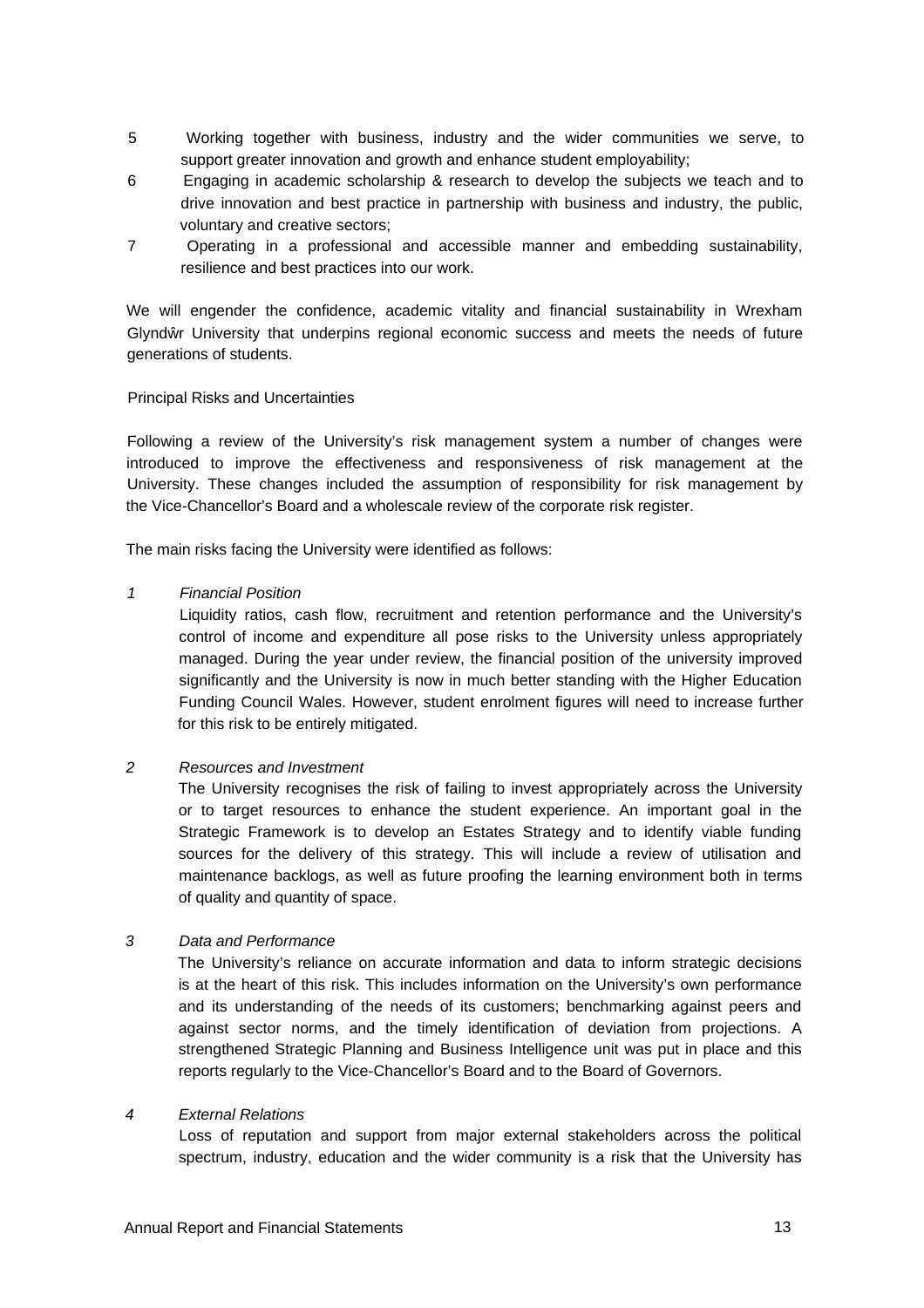5 Working together with business, industry and the wider communities we serve, to support greater innovation and growth and enhance student employability;
6 Engaging in academic scholarship & research to develop the subjects we teach and to drive innovation and best practice in partnership with business and industry, the public, voluntary and creative sectors;
7 Operating in a professional and accessible manner and embedding sustainability, resilience and best practices into our work.

We will engender the confidence, academic vitality and financial sustainability in Wrexham Glyndŵr University that underpins regional economic success and meets the needs of future generations of students.

## Principal Risks and Uncertainties

Following a review of the University's risk management system a number of changes were introduced to improve the effectiveness and responsiveness of risk management at the University. These changes included the assumption of responsibility for risk management by the Vice-Chancellor's Board and a wholescale review of the corporate risk register.

The main risks facing the University were identified as follows:

*1 Financial Position*

Liquidity ratios, cash flow, recruitment and retention performance and the University's control of income and expenditure all pose risks to the University unless appropriately managed. During the year under review, the financial position of the university improved significantly and the University is now in much better standing with the Higher Education Funding Council Wales. However, student enrolment figures will need to increase further for this risk to be entirely mitigated.

*2 Resources and Investment*

The University recognises the risk of failing to invest appropriately across the University or to target resources to enhance the student experience. An important goal in the Strategic Framework is to develop an Estates Strategy and to identify viable funding sources for the delivery of this strategy. This will include a review of utilisation and maintenance backlogs, as well as future proofing the learning environment both in terms of quality and quantity of space.

*3 Data and Performance*

The University's reliance on accurate information and data to inform strategic decisions is at the heart of this risk. This includes information on the University's own performance and its understanding of the needs of its customers; benchmarking against peers and against sector norms, and the timely identification of deviation from projections. A strengthened Strategic Planning and Business Intelligence unit was put in place and this reports regularly to the Vice-Chancellor's Board and to the Board of Governors.

*4 External Relations*

Loss of reputation and support from major external stakeholders across the political spectrum, industry, education and the wider community is a risk that the University has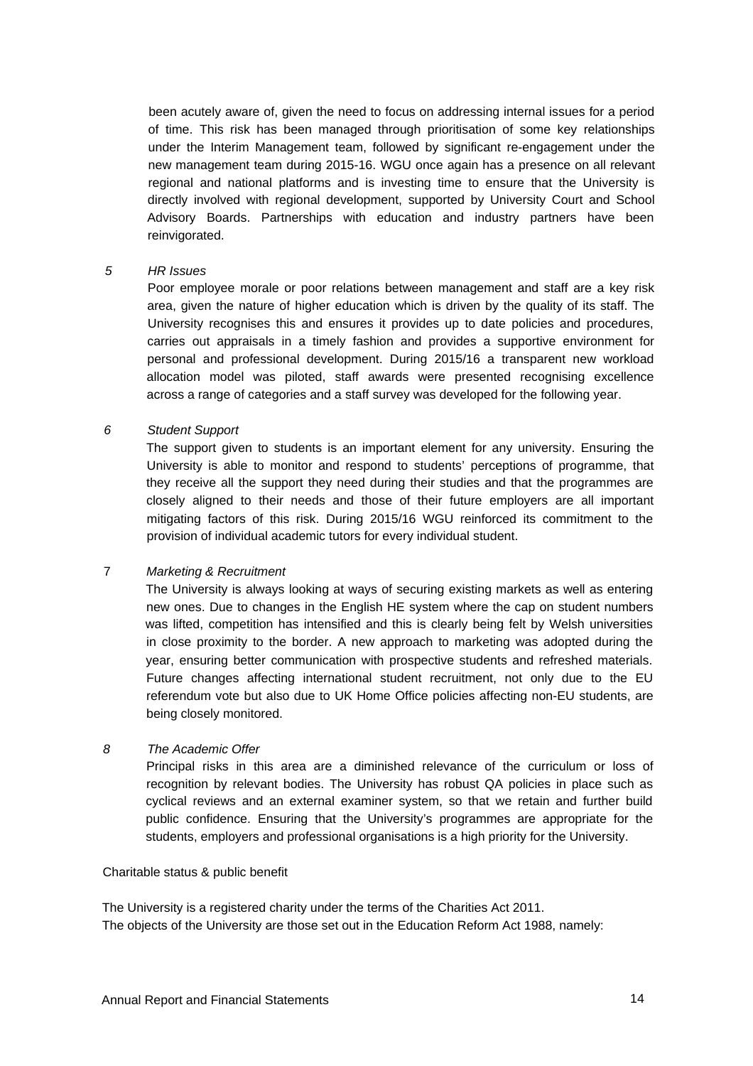been acutely aware of, given the need to focus on addressing internal issues for a period of time. This risk has been managed through prioritisation of some key relationships under the Interim Management team, followed by significant re-engagement under the new management team during 2015-16. WGU once again has a presence on all relevant regional and national platforms and is investing time to ensure that the University is directly involved with regional development, supported by University Court and School Advisory Boards. Partnerships with education and industry partners have been reinvigorated.

5 *HR Issues*

Poor employee morale or poor relations between management and staff are a key risk area, given the nature of higher education which is driven by the quality of its staff. The University recognises this and ensures it provides up to date policies and procedures, carries out appraisals in a timely fashion and provides a supportive environment for personal and professional development. During 2015/16 a transparent new workload allocation model was piloted, staff awards were presented recognising excellence across a range of categories and a staff survey was developed for the following year.

6 *Student Support*

The support given to students is an important element for any university. Ensuring the University is able to monitor and respond to students' perceptions of programme, that they receive all the support they need during their studies and that the programmes are closely aligned to their needs and those of their future employers are all important mitigating factors of this risk. During 2015/16 WGU reinforced its commitment to the provision of individual academic tutors for every individual student.

7 *Marketing & Recruitment*

The University is always looking at ways of securing existing markets as well as entering new ones. Due to changes in the English HE system where the cap on student numbers was lifted, competition has intensified and this is clearly being felt by Welsh universities in close proximity to the border. A new approach to marketing was adopted during the year, ensuring better communication with prospective students and refreshed materials. Future changes affecting international student recruitment, not only due to the EU referendum vote but also due to UK Home Office policies affecting non-EU students, are being closely monitored.

8 *The Academic Offer*

Principal risks in this area are a diminished relevance of the curriculum or loss of recognition by relevant bodies. The University has robust QA policies in place such as cyclical reviews and an external examiner system, so that we retain and further build public confidence. Ensuring that the University's programmes are appropriate for the students, employers and professional organisations is a high priority for the University.

Charitable status & public benefit

The University is a registered charity under the terms of the Charities Act 2011.
The objects of the University are those set out in the Education Reform Act 1988, namely: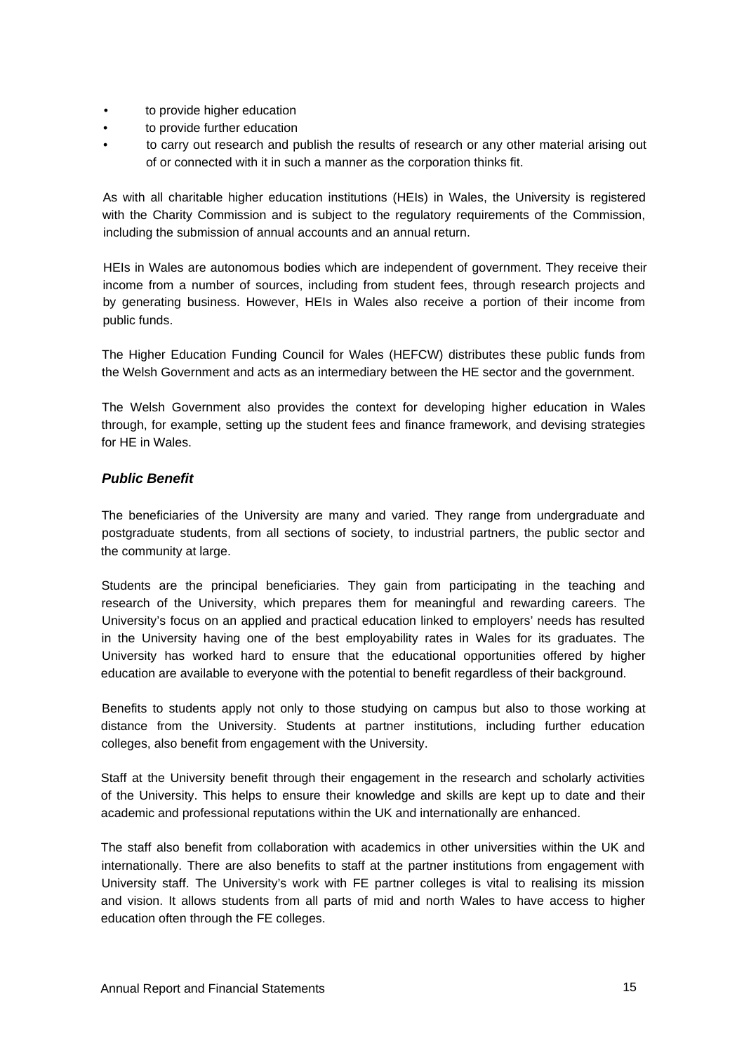- to provide higher education
- to provide further education
- to carry out research and publish the results of research or any other material arising out of or connected with it in such a manner as the corporation thinks fit.

As with all charitable higher education institutions (HEIs) in Wales, the University is registered with the Charity Commission and is subject to the regulatory requirements of the Commission, including the submission of annual accounts and an annual return.

HEIs in Wales are autonomous bodies which are independent of government. They receive their income from a number of sources, including from student fees, through research projects and by generating business. However, HEIs in Wales also receive a portion of their income from public funds.

The Higher Education Funding Council for Wales (HEFCW) distributes these public funds from the Welsh Government and acts as an intermediary between the HE sector and the government.

The Welsh Government also provides the context for developing higher education in Wales through, for example, setting up the student fees and finance framework, and devising strategies for HE in Wales.

### *Public Benefit*

The beneficiaries of the University are many and varied. They range from undergraduate and postgraduate students, from all sections of society, to industrial partners, the public sector and the community at large.

Students are the principal beneficiaries. They gain from participating in the teaching and research of the University, which prepares them for meaningful and rewarding careers. The University's focus on an applied and practical education linked to employers' needs has resulted in the University having one of the best employability rates in Wales for its graduates. The University has worked hard to ensure that the educational opportunities offered by higher education are available to everyone with the potential to benefit regardless of their background.

Benefits to students apply not only to those studying on campus but also to those working at distance from the University. Students at partner institutions, including further education colleges, also benefit from engagement with the University.

Staff at the University benefit through their engagement in the research and scholarly activities of the University. This helps to ensure their knowledge and skills are kept up to date and their academic and professional reputations within the UK and internationally are enhanced.

The staff also benefit from collaboration with academics in other universities within the UK and internationally. There are also benefits to staff at the partner institutions from engagement with University staff. The University's work with FE partner colleges is vital to realising its mission and vision. It allows students from all parts of mid and north Wales to have access to higher education often through the FE colleges.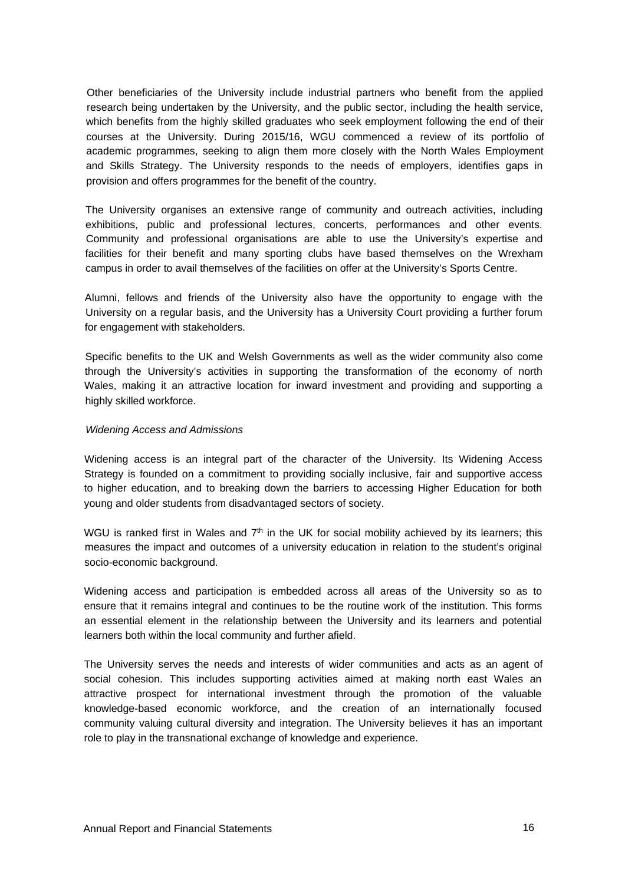Other beneficiaries of the University include industrial partners who benefit from the applied research being undertaken by the University, and the public sector, including the health service, which benefits from the highly skilled graduates who seek employment following the end of their courses at the University. During 2015/16, WGU commenced a review of its portfolio of academic programmes, seeking to align them more closely with the North Wales Employment and Skills Strategy. The University responds to the needs of employers, identifies gaps in provision and offers programmes for the benefit of the country.

The University organises an extensive range of community and outreach activities, including exhibitions, public and professional lectures, concerts, performances and other events. Community and professional organisations are able to use the University's expertise and facilities for their benefit and many sporting clubs have based themselves on the Wrexham campus in order to avail themselves of the facilities on offer at the University's Sports Centre.

Alumni, fellows and friends of the University also have the opportunity to engage with the University on a regular basis, and the University has a University Court providing a further forum for engagement with stakeholders.

Specific benefits to the UK and Welsh Governments as well as the wider community also come through the University's activities in supporting the transformation of the economy of north Wales, making it an attractive location for inward investment and providing and supporting a highly skilled workforce.

*Widening Access and Admissions*

Widening access is an integral part of the character of the University. Its Widening Access Strategy is founded on a commitment to providing socially inclusive, fair and supportive access to higher education, and to breaking down the barriers to accessing Higher Education for both young and older students from disadvantaged sectors of society.

WGU is ranked first in Wales and 7th in the UK for social mobility achieved by its learners; this measures the impact and outcomes of a university education in relation to the student's original socio-economic background.

Widening access and participation is embedded across all areas of the University so as to ensure that it remains integral and continues to be the routine work of the institution. This forms an essential element in the relationship between the University and its learners and potential learners both within the local community and further afield.

The University serves the needs and interests of wider communities and acts as an agent of social cohesion. This includes supporting activities aimed at making north east Wales an attractive prospect for international investment through the promotion of the valuable knowledge-based economic workforce, and the creation of an internationally focused community valuing cultural diversity and integration. The University believes it has an important role to play in the transnational exchange of knowledge and experience.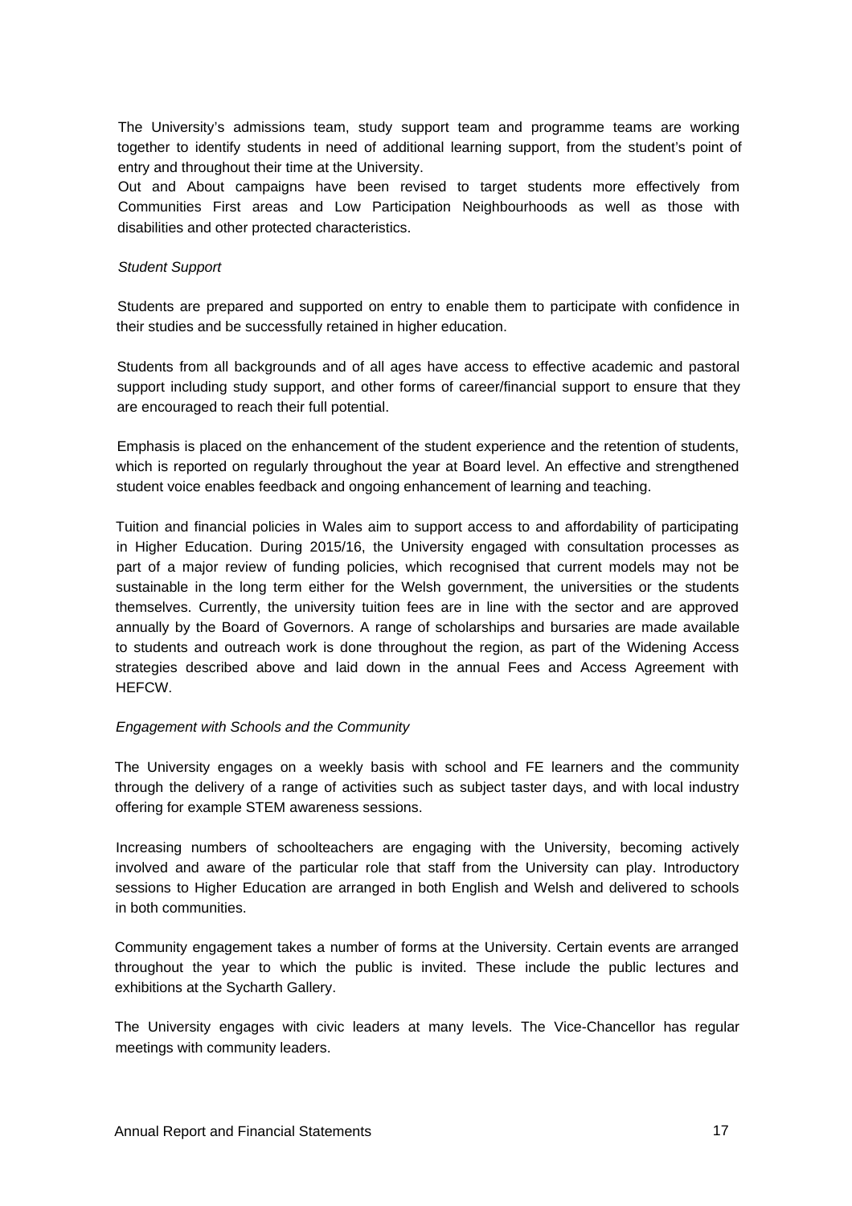The University's admissions team, study support team and programme teams are working together to identify students in need of additional learning support, from the student's point of entry and throughout their time at the University.

Out and About campaigns have been revised to target students more effectively from Communities First areas and Low Participation Neighbourhoods as well as those with disabilities and other protected characteristics.

*Student Support*

Students are prepared and supported on entry to enable them to participate with confidence in their studies and be successfully retained in higher education.

Students from all backgrounds and of all ages have access to effective academic and pastoral support including study support, and other forms of career/financial support to ensure that they are encouraged to reach their full potential.

Emphasis is placed on the enhancement of the student experience and the retention of students, which is reported on regularly throughout the year at Board level. An effective and strengthened student voice enables feedback and ongoing enhancement of learning and teaching.

Tuition and financial policies in Wales aim to support access to and affordability of participating in Higher Education. During 2015/16, the University engaged with consultation processes as part of a major review of funding policies, which recognised that current models may not be sustainable in the long term either for the Welsh government, the universities or the students themselves. Currently, the university tuition fees are in line with the sector and are approved annually by the Board of Governors. A range of scholarships and bursaries are made available to students and outreach work is done throughout the region, as part of the Widening Access strategies described above and laid down in the annual Fees and Access Agreement with HEFCW.

*Engagement with Schools and the Community*

The University engages on a weekly basis with school and FE learners and the community through the delivery of a range of activities such as subject taster days, and with local industry offering for example STEM awareness sessions.

Increasing numbers of schoolteachers are engaging with the University, becoming actively involved and aware of the particular role that staff from the University can play. Introductory sessions to Higher Education are arranged in both English and Welsh and delivered to schools in both communities.

Community engagement takes a number of forms at the University. Certain events are arranged throughout the year to which the public is invited. These include the public lectures and exhibitions at the Sycharth Gallery.

The University engages with civic leaders at many levels. The Vice-Chancellor has regular meetings with community leaders.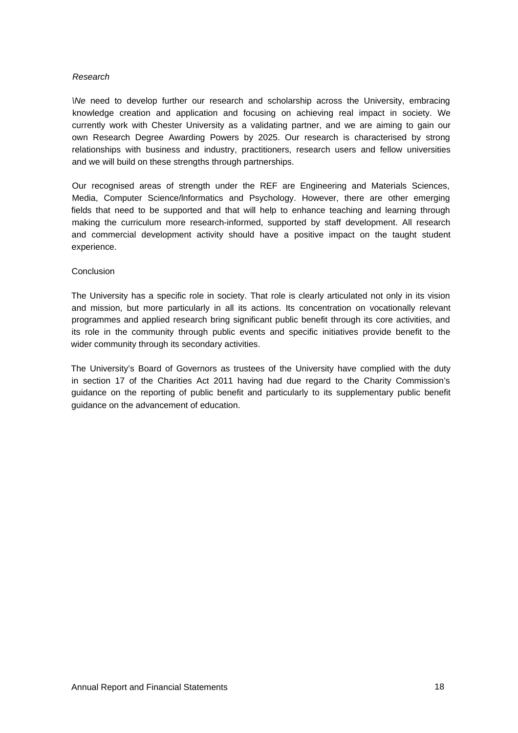*Research*

We need to develop further our research and scholarship across the University, embracing knowledge creation and application and focusing on achieving real impact in society. We currently work with Chester University as a validating partner, and we are aiming to gain our own Research Degree Awarding Powers by 2025. Our research is characterised by strong relationships with business and industry, practitioners, research users and fellow universities and we will build on these strengths through partnerships.

Our recognised areas of strength under the REF are Engineering and Materials Sciences, Media, Computer Science/lnformatics and Psychology. However, there are other emerging fields that need to be supported and that will help to enhance teaching and learning through making the curriculum more research-informed, supported by staff development. All research and commercial development activity should have a positive impact on the taught student experience.

Conclusion

The University has a specific role in society. That role is clearly articulated not only in its vision and mission, but more particularly in all its actions. Its concentration on vocationally relevant programmes and applied research bring significant public benefit through its core activities, and its role in the community through public events and specific initiatives provide benefit to the wider community through its secondary activities.

The University's Board of Governors as trustees of the University have complied with the duty in section 17 of the Charities Act 2011 having had due regard to the Charity Commission's guidance on the reporting of public benefit and particularly to its supplementary public benefit guidance on the advancement of education.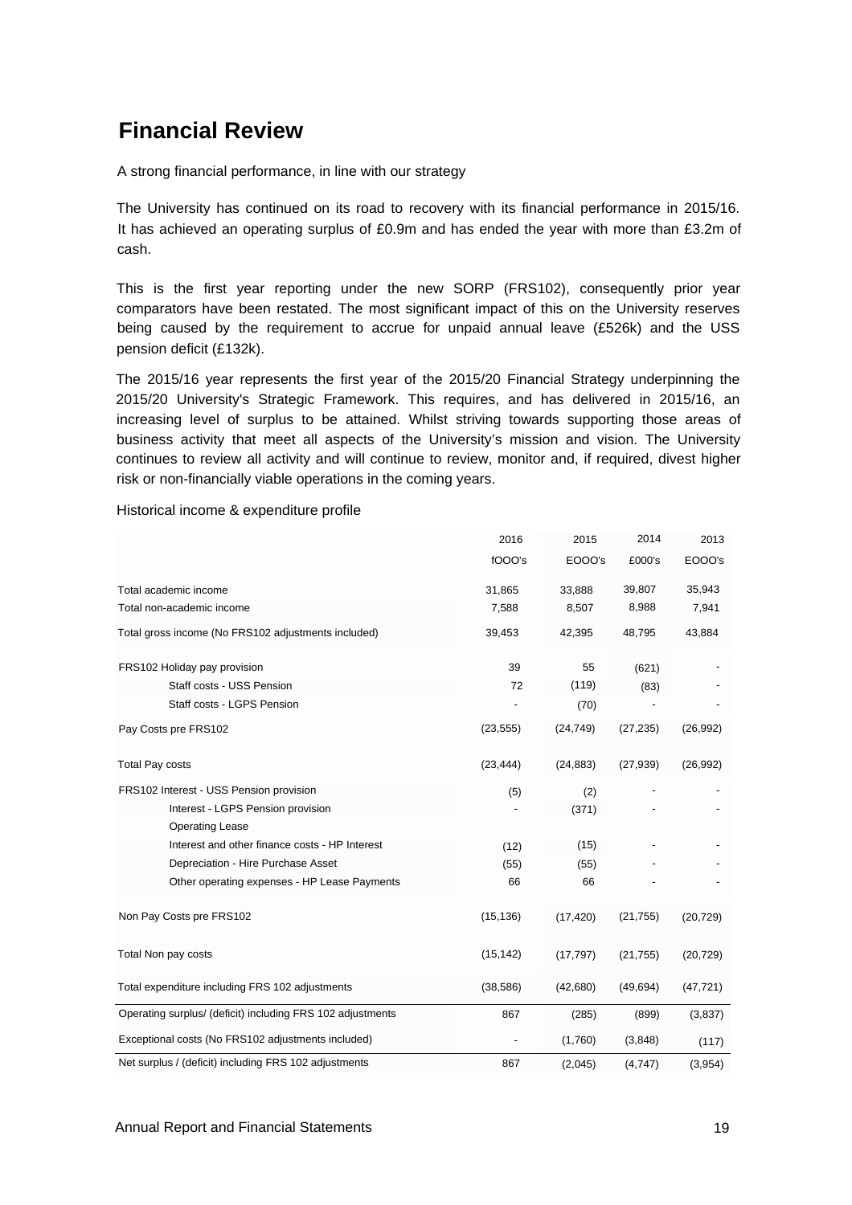# Financial Review

A strong financial performance, in line with our strategy

The University has continued on its road to recovery with its financial performance in 2015/16. It has achieved an operating surplus of £0.9m and has ended the year with more than £3.2m of cash.

This is the first year reporting under the new SORP (FRS102), consequently prior year comparators have been restated. The most significant impact of this on the University reserves being caused by the requirement to accrue for unpaid annual leave (£526k) and the USS pension deficit (£132k).

The 2015/16 year represents the first year of the 2015/20 Financial Strategy underpinning the 2015/20 University's Strategic Framework. This requires, and has delivered in 2015/16, an increasing level of surplus to be attained. Whilst striving towards supporting those areas of business activity that meet all aspects of the University's mission and vision. The University continues to review all activity and will continue to review, monitor and, if required, divest higher risk or non-financially viable operations in the coming years.

Historical income & expenditure profile

| | 2016 | 2015 | 2014 | 2013 |
|---|---|---|---|---|
| | fOOO's | EOOO's | £000's | EOOO's |
| Total academic income | 31,865 | 33,888 | 39,807 | 35,943 |
| Total non-academic income | 7,588 | 8,507 | 8,988 | 7,941 |
| Total gross income (No FRS102 adjustments included) | 39,453 | 42,395 | 48,795 | 43,884 |
| FRS102 Holiday pay provision | 39 | 55 | (621) | - |
| Staff costs - USS Pension | 72 | (119) | (83) | - |
| Staff costs - LGPS Pension | - | (70) | - | - |
| Pay Costs pre FRS102 | (23,555) | (24,749) | (27,235) | (26,992) |
| Total Pay costs | (23,444) | (24,883) | (27,939) | (26,992) |
| FRS102 Interest - USS Pension provision | (5) | (2) | - | - |
| Interest - LGPS Pension provision | - | (371) | - | - |
| Operating Lease | | | | |
| Interest and other finance costs - HP Interest | (12) | (15) | - | - |
| Depreciation - Hire Purchase Asset | (55) | (55) | - | - |
| Other operating expenses - HP Lease Payments | 66 | 66 | - | - |
| Non Pay Costs pre FRS102 | (15,136) | (17,420) | (21,755) | (20,729) |
| Total Non pay costs | (15,142) | (17,797) | (21,755) | (20,729) |
| Total expenditure including FRS 102 adjustments | (38,586) | (42,680) | (49,694) | (47,721) |
| Operating surplus/ (deficit) including FRS 102 adjustments | 867 | (285) | (899) | (3,837) |
| Exceptional costs (No FRS102 adjustments included) | - | (1,760) | (3,848) | (117) |
| Net surplus / (deficit) including FRS 102 adjustments | 867 | (2,045) | (4,747) | (3,954) |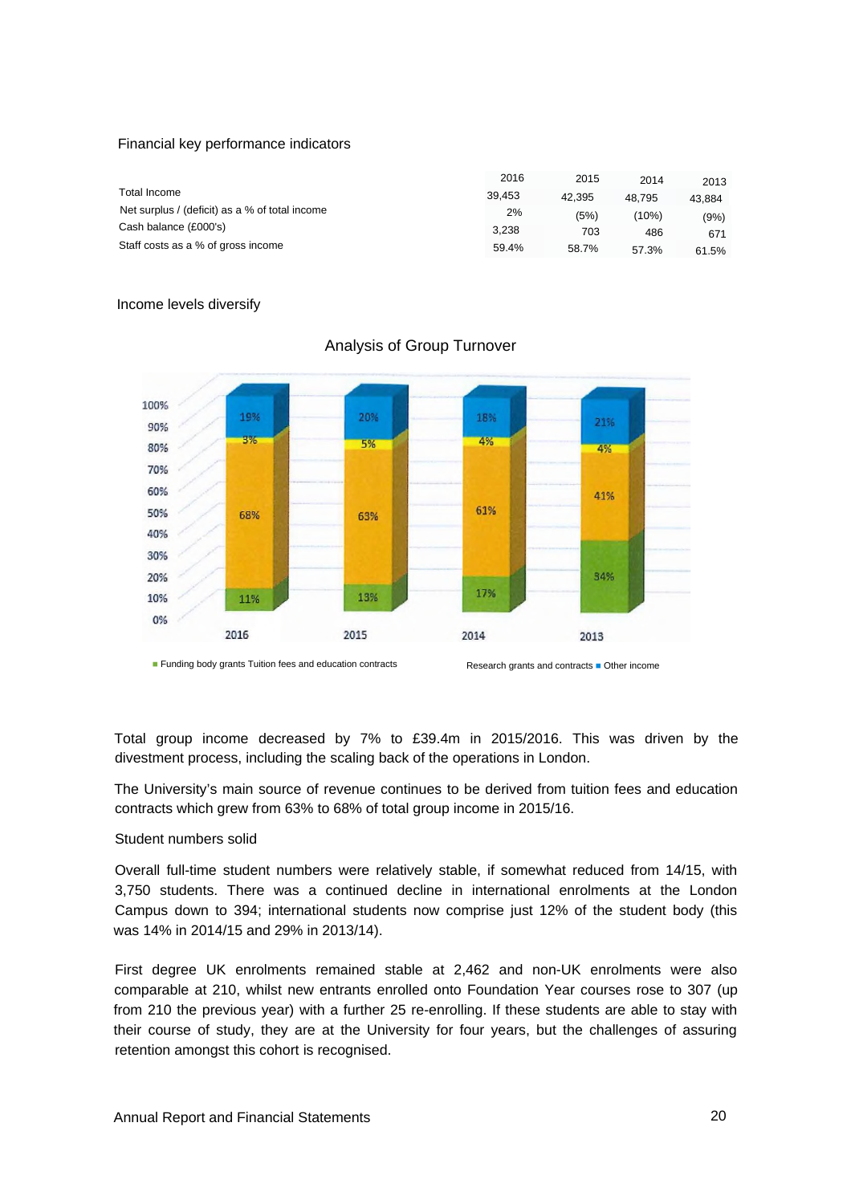Financial key performance indicators

| | 2016 | 2015 | 2014 | 2013 |
|---|---|---|---|---|
| Total Income | 39,453 | 42,395 | 48,795 | 43,884 |
| Net surplus / (deficit) as a % of total income | 2% | (5%) | (10%) | (9%) |
| Cash balance (£000's) | 3,238 | 703 | 486 | 671 |
| Staff costs as a % of gross income | 59.4% | 58.7% | 57.3% | 61.5% |

Income levels diversify

Analysis of Group Turnover

| | 2016 | 2015 | 2014 | 2013 |
|---|---|---|---|---|
| Funding body grants | 11% | 13% | 17% | 34% |
| Tuition fees and education contracts | 68% | 63% | 61% | 41% |
| Research grants and contracts | 3% | 5% | 4% | 4% |
| Other income | 19% | 20% | 18% | 21% |

Total group income decreased by 7% to £39.4m in 2015/2016. This was driven by the divestment process, including the scaling back of the operations in London.

The University's main source of revenue continues to be derived from tuition fees and education contracts which grew from 63% to 68% of total group income in 2015/16.

Student numbers solid

Overall full-time student numbers were relatively stable, if somewhat reduced from 14/15, with 3,750 students. There was a continued decline in international enrolments at the London Campus down to 394; international students now comprise just 12% of the student body (this was 14% in 2014/15 and 29% in 2013/14).

First degree UK enrolments remained stable at 2,462 and non-UK enrolments were also comparable at 210, whilst new entrants enrolled onto Foundation Year courses rose to 307 (up from 210 the previous year) with a further 25 re-enrolling. If these students are able to stay with their course of study, they are at the University for four years, but the challenges of assuring retention amongst this cohort is recognised.

Annual Report and Financial Statements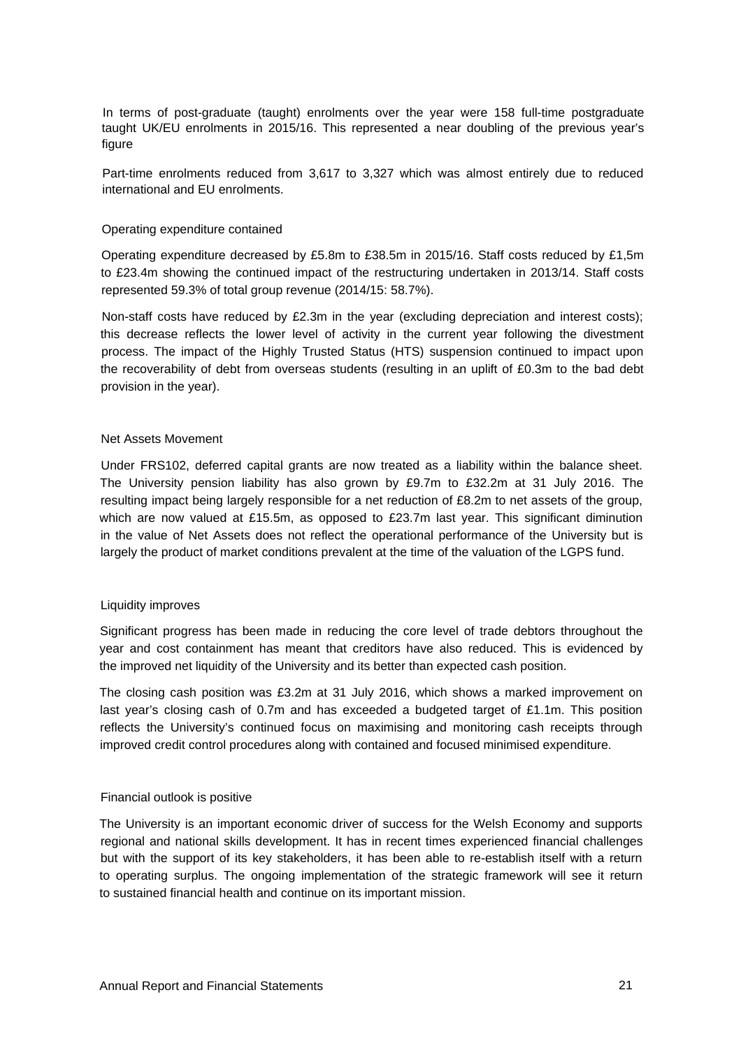In terms of post-graduate (taught) enrolments over the year were 158 full-time postgraduate taught UK/EU enrolments in 2015/16. This represented a near doubling of the previous year's figure

Part-time enrolments reduced from 3,617 to 3,327 which was almost entirely due to reduced international and EU enrolments.

### Operating expenditure contained

Operating expenditure decreased by £5.8m to £38.5m in 2015/16. Staff costs reduced by £1,5m to £23.4m showing the continued impact of the restructuring undertaken in 2013/14. Staff costs represented 59.3% of total group revenue (2014/15: 58.7%).

Non-staff costs have reduced by £2.3m in the year (excluding depreciation and interest costs); this decrease reflects the lower level of activity in the current year following the divestment process. The impact of the Highly Trusted Status (HTS) suspension continued to impact upon the recoverability of debt from overseas students (resulting in an uplift of £0.3m to the bad debt provision in the year).

### Net Assets Movement

Under FRS102, deferred capital grants are now treated as a liability within the balance sheet. The University pension liability has also grown by £9.7m to £32.2m at 31 July 2016. The resulting impact being largely responsible for a net reduction of £8.2m to net assets of the group, which are now valued at £15.5m, as opposed to £23.7m last year. This significant diminution in the value of Net Assets does not reflect the operational performance of the University but is largely the product of market conditions prevalent at the time of the valuation of the LGPS fund.

### Liquidity improves

Significant progress has been made in reducing the core level of trade debtors throughout the year and cost containment has meant that creditors have also reduced. This is evidenced by the improved net liquidity of the University and its better than expected cash position.

The closing cash position was £3.2m at 31 July 2016, which shows a marked improvement on last year's closing cash of 0.7m and has exceeded a budgeted target of £1.1m. This position reflects the University's continued focus on maximising and monitoring cash receipts through improved credit control procedures along with contained and focused minimised expenditure.

### Financial outlook is positive

The University is an important economic driver of success for the Welsh Economy and supports regional and national skills development. It has in recent times experienced financial challenges but with the support of its key stakeholders, it has been able to re-establish itself with a return to operating surplus. The ongoing implementation of the strategic framework will see it return to sustained financial health and continue on its important mission.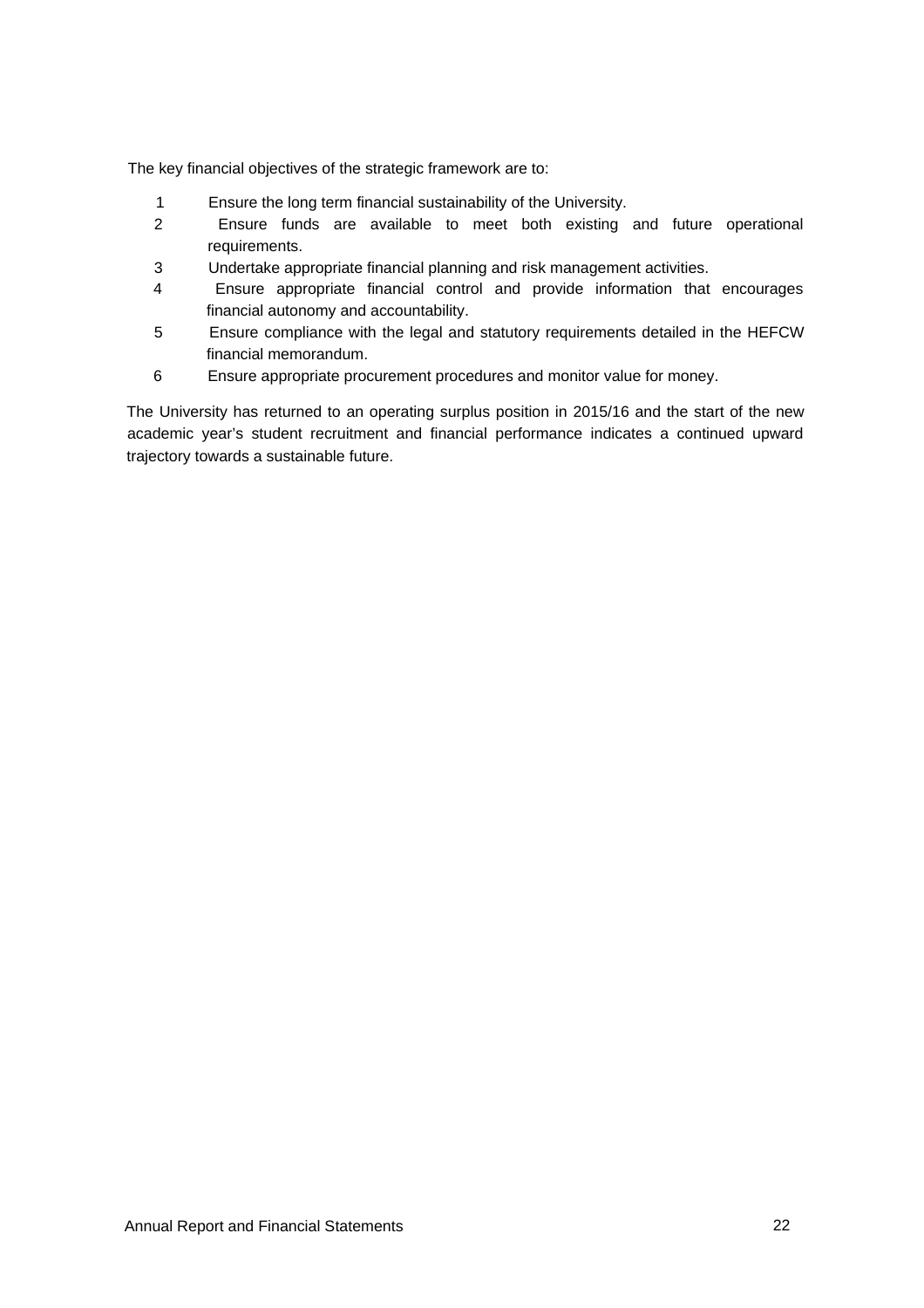The key financial objectives of the strategic framework are to:

1. Ensure the long term financial sustainability of the University.
2. Ensure funds are available to meet both existing and future operational requirements.
3. Undertake appropriate financial planning and risk management activities.
4. Ensure appropriate financial control and provide information that encourages financial autonomy and accountability.
5. Ensure compliance with the legal and statutory requirements detailed in the HEFCW financial memorandum.
6. Ensure appropriate procurement procedures and monitor value for money.

The University has returned to an operating surplus position in 2015/16 and the start of the new academic year's student recruitment and financial performance indicates a continued upward trajectory towards a sustainable future.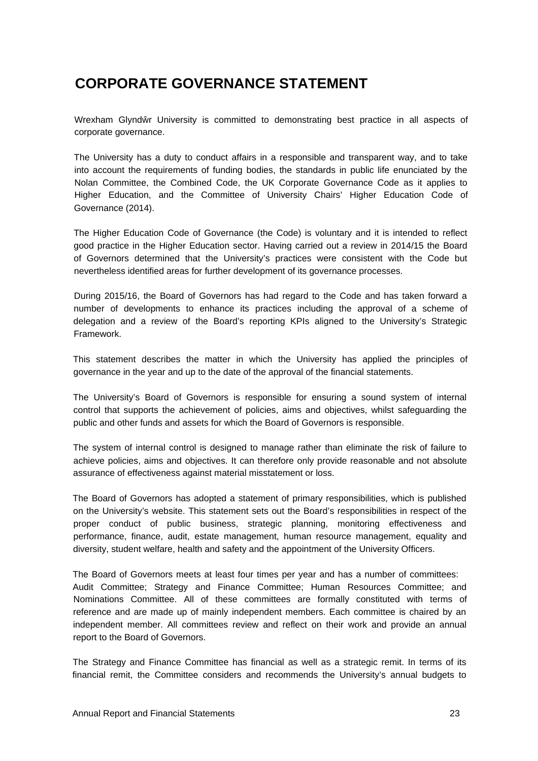# CORPORATE GOVERNANCE STATEMENT

Wrexham Glyndŵr University is committed to demonstrating best practice in all aspects of corporate governance.

The University has a duty to conduct affairs in a responsible and transparent way, and to take into account the requirements of funding bodies, the standards in public life enunciated by the Nolan Committee, the Combined Code, the UK Corporate Governance Code as it applies to Higher Education, and the Committee of University Chairs' Higher Education Code of Governance (2014).

The Higher Education Code of Governance (the Code) is voluntary and it is intended to reflect good practice in the Higher Education sector. Having carried out a review in 2014/15 the Board of Governors determined that the University's practices were consistent with the Code but nevertheless identified areas for further development of its governance processes.

During 2015/16, the Board of Governors has had regard to the Code and has taken forward a number of developments to enhance its practices including the approval of a scheme of delegation and a review of the Board's reporting KPIs aligned to the University's Strategic Framework.

This statement describes the matter in which the University has applied the principles of governance in the year and up to the date of the approval of the financial statements.

The University's Board of Governors is responsible for ensuring a sound system of internal control that supports the achievement of policies, aims and objectives, whilst safeguarding the public and other funds and assets for which the Board of Governors is responsible.

The system of internal control is designed to manage rather than eliminate the risk of failure to achieve policies, aims and objectives. It can therefore only provide reasonable and not absolute assurance of effectiveness against material misstatement or loss.

The Board of Governors has adopted a statement of primary responsibilities, which is published on the University's website. This statement sets out the Board's responsibilities in respect of the proper conduct of public business, strategic planning, monitoring effectiveness and performance, finance, audit, estate management, human resource management, equality and diversity, student welfare, health and safety and the appointment of the University Officers.

The Board of Governors meets at least four times per year and has a number of committees: Audit Committee; Strategy and Finance Committee; Human Resources Committee; and Nominations Committee. All of these committees are formally constituted with terms of reference and are made up of mainly independent members. Each committee is chaired by an independent member. All committees review and reflect on their work and provide an annual report to the Board of Governors.

The Strategy and Finance Committee has financial as well as a strategic remit. In terms of its financial remit, the Committee considers and recommends the University's annual budgets to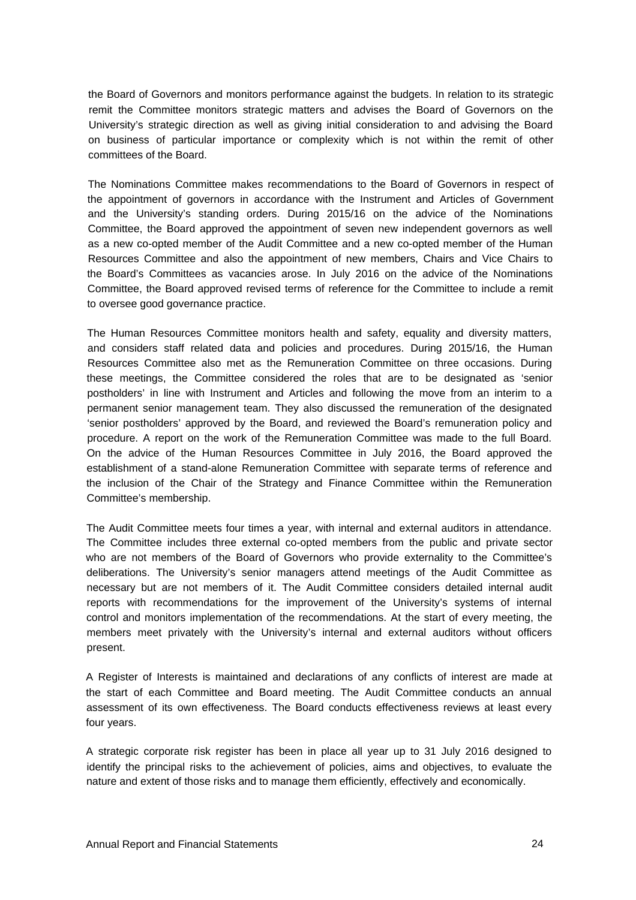the Board of Governors and monitors performance against the budgets. In relation to its strategic remit the Committee monitors strategic matters and advises the Board of Governors on the University's strategic direction as well as giving initial consideration to and advising the Board on business of particular importance or complexity which is not within the remit of other committees of the Board.

The Nominations Committee makes recommendations to the Board of Governors in respect of the appointment of governors in accordance with the Instrument and Articles of Government and the University's standing orders. During 2015/16 on the advice of the Nominations Committee, the Board approved the appointment of seven new independent governors as well as a new co-opted member of the Audit Committee and a new co-opted member of the Human Resources Committee and also the appointment of new members, Chairs and Vice Chairs to the Board's Committees as vacancies arose. In July 2016 on the advice of the Nominations Committee, the Board approved revised terms of reference for the Committee to include a remit to oversee good governance practice.

The Human Resources Committee monitors health and safety, equality and diversity matters, and considers staff related data and policies and procedures. During 2015/16, the Human Resources Committee also met as the Remuneration Committee on three occasions. During these meetings, the Committee considered the roles that are to be designated as 'senior postholders' in line with Instrument and Articles and following the move from an interim to a permanent senior management team. They also discussed the remuneration of the designated 'senior postholders' approved by the Board, and reviewed the Board's remuneration policy and procedure. A report on the work of the Remuneration Committee was made to the full Board. On the advice of the Human Resources Committee in July 2016, the Board approved the establishment of a stand-alone Remuneration Committee with separate terms of reference and the inclusion of the Chair of the Strategy and Finance Committee within the Remuneration Committee's membership.

The Audit Committee meets four times a year, with internal and external auditors in attendance. The Committee includes three external co-opted members from the public and private sector who are not members of the Board of Governors who provide externality to the Committee's deliberations. The University's senior managers attend meetings of the Audit Committee as necessary but are not members of it. The Audit Committee considers detailed internal audit reports with recommendations for the improvement of the University's systems of internal control and monitors implementation of the recommendations. At the start of every meeting, the members meet privately with the University's internal and external auditors without officers present.

A Register of Interests is maintained and declarations of any conflicts of interest are made at the start of each Committee and Board meeting. The Audit Committee conducts an annual assessment of its own effectiveness. The Board conducts effectiveness reviews at least every four years.

A strategic corporate risk register has been in place all year up to 31 July 2016 designed to identify the principal risks to the achievement of policies, aims and objectives, to evaluate the nature and extent of those risks and to manage them efficiently, effectively and economically.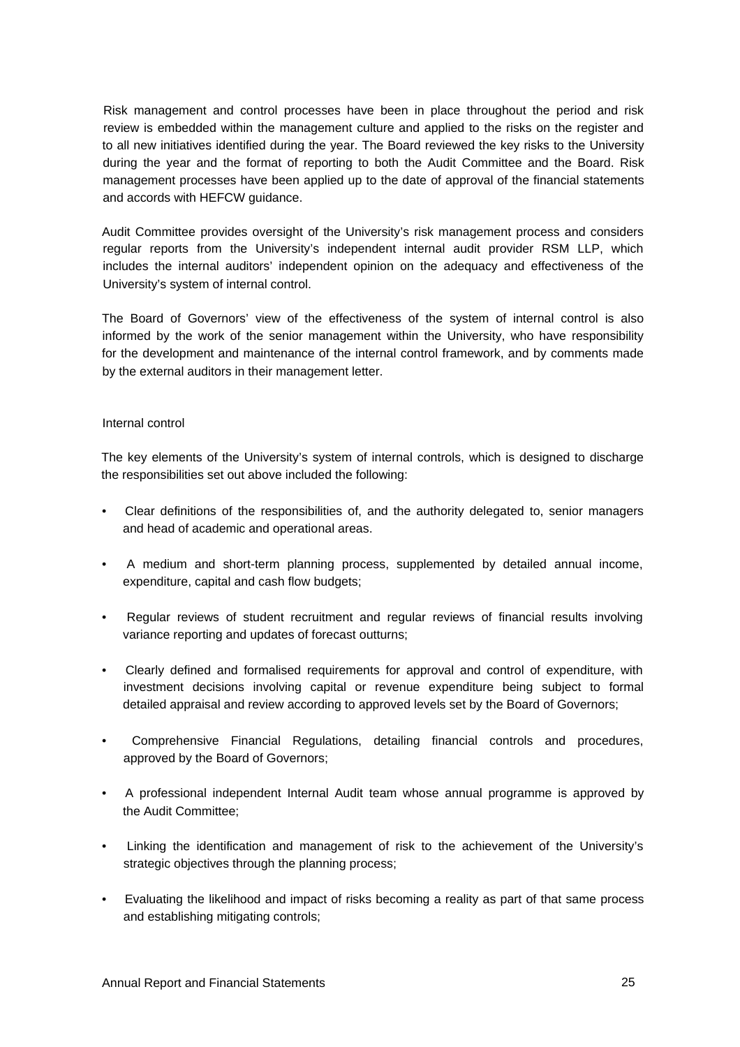Risk management and control processes have been in place throughout the period and risk review is embedded within the management culture and applied to the risks on the register and to all new initiatives identified during the year. The Board reviewed the key risks to the University during the year and the format of reporting to both the Audit Committee and the Board. Risk management processes have been applied up to the date of approval of the financial statements and accords with HEFCW guidance.

Audit Committee provides oversight of the University's risk management process and considers regular reports from the University's independent internal audit provider RSM LLP, which includes the internal auditors' independent opinion on the adequacy and effectiveness of the University's system of internal control.

The Board of Governors' view of the effectiveness of the system of internal control is also informed by the work of the senior management within the University, who have responsibility for the development and maintenance of the internal control framework, and by comments made by the external auditors in their management letter.

## Internal control

The key elements of the University's system of internal controls, which is designed to discharge the responsibilities set out above included the following:

- Clear definitions of the responsibilities of, and the authority delegated to, senior managers and head of academic and operational areas.
- A medium and short-term planning process, supplemented by detailed annual income, expenditure, capital and cash flow budgets;
- Regular reviews of student recruitment and regular reviews of financial results involving variance reporting and updates of forecast outturns;
- Clearly defined and formalised requirements for approval and control of expenditure, with investment decisions involving capital or revenue expenditure being subject to formal detailed appraisal and review according to approved levels set by the Board of Governors;
- Comprehensive Financial Regulations, detailing financial controls and procedures, approved by the Board of Governors;
- A professional independent Internal Audit team whose annual programme is approved by the Audit Committee;
- Linking the identification and management of risk to the achievement of the University's strategic objectives through the planning process;
- Evaluating the likelihood and impact of risks becoming a reality as part of that same process and establishing mitigating controls;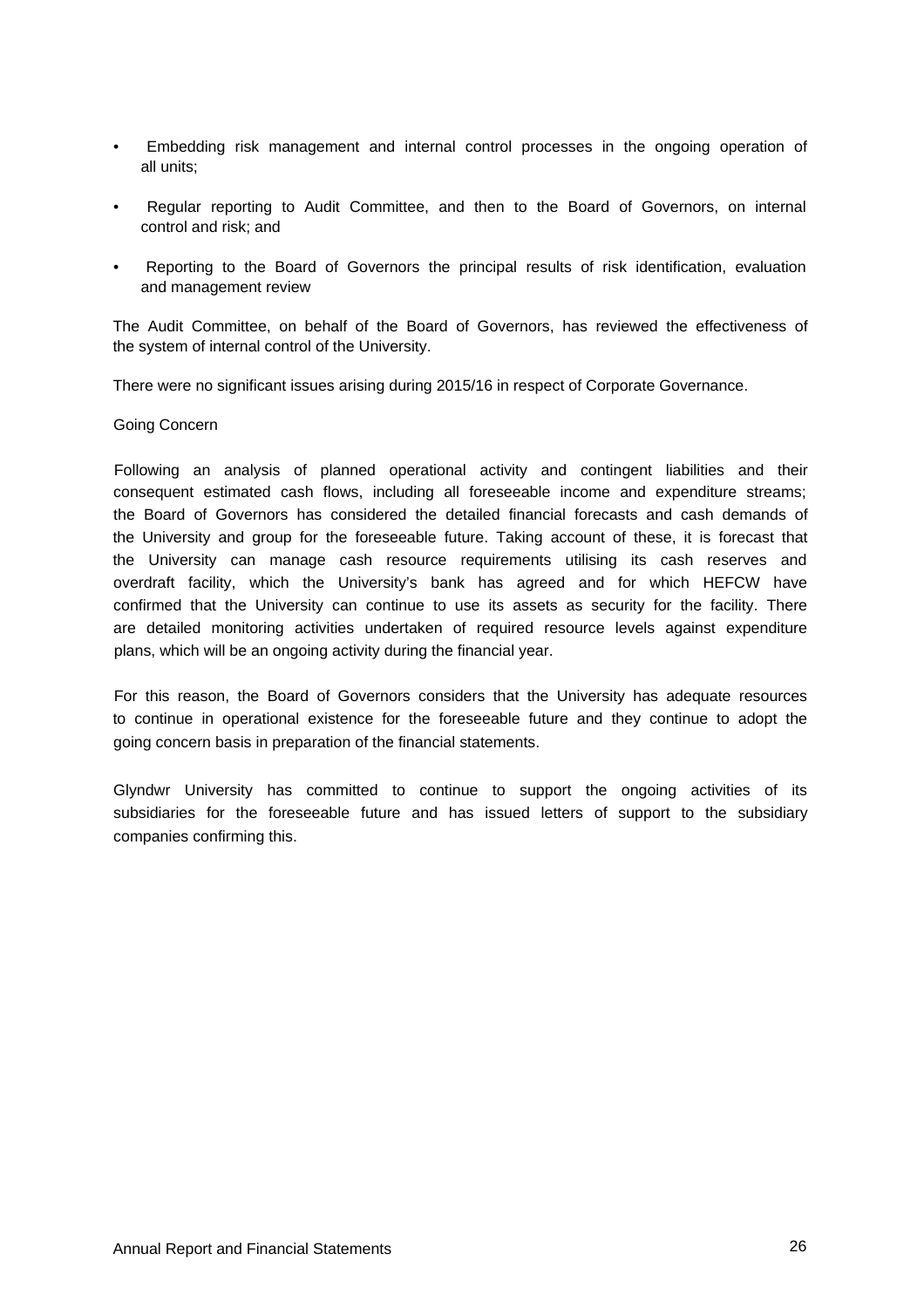- Embedding risk management and internal control processes in the ongoing operation of all units;
- Regular reporting to Audit Committee, and then to the Board of Governors, on internal control and risk; and
- Reporting to the Board of Governors the principal results of risk identification, evaluation and management review

The Audit Committee, on behalf of the Board of Governors, has reviewed the effectiveness of the system of internal control of the University.

There were no significant issues arising during 2015/16 in respect of Corporate Governance.

Going Concern

Following an analysis of planned operational activity and contingent liabilities and their consequent estimated cash flows, including all foreseeable income and expenditure streams; the Board of Governors has considered the detailed financial forecasts and cash demands of the University and group for the foreseeable future. Taking account of these, it is forecast that the University can manage cash resource requirements utilising its cash reserves and overdraft facility, which the University's bank has agreed and for which HEFCW have confirmed that the University can continue to use its assets as security for the facility. There are detailed monitoring activities undertaken of required resource levels against expenditure plans, which will be an ongoing activity during the financial year.

For this reason, the Board of Governors considers that the University has adequate resources to continue in operational existence for the foreseeable future and they continue to adopt the going concern basis in preparation of the financial statements.

Glyndwr University has committed to continue to support the ongoing activities of its subsidiaries for the foreseeable future and has issued letters of support to the subsidiary companies confirming this.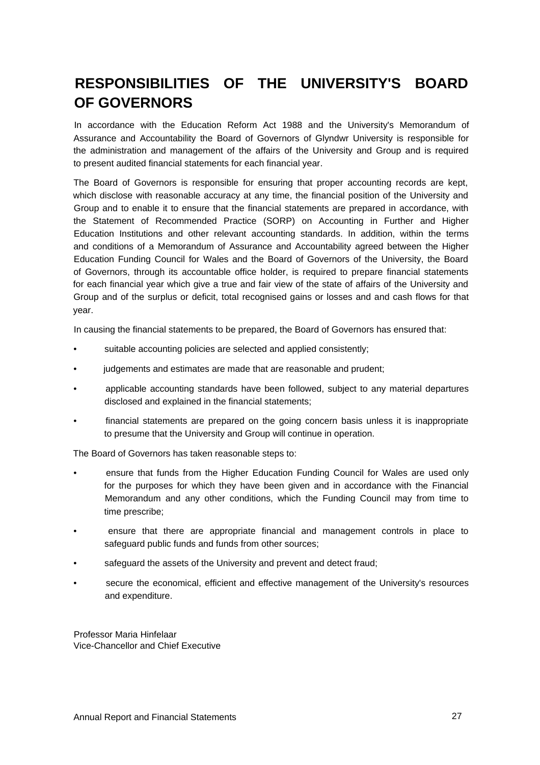# RESPONSIBILITIES OF THE UNIVERSITY'S BOARD OF GOVERNORS

In accordance with the Education Reform Act 1988 and the University's Memorandum of Assurance and Accountability the Board of Governors of Glyndwr University is responsible for the administration and management of the affairs of the University and Group and is required to present audited financial statements for each financial year.

The Board of Governors is responsible for ensuring that proper accounting records are kept, which disclose with reasonable accuracy at any time, the financial position of the University and Group and to enable it to ensure that the financial statements are prepared in accordance, with the Statement of Recommended Practice (SORP) on Accounting in Further and Higher Education Institutions and other relevant accounting standards. In addition, within the terms and conditions of a Memorandum of Assurance and Accountability agreed between the Higher Education Funding Council for Wales and the Board of Governors of the University, the Board of Governors, through its accountable office holder, is required to prepare financial statements for each financial year which give a true and fair view of the state of affairs of the University and Group and of the surplus or deficit, total recognised gains or losses and and cash flows for that year.

In causing the financial statements to be prepared, the Board of Governors has ensured that:

- suitable accounting policies are selected and applied consistently;
- judgements and estimates are made that are reasonable and prudent;
- applicable accounting standards have been followed, subject to any material departures disclosed and explained in the financial statements;
- financial statements are prepared on the going concern basis unless it is inappropriate to presume that the University and Group will continue in operation.

The Board of Governors has taken reasonable steps to:

- ensure that funds from the Higher Education Funding Council for Wales are used only for the purposes for which they have been given and in accordance with the Financial Memorandum and any other conditions, which the Funding Council may from time to time prescribe;
- ensure that there are appropriate financial and management controls in place to safeguard public funds and funds from other sources;
- safeguard the assets of the University and prevent and detect fraud;
- secure the economical, efficient and effective management of the University's resources and expenditure.

Professor Maria Hinfelaar
Vice-Chancellor and Chief Executive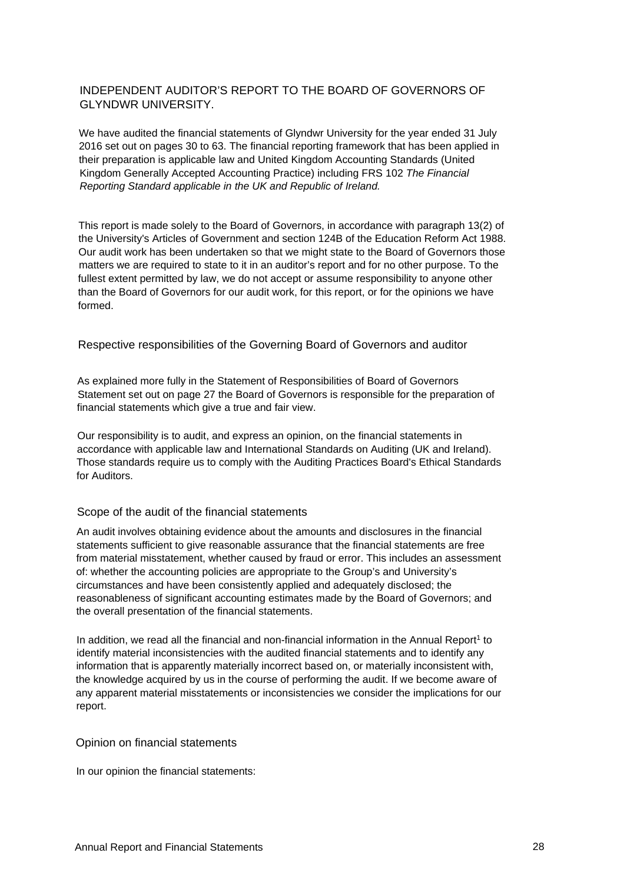# INDEPENDENT AUDITOR'S REPORT TO THE BOARD OF GOVERNORS OF GLYNDWR UNIVERSITY.

We have audited the financial statements of Glyndwr University for the year ended 31 July 2016 set out on pages 30 to 63. The financial reporting framework that has been applied in their preparation is applicable law and United Kingdom Accounting Standards (United Kingdom Generally Accepted Accounting Practice) including FRS 102 *The Financial Reporting Standard applicable in the UK and Republic of Ireland.*

This report is made solely to the Board of Governors, in accordance with paragraph 13(2) of the University's Articles of Government and section 124B of the Education Reform Act 1988. Our audit work has been undertaken so that we might state to the Board of Governors those matters we are required to state to it in an auditor's report and for no other purpose. To the fullest extent permitted by law, we do not accept or assume responsibility to anyone other than the Board of Governors for our audit work, for this report, or for the opinions we have formed.

## Respective responsibilities of the Governing Board of Governors and auditor

As explained more fully in the Statement of Responsibilities of Board of Governors Statement set out on page 27 the Board of Governors is responsible for the preparation of financial statements which give a true and fair view.

Our responsibility is to audit, and express an opinion, on the financial statements in accordance with applicable law and International Standards on Auditing (UK and Ireland). Those standards require us to comply with the Auditing Practices Board's Ethical Standards for Auditors.

## Scope of the audit of the financial statements

An audit involves obtaining evidence about the amounts and disclosures in the financial statements sufficient to give reasonable assurance that the financial statements are free from material misstatement, whether caused by fraud or error. This includes an assessment of: whether the accounting policies are appropriate to the Group's and University's circumstances and have been consistently applied and adequately disclosed; the reasonableness of significant accounting estimates made by the Board of Governors; and the overall presentation of the financial statements.

In addition, we read all the financial and non-financial information in the Annual Report[1] to identify material inconsistencies with the audited financial statements and to identify any information that is apparently materially incorrect based on, or materially inconsistent with, the knowledge acquired by us in the course of performing the audit. If we become aware of any apparent material misstatements or inconsistencies we consider the implications for our report.

## Opinion on financial statements

In our opinion the financial statements: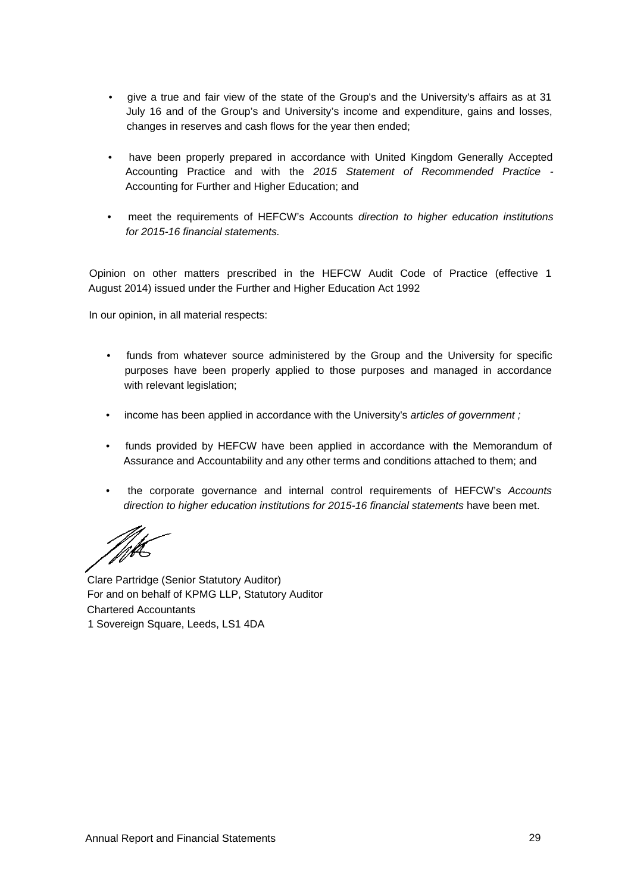- give a true and fair view of the state of the Group's and the University's affairs as at 31 July 16 and of the Group's and University's income and expenditure, gains and losses, changes in reserves and cash flows for the year then ended;

- have been properly prepared in accordance with United Kingdom Generally Accepted Accounting Practice and with the *2015 Statement of Recommended Practice* - Accounting for Further and Higher Education; and

- meet the requirements of HEFCW's Accounts *direction to higher education institutions for 2015-16 financial statements.*

Opinion on other matters prescribed in the HEFCW Audit Code of Practice (effective 1 August 2014) issued under the Further and Higher Education Act 1992

In our opinion, in all material respects:

- funds from whatever source administered by the Group and the University for specific purposes have been properly applied to those purposes and managed in accordance with relevant legislation;

- income has been applied in accordance with the University's *articles of government ;*

- funds provided by HEFCW have been applied in accordance with the Memorandum of Assurance and Accountability and any other terms and conditions attached to them; and

- the corporate governance and internal control requirements of HEFCW's *Accounts direction to higher education institutions for 2015-16 financial statements* have been met.

Clare Partridge (Senior Statutory Auditor)
For and on behalf of KPMG LLP, Statutory Auditor
Chartered Accountants
1 Sovereign Square, Leeds, LS1 4DA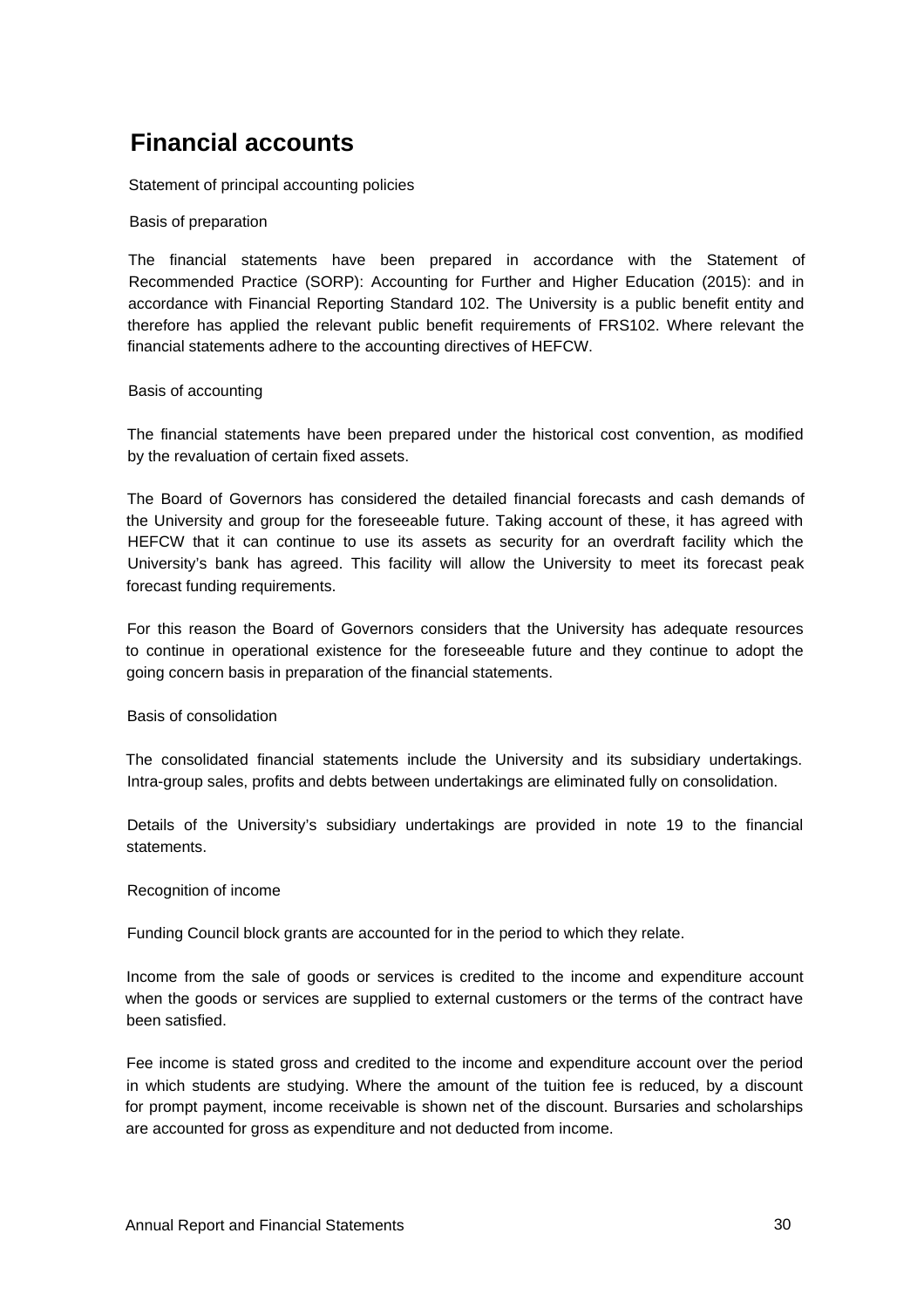# Financial accounts

Statement of principal accounting policies

Basis of preparation

The financial statements have been prepared in accordance with the Statement of Recommended Practice (SORP): Accounting for Further and Higher Education (2015): and in accordance with Financial Reporting Standard 102. The University is a public benefit entity and therefore has applied the relevant public benefit requirements of FRS102. Where relevant the financial statements adhere to the accounting directives of HEFCW.

Basis of accounting

The financial statements have been prepared under the historical cost convention, as modified by the revaluation of certain fixed assets.

The Board of Governors has considered the detailed financial forecasts and cash demands of the University and group for the foreseeable future. Taking account of these, it has agreed with HEFCW that it can continue to use its assets as security for an overdraft facility which the University's bank has agreed. This facility will allow the University to meet its forecast peak forecast funding requirements.

For this reason the Board of Governors considers that the University has adequate resources to continue in operational existence for the foreseeable future and they continue to adopt the going concern basis in preparation of the financial statements.

Basis of consolidation

The consolidated financial statements include the University and its subsidiary undertakings. Intra-group sales, profits and debts between undertakings are eliminated fully on consolidation.

Details of the University's subsidiary undertakings are provided in note 19 to the financial statements.

Recognition of income

Funding Council block grants are accounted for in the period to which they relate.

Income from the sale of goods or services is credited to the income and expenditure account when the goods or services are supplied to external customers or the terms of the contract have been satisfied.

Fee income is stated gross and credited to the income and expenditure account over the period in which students are studying. Where the amount of the tuition fee is reduced, by a discount for prompt payment, income receivable is shown net of the discount. Bursaries and scholarships are accounted for gross as expenditure and not deducted from income.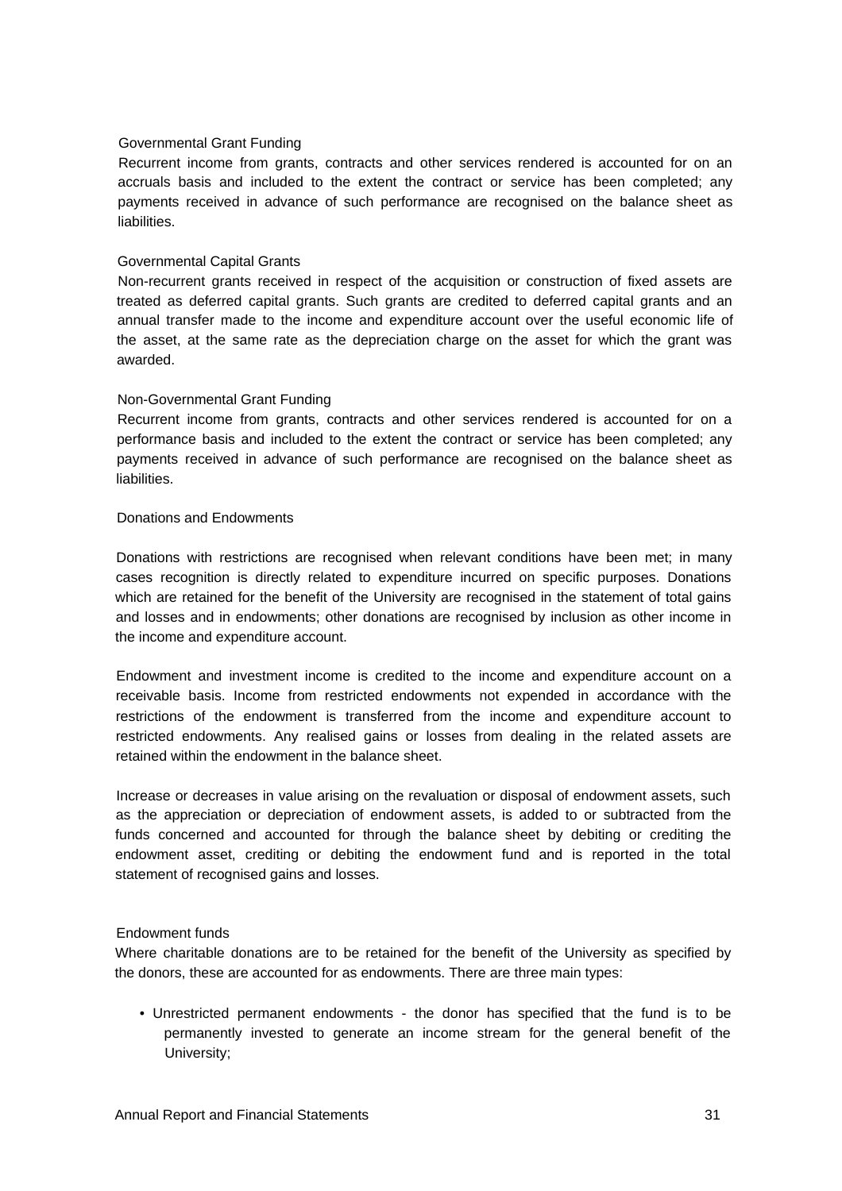### Governmental Grant Funding

Recurrent income from grants, contracts and other services rendered is accounted for on an accruals basis and included to the extent the contract or service has been completed; any payments received in advance of such performance are recognised on the balance sheet as liabilities.

### Governmental Capital Grants

Non-recurrent grants received in respect of the acquisition or construction of fixed assets are treated as deferred capital grants. Such grants are credited to deferred capital grants and an annual transfer made to the income and expenditure account over the useful economic life of the asset, at the same rate as the depreciation charge on the asset for which the grant was awarded.

### Non-Governmental Grant Funding

Recurrent income from grants, contracts and other services rendered is accounted for on a performance basis and included to the extent the contract or service has been completed; any payments received in advance of such performance are recognised on the balance sheet as liabilities.

### Donations and Endowments

Donations with restrictions are recognised when relevant conditions have been met; in many cases recognition is directly related to expenditure incurred on specific purposes. Donations which are retained for the benefit of the University are recognised in the statement of total gains and losses and in endowments; other donations are recognised by inclusion as other income in the income and expenditure account.

Endowment and investment income is credited to the income and expenditure account on a receivable basis. Income from restricted endowments not expended in accordance with the restrictions of the endowment is transferred from the income and expenditure account to restricted endowments. Any realised gains or losses from dealing in the related assets are retained within the endowment in the balance sheet.

Increase or decreases in value arising on the revaluation or disposal of endowment assets, such as the appreciation or depreciation of endowment assets, is added to or subtracted from the funds concerned and accounted for through the balance sheet by debiting or crediting the endowment asset, crediting or debiting the endowment fund and is reported in the total statement of recognised gains and losses.

### Endowment funds

Where charitable donations are to be retained for the benefit of the University as specified by the donors, these are accounted for as endowments. There are three main types:

- Unrestricted permanent endowments - the donor has specified that the fund is to be permanently invested to generate an income stream for the general benefit of the University;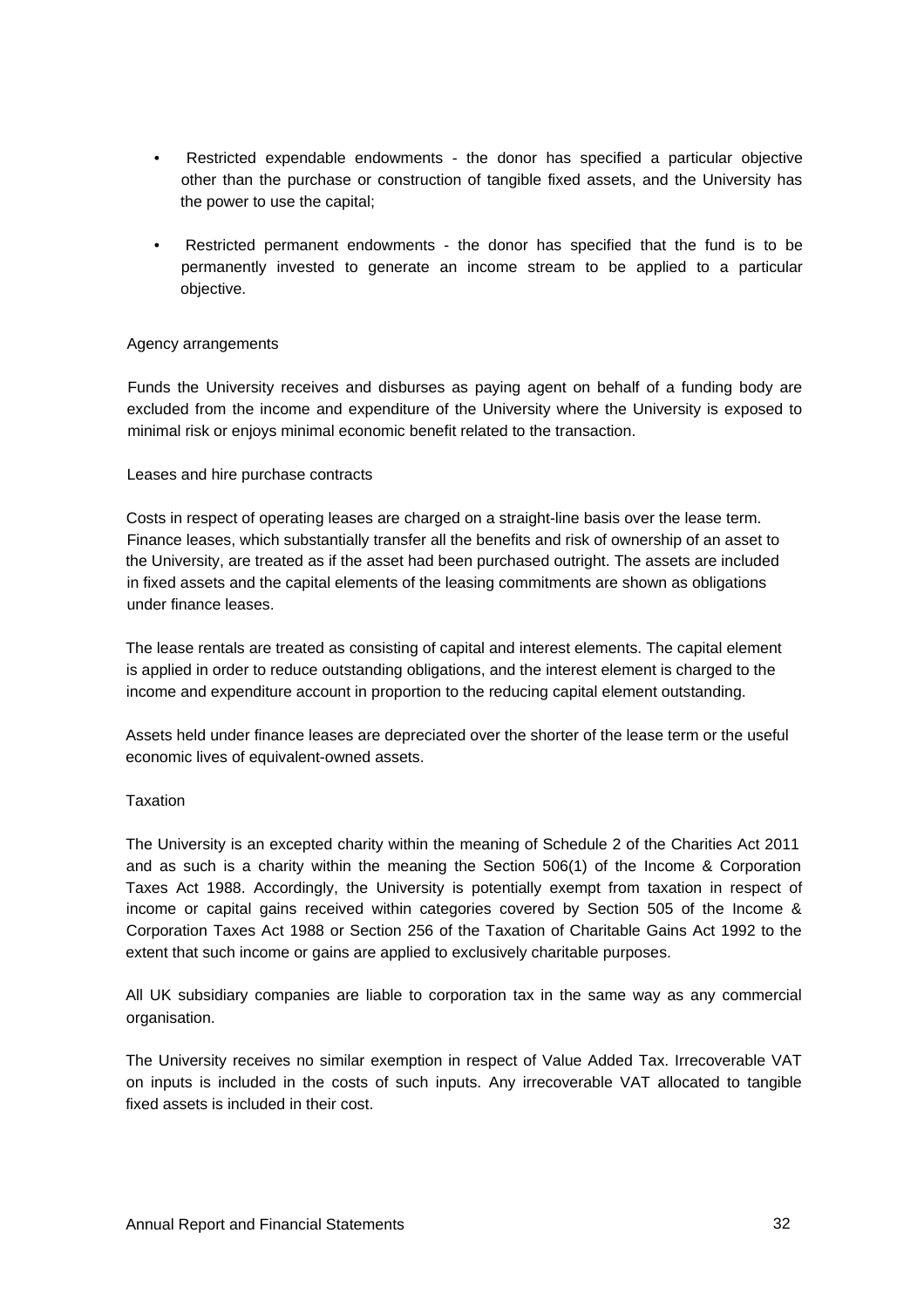- Restricted expendable endowments - the donor has specified a particular objective other than the purchase or construction of tangible fixed assets, and the University has the power to use the capital;

- Restricted permanent endowments - the donor has specified that the fund is to be permanently invested to generate an income stream to be applied to a particular objective.

Agency arrangements

Funds the University receives and disburses as paying agent on behalf of a funding body are excluded from the income and expenditure of the University where the University is exposed to minimal risk or enjoys minimal economic benefit related to the transaction.

Leases and hire purchase contracts

Costs in respect of operating leases are charged on a straight-line basis over the lease term. Finance leases, which substantially transfer all the benefits and risk of ownership of an asset to the University, are treated as if the asset had been purchased outright. The assets are included in fixed assets and the capital elements of the leasing commitments are shown as obligations under finance leases.

The lease rentals are treated as consisting of capital and interest elements. The capital element is applied in order to reduce outstanding obligations, and the interest element is charged to the income and expenditure account in proportion to the reducing capital element outstanding.

Assets held under finance leases are depreciated over the shorter of the lease term or the useful economic lives of equivalent-owned assets.

Taxation

The University is an excepted charity within the meaning of Schedule 2 of the Charities Act 2011 and as such is a charity within the meaning the Section 506(1) of the Income & Corporation Taxes Act 1988. Accordingly, the University is potentially exempt from taxation in respect of income or capital gains received within categories covered by Section 505 of the Income & Corporation Taxes Act 1988 or Section 256 of the Taxation of Charitable Gains Act 1992 to the extent that such income or gains are applied to exclusively charitable purposes.

All UK subsidiary companies are liable to corporation tax in the same way as any commercial organisation.

The University receives no similar exemption in respect of Value Added Tax. Irrecoverable VAT on inputs is included in the costs of such inputs. Any irrecoverable VAT allocated to tangible fixed assets is included in their cost.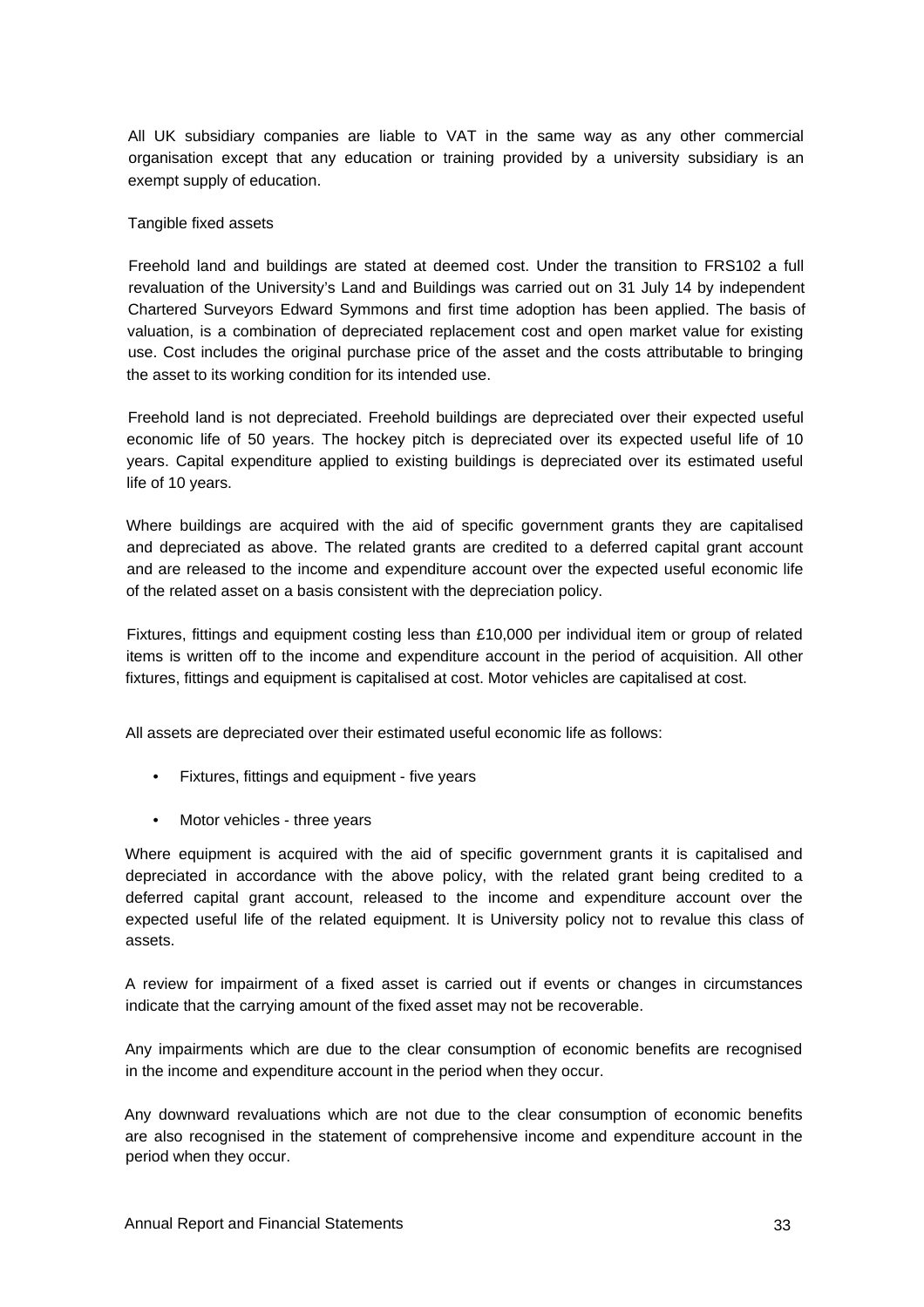All UK subsidiary companies are liable to VAT in the same way as any other commercial organisation except that any education or training provided by a university subsidiary is an exempt supply of education.

Tangible fixed assets

Freehold land and buildings are stated at deemed cost. Under the transition to FRS102 a full revaluation of the University's Land and Buildings was carried out on 31 July 14 by independent Chartered Surveyors Edward Symmons and first time adoption has been applied. The basis of valuation, is a combination of depreciated replacement cost and open market value for existing use. Cost includes the original purchase price of the asset and the costs attributable to bringing the asset to its working condition for its intended use.

Freehold land is not depreciated. Freehold buildings are depreciated over their expected useful economic life of 50 years. The hockey pitch is depreciated over its expected useful life of 10 years. Capital expenditure applied to existing buildings is depreciated over its estimated useful life of 10 years.

Where buildings are acquired with the aid of specific government grants they are capitalised and depreciated as above. The related grants are credited to a deferred capital grant account and are released to the income and expenditure account over the expected useful economic life of the related asset on a basis consistent with the depreciation policy.

Fixtures, fittings and equipment costing less than £10,000 per individual item or group of related items is written off to the income and expenditure account in the period of acquisition. All other fixtures, fittings and equipment is capitalised at cost. Motor vehicles are capitalised at cost.

All assets are depreciated over their estimated useful economic life as follows:

- Fixtures, fittings and equipment - five years
- Motor vehicles - three years

Where equipment is acquired with the aid of specific government grants it is capitalised and depreciated in accordance with the above policy, with the related grant being credited to a deferred capital grant account, released to the income and expenditure account over the expected useful life of the related equipment. It is University policy not to revalue this class of assets.

A review for impairment of a fixed asset is carried out if events or changes in circumstances indicate that the carrying amount of the fixed asset may not be recoverable.

Any impairments which are due to the clear consumption of economic benefits are recognised in the income and expenditure account in the period when they occur.

Any downward revaluations which are not due to the clear consumption of economic benefits are also recognised in the statement of comprehensive income and expenditure account in the period when they occur.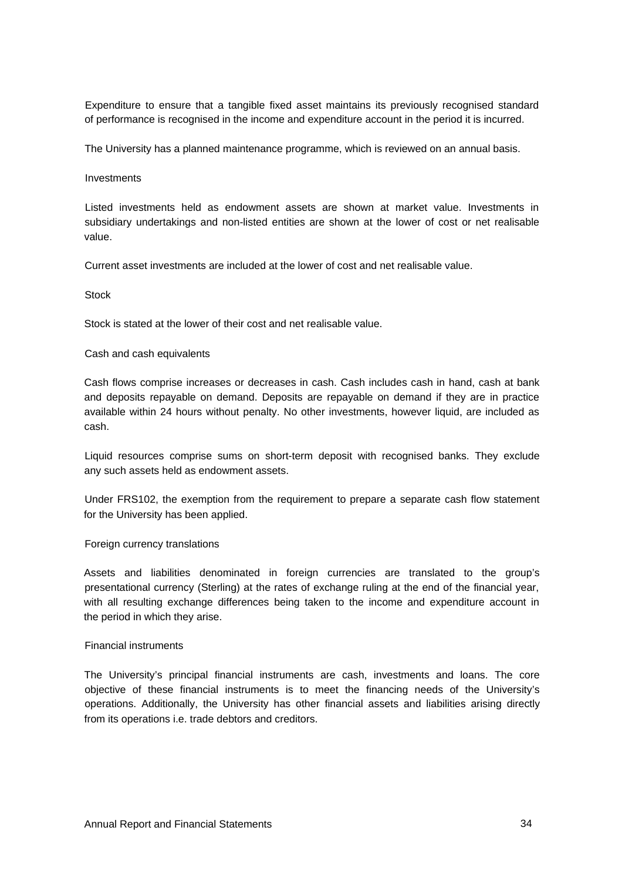Expenditure to ensure that a tangible fixed asset maintains its previously recognised standard of performance is recognised in the income and expenditure account in the period it is incurred.

The University has a planned maintenance programme, which is reviewed on an annual basis.

### Investments

Listed investments held as endowment assets are shown at market value. Investments in subsidiary undertakings and non-listed entities are shown at the lower of cost or net realisable value.

Current asset investments are included at the lower of cost and net realisable value.

### Stock

Stock is stated at the lower of their cost and net realisable value.

### Cash and cash equivalents

Cash flows comprise increases or decreases in cash. Cash includes cash in hand, cash at bank and deposits repayable on demand. Deposits are repayable on demand if they are in practice available within 24 hours without penalty. No other investments, however liquid, are included as cash.

Liquid resources comprise sums on short-term deposit with recognised banks. They exclude any such assets held as endowment assets.

Under FRS102, the exemption from the requirement to prepare a separate cash flow statement for the University has been applied.

### Foreign currency translations

Assets and liabilities denominated in foreign currencies are translated to the group's presentational currency (Sterling) at the rates of exchange ruling at the end of the financial year, with all resulting exchange differences being taken to the income and expenditure account in the period in which they arise.

### Financial instruments

The University's principal financial instruments are cash, investments and loans. The core objective of these financial instruments is to meet the financing needs of the University's operations. Additionally, the University has other financial assets and liabilities arising directly from its operations i.e. trade debtors and creditors.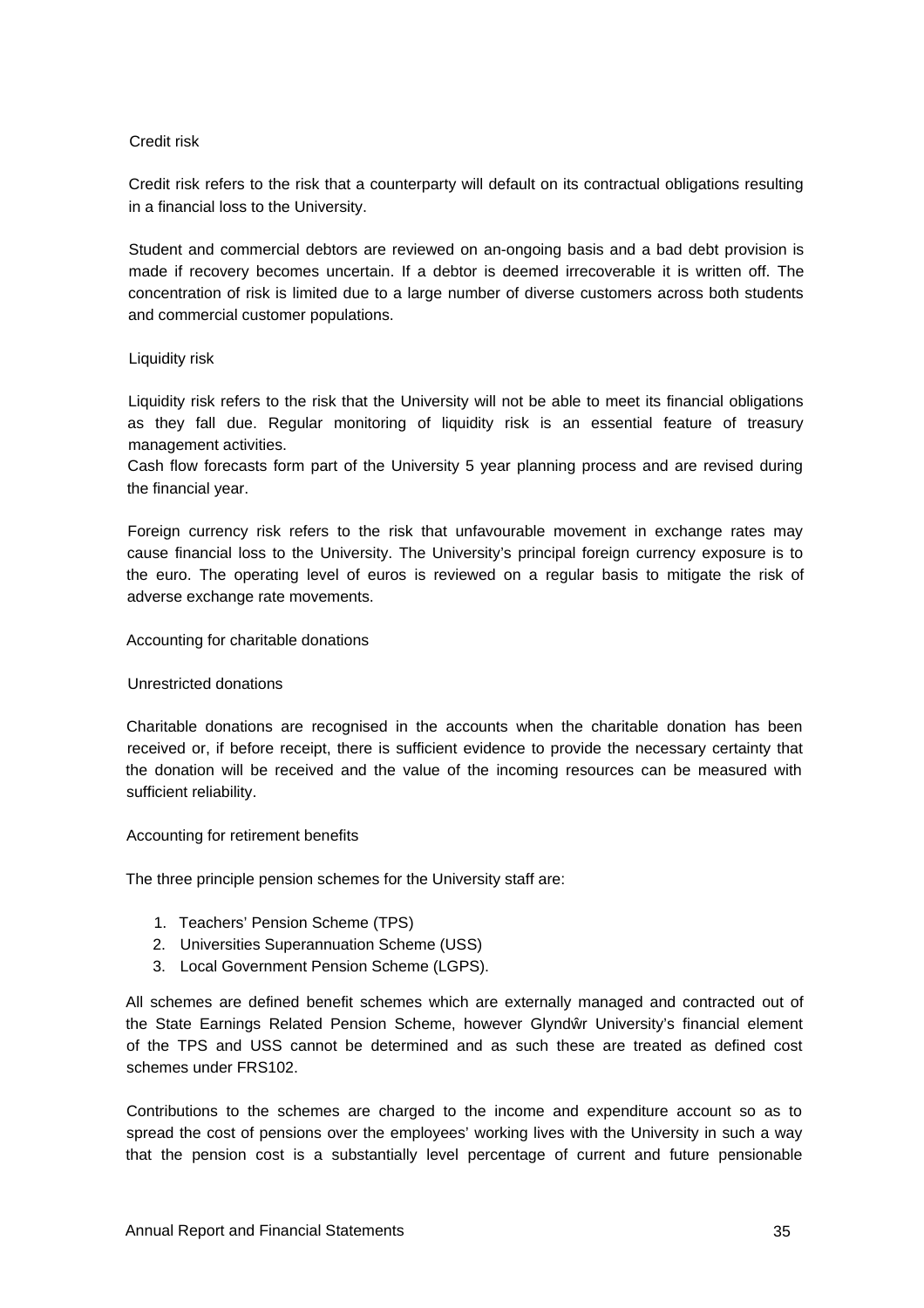### Credit risk

Credit risk refers to the risk that a counterparty will default on its contractual obligations resulting in a financial loss to the University.

Student and commercial debtors are reviewed on an-ongoing basis and a bad debt provision is made if recovery becomes uncertain. If a debtor is deemed irrecoverable it is written off. The concentration of risk is limited due to a large number of diverse customers across both students and commercial customer populations.

### Liquidity risk

Liquidity risk refers to the risk that the University will not be able to meet its financial obligations as they fall due. Regular monitoring of liquidity risk is an essential feature of treasury management activities.
Cash flow forecasts form part of the University 5 year planning process and are revised during the financial year.

Foreign currency risk refers to the risk that unfavourable movement in exchange rates may cause financial loss to the University. The University's principal foreign currency exposure is to the euro. The operating level of euros is reviewed on a regular basis to mitigate the risk of adverse exchange rate movements.

## Accounting for charitable donations

### Unrestricted donations

Charitable donations are recognised in the accounts when the charitable donation has been received or, if before receipt, there is sufficient evidence to provide the necessary certainty that the donation will be received and the value of the incoming resources can be measured with sufficient reliability.

## Accounting for retirement benefits

The three principle pension schemes for the University staff are:

1. Teachers' Pension Scheme (TPS)
2. Universities Superannuation Scheme (USS)
3. Local Government Pension Scheme (LGPS).

All schemes are defined benefit schemes which are externally managed and contracted out of the State Earnings Related Pension Scheme, however Glyndŵr University's financial element of the TPS and USS cannot be determined and as such these are treated as defined cost schemes under FRS102.

Contributions to the schemes are charged to the income and expenditure account so as to spread the cost of pensions over the employees' working lives with the University in such a way that the pension cost is a substantially level percentage of current and future pensionable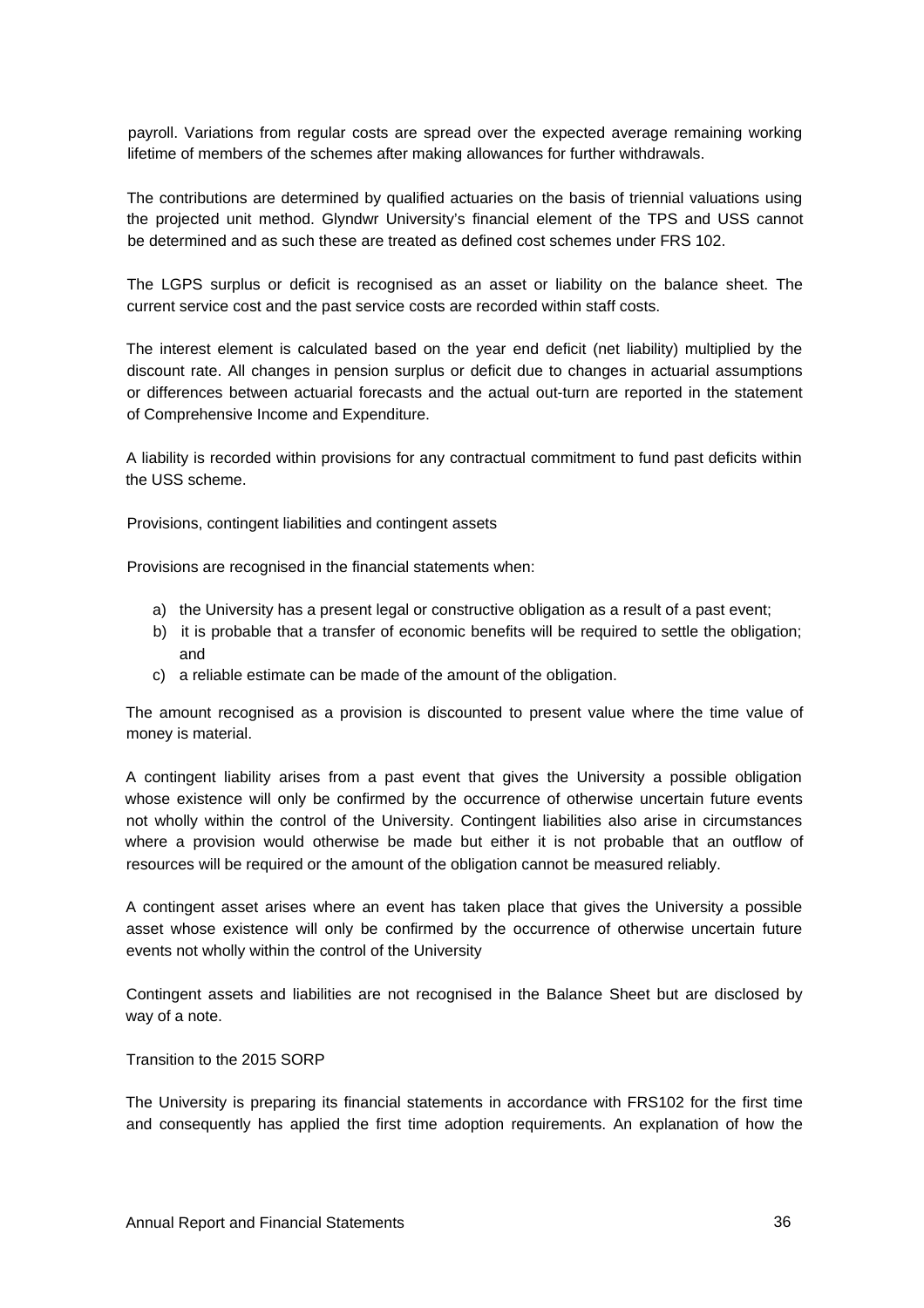payroll. Variations from regular costs are spread over the expected average remaining working lifetime of members of the schemes after making allowances for further withdrawals.

The contributions are determined by qualified actuaries on the basis of triennial valuations using the projected unit method. Glyndwr University's financial element of the TPS and USS cannot be determined and as such these are treated as defined cost schemes under FRS 102.

The LGPS surplus or deficit is recognised as an asset or liability on the balance sheet. The current service cost and the past service costs are recorded within staff costs.

The interest element is calculated based on the year end deficit (net liability) multiplied by the discount rate. All changes in pension surplus or deficit due to changes in actuarial assumptions or differences between actuarial forecasts and the actual out-turn are reported in the statement of Comprehensive Income and Expenditure.

A liability is recorded within provisions for any contractual commitment to fund past deficits within the USS scheme.

Provisions, contingent liabilities and contingent assets

Provisions are recognised in the financial statements when:

a) the University has a present legal or constructive obligation as a result of a past event;
b) it is probable that a transfer of economic benefits will be required to settle the obligation; and
c) a reliable estimate can be made of the amount of the obligation.

The amount recognised as a provision is discounted to present value where the time value of money is material.

A contingent liability arises from a past event that gives the University a possible obligation whose existence will only be confirmed by the occurrence of otherwise uncertain future events not wholly within the control of the University. Contingent liabilities also arise in circumstances where a provision would otherwise be made but either it is not probable that an outflow of resources will be required or the amount of the obligation cannot be measured reliably.

A contingent asset arises where an event has taken place that gives the University a possible asset whose existence will only be confirmed by the occurrence of otherwise uncertain future events not wholly within the control of the University

Contingent assets and liabilities are not recognised in the Balance Sheet but are disclosed by way of a note.

Transition to the 2015 SORP

The University is preparing its financial statements in accordance with FRS102 for the first time and consequently has applied the first time adoption requirements. An explanation of how the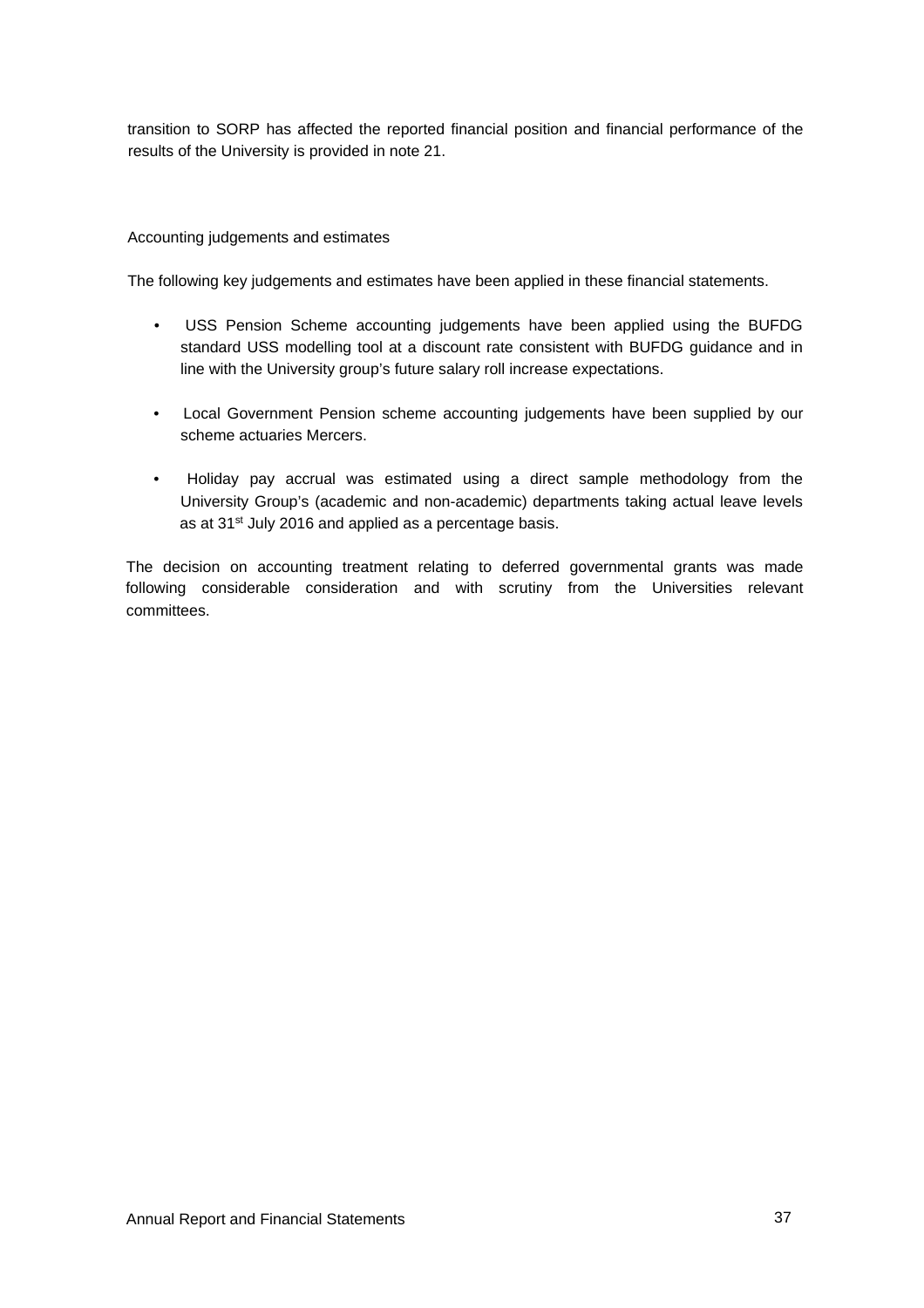transition to SORP has affected the reported financial position and financial performance of the results of the University is provided in note 21.

Accounting judgements and estimates

The following key judgements and estimates have been applied in these financial statements.

- USS Pension Scheme accounting judgements have been applied using the BUFDG standard USS modelling tool at a discount rate consistent with BUFDG guidance and in line with the University group's future salary roll increase expectations.

- Local Government Pension scheme accounting judgements have been supplied by our scheme actuaries Mercers.

- Holiday pay accrual was estimated using a direct sample methodology from the University Group's (academic and non-academic) departments taking actual leave levels as at 31st July 2016 and applied as a percentage basis.

The decision on accounting treatment relating to deferred governmental grants was made following considerable consideration and with scrutiny from the Universities relevant committees.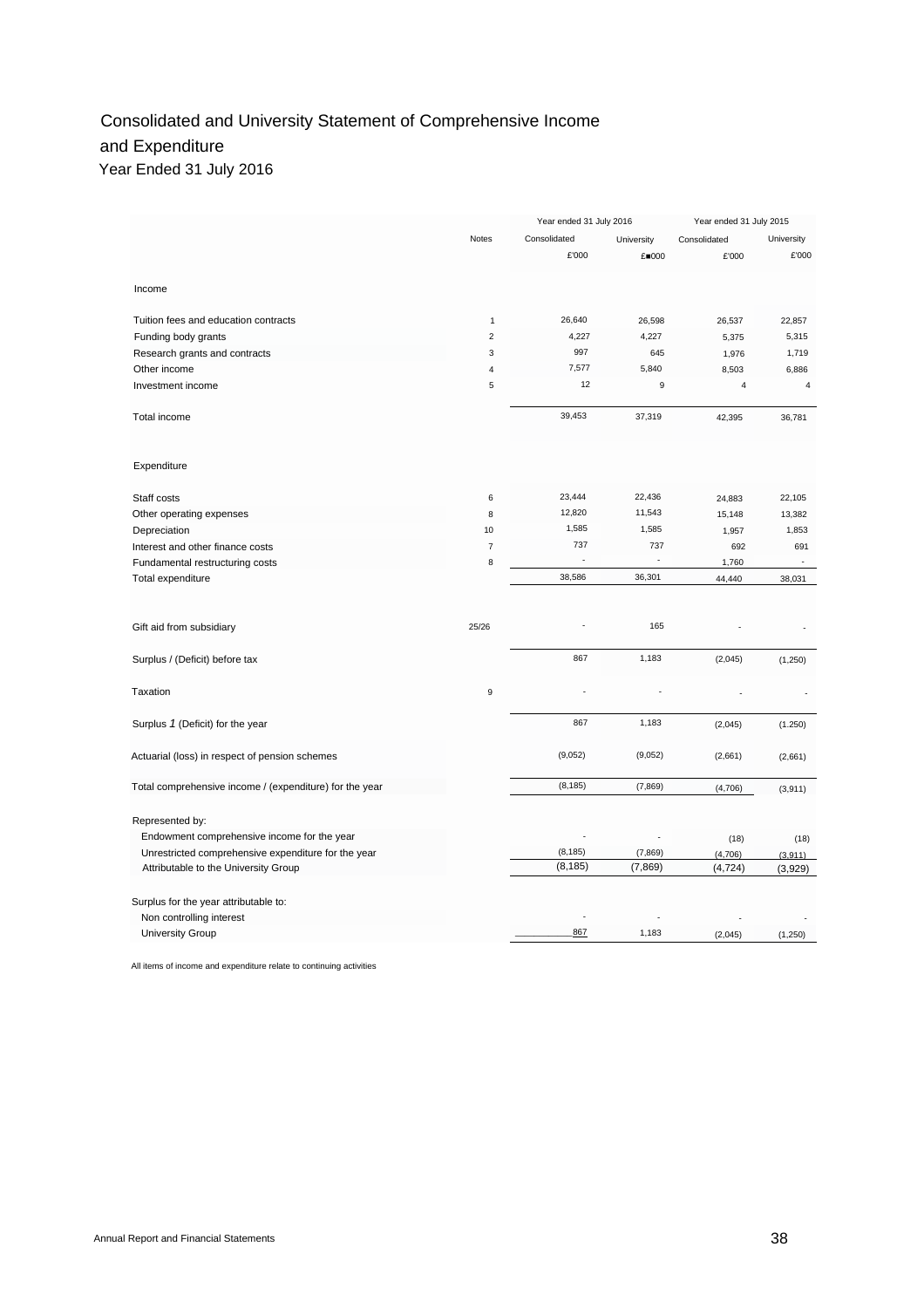# Consolidated and University Statement of Comprehensive Income and Expenditure

Year Ended 31 July 2016

| | Notes | Year ended 31 July 2016 | | Year ended 31 July 2015 | |
|---|---|---|---|---|---|
| | | Consolidated | University | Consolidated | University |
| | | £'000 | £■000 | £'000 | £'000 |
| **Income** | | | | | |
| Tuition fees and education contracts | 1 | 26,640 | 26,598 | 26,537 | 22,857 |
| Funding body grants | 2 | 4,227 | 4,227 | 5,375 | 5,315 |
| Research grants and contracts | 3 | 997 | 645 | 1,976 | 1,719 |
| Other income | 4 | 7,577 | 5,840 | 8,503 | 6,886 |
| Investment income | 5 | 12 | 9 | 4 | 4 |
| Total income | | 39,453 | 37,319 | 42,395 | 36,781 |
| **Expenditure** | | | | | |
| Staff costs | 6 | 23,444 | 22,436 | 24,883 | 22,105 |
| Other operating expenses | 8 | 12,820 | 11,543 | 15,148 | 13,382 |
| Depreciation | 10 | 1,585 | 1,585 | 1,957 | 1,853 |
| Interest and other finance costs | 7 | 737 | 737 | 692 | 691 |
| Fundamental restructuring costs | 8 | - | - | 1,760 | - |
| Total expenditure | | 38,586 | 36,301 | 44,440 | 38,031 |
| Gift aid from subsidiary | 25/26 | - | 165 | - | - |
| Surplus / (Deficit) before tax | | 867 | 1,183 | (2,045) | (1,250) |
| Taxation | 9 | - | - | - | - |
| Surplus *1* (Deficit) for the year | | 867 | 1,183 | (2,045) | (1.250) |
| Actuarial (loss) in respect of pension schemes | | (9,052) | (9,052) | (2,661) | (2,661) |
| Total comprehensive income / (expenditure) for the year | | (8,185) | (7,869) | (4,706) | (3,911) |
| Represented by: | | | | | |
| Endowment comprehensive income for the year | | - | - | (18) | (18) |
| Unrestricted comprehensive expenditure for the year | | (8,185) | (7,869) | (4,706) | (3,911) |
| Attributable to the University Group | | (8,185) | (7,869) | (4,724) | (3,929) |
| Surplus for the year attributable to: | | | | | |
| Non controlling interest | | - | - | - | - |
| University Group | | 867 | 1,183 | (2,045) | (1,250) |

All items of income and expenditure relate to continuing activities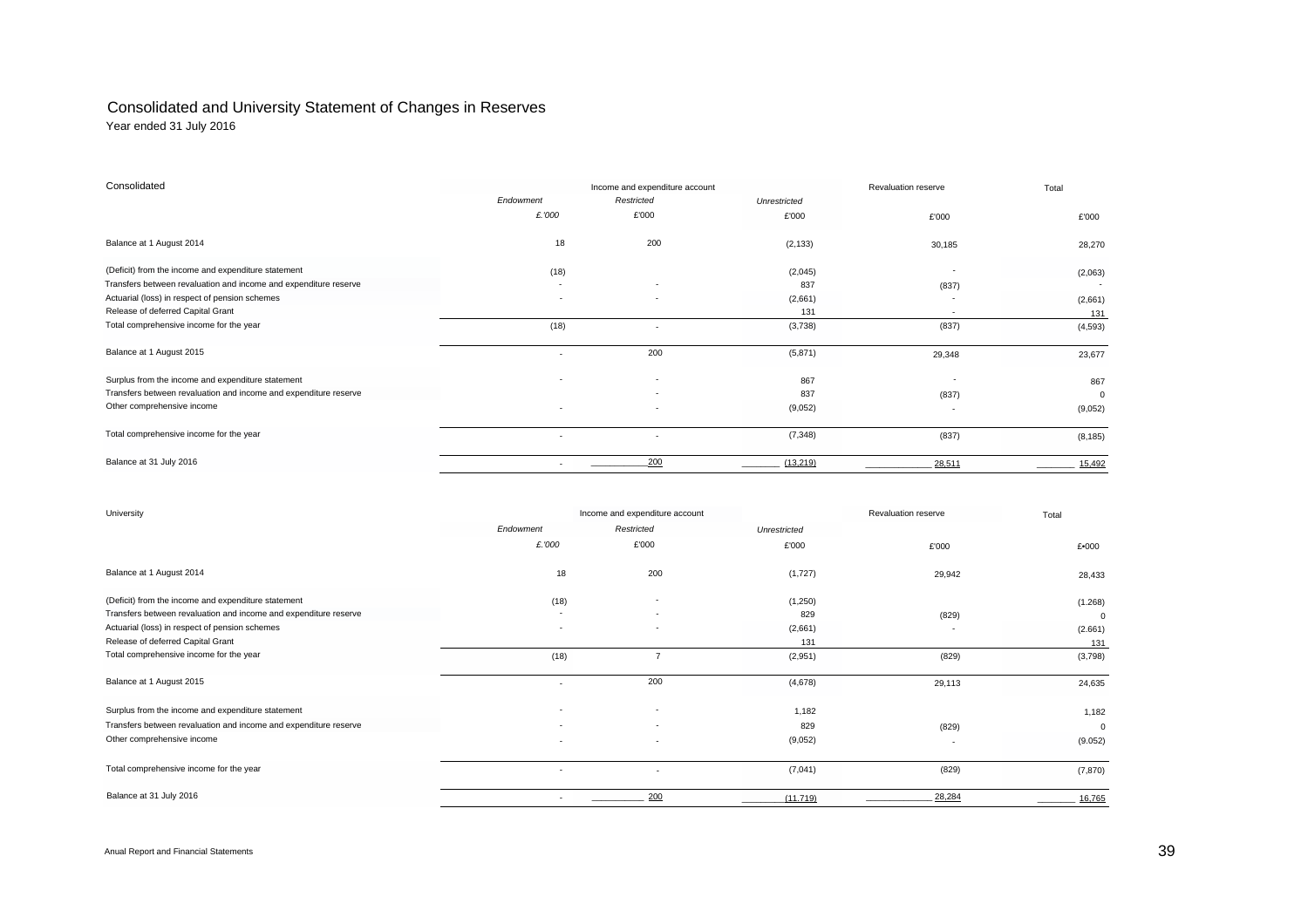# Consolidated and University Statement of Changes in Reserves

Year ended 31 July 2016

| Consolidated | Income and expenditure account | | | Revaluation reserve | Total |
|---|---|---|---|---|---|
| | *Endowment* | *Restricted* | *Unrestricted* | | |
| | *£.'000* | £'000 | £'000 | £'000 | £'000 |
| Balance at 1 August 2014 | 18 | 200 | (2,133) | 30,185 | 28,270 |
| (Deficit) from the income and expenditure statement | (18) | | (2,045) | - | (2,063) |
| Transfers between revaluation and income and expenditure reserve | - | - | 837 | (837) | - |
| Actuarial (loss) in respect of pension schemes | - | - | (2,661) | - | (2,661) |
| Release of deferred Capital Grant | | | 131 | - | 131 |
| Total comprehensive income for the year | (18) | - | (3,738) | (837) | (4,593) |
| Balance at 1 August 2015 | - | 200 | (5,871) | 29,348 | 23,677 |
| Surplus from the income and expenditure statement | - | - | 867 | - | 867 |
| Transfers between revaluation and income and expenditure reserve | | - | 837 | (837) | 0 |
| Other comprehensive income | - | - | (9,052) | - | (9,052) |
| Total comprehensive income for the year | - | - | (7,348) | (837) | (8,185) |
| Balance at 31 July 2016 | - | 200 | (13,219) | 28,511 | 15,492 |

| University | Income and expenditure account | | | Revaluation reserve | Total |
|---|---|---|---|---|---|
| | *Endowment* | *Restricted* | *Unrestricted* | | |
| | *£.'000* | £'000 | £'000 | £'000 | £•000 |
| Balance at 1 August 2014 | 18 | 200 | (1,727) | 29,942 | 28,433 |
| (Deficit) from the income and expenditure statement | (18) | - | (1,250) | | (1.268) |
| Transfers between revaluation and income and expenditure reserve | - | - | 829 | (829) | 0 |
| Actuarial (loss) in respect of pension schemes | - | - | (2,661) | - | (2.661) |
| Release of deferred Capital Grant | | | 131 | | 131 |
| Total comprehensive income for the year | (18) | 7 | (2,951) | (829) | (3,798) |
| Balance at 1 August 2015 | - | 200 | (4,678) | 29,113 | 24,635 |
| Surplus from the income and expenditure statement | - | - | 1,182 | | 1,182 |
| Transfers between revaluation and income and expenditure reserve | - | - | 829 | (829) | 0 |
| Other comprehensive income | - | - | (9,052) | - | (9.052) |
| Total comprehensive income for the year | - | - | (7,041) | (829) | (7,870) |
| Balance at 31 July 2016 | - | 200 | (11.719) | 28,284 | 16,765 |

Anual Report and Financial Statements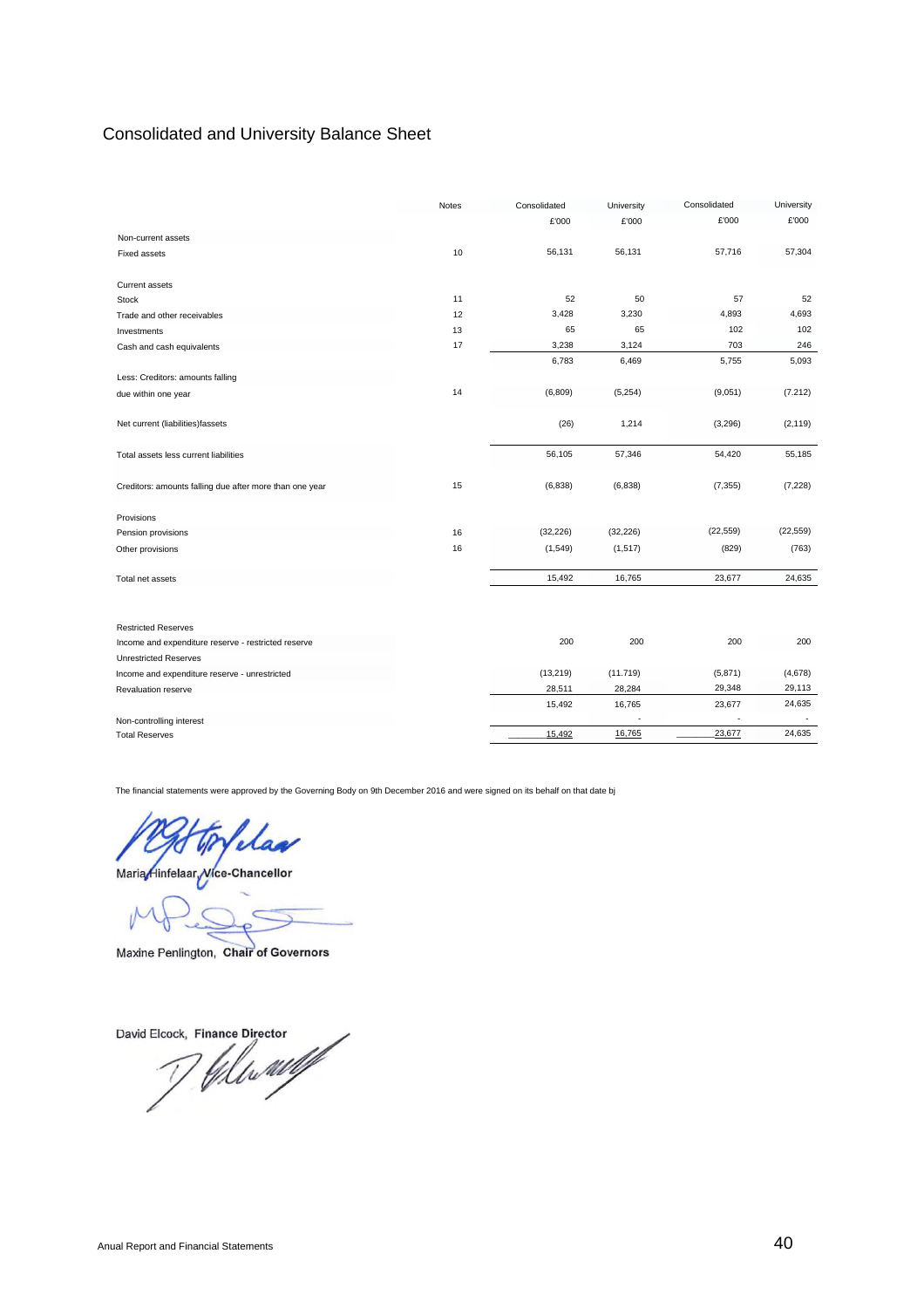# Consolidated and University Balance Sheet

| | Notes | Consolidated | University | Consolidated | University |
|---|---|---|---|---|---|
| | | £'000 | £'000 | £'000 | £'000 |
| Non-current assets | | | | | |
| Fixed assets | 10 | 56,131 | 56,131 | 57,716 | 57,304 |
| Current assets | | | | | |
| Stock | 11 | 52 | 50 | 57 | 52 |
| Trade and other receivables | 12 | 3,428 | 3,230 | 4,893 | 4,693 |
| Investments | 13 | 65 | 65 | 102 | 102 |
| Cash and cash equivalents | 17 | 3,238 | 3,124 | 703 | 246 |
| | | 6,783 | 6,469 | 5,755 | 5,093 |
| Less: Creditors: amounts falling due within one year | 14 | (6,809) | (5,254) | (9,051) | (7.212) |
| Net current (liabilities)fassets | | (26) | 1,214 | (3,296) | (2,119) |
| Total assets less current liabilities | | 56,105 | 57,346 | 54,420 | 55,185 |
| Creditors: amounts falling due after more than one year | 15 | (6,838) | (6,838) | (7,355) | (7,228) |
| Provisions | | | | | |
| Pension provisions | 16 | (32,226) | (32,226) | (22,559) | (22,559) |
| Other provisions | 16 | (1,549) | (1,517) | (829) | (763) |
| Total net assets | | 15,492 | 16,765 | 23,677 | 24,635 |
| Restricted Reserves | | | | | |
| Income and expenditure reserve - restricted reserve | | 200 | 200 | 200 | 200 |
| Unrestricted Reserves | | | | | |
| Income and expenditure reserve - unrestricted | | (13,219) | (11.719) | (5,871) | (4,678) |
| Revaluation reserve | | 28,511 | 28,284 | 29,348 | 29,113 |
| | | 15,492 | 16,765 | 23,677 | 24,635 |
| Non-controlling interest | | | - | - | - |
| Total Reserves | | 15,492 | 16,765 | 23,677 | 24,635 |

The financial statements were approved by the Governing Body on 9th December 2016 and were signed on its behalf on that date bj

Maria Hinfelaar, Vice-Chancellor

Maxine Penlington, **Chair of Governors**

David Elcock, **Finance Director**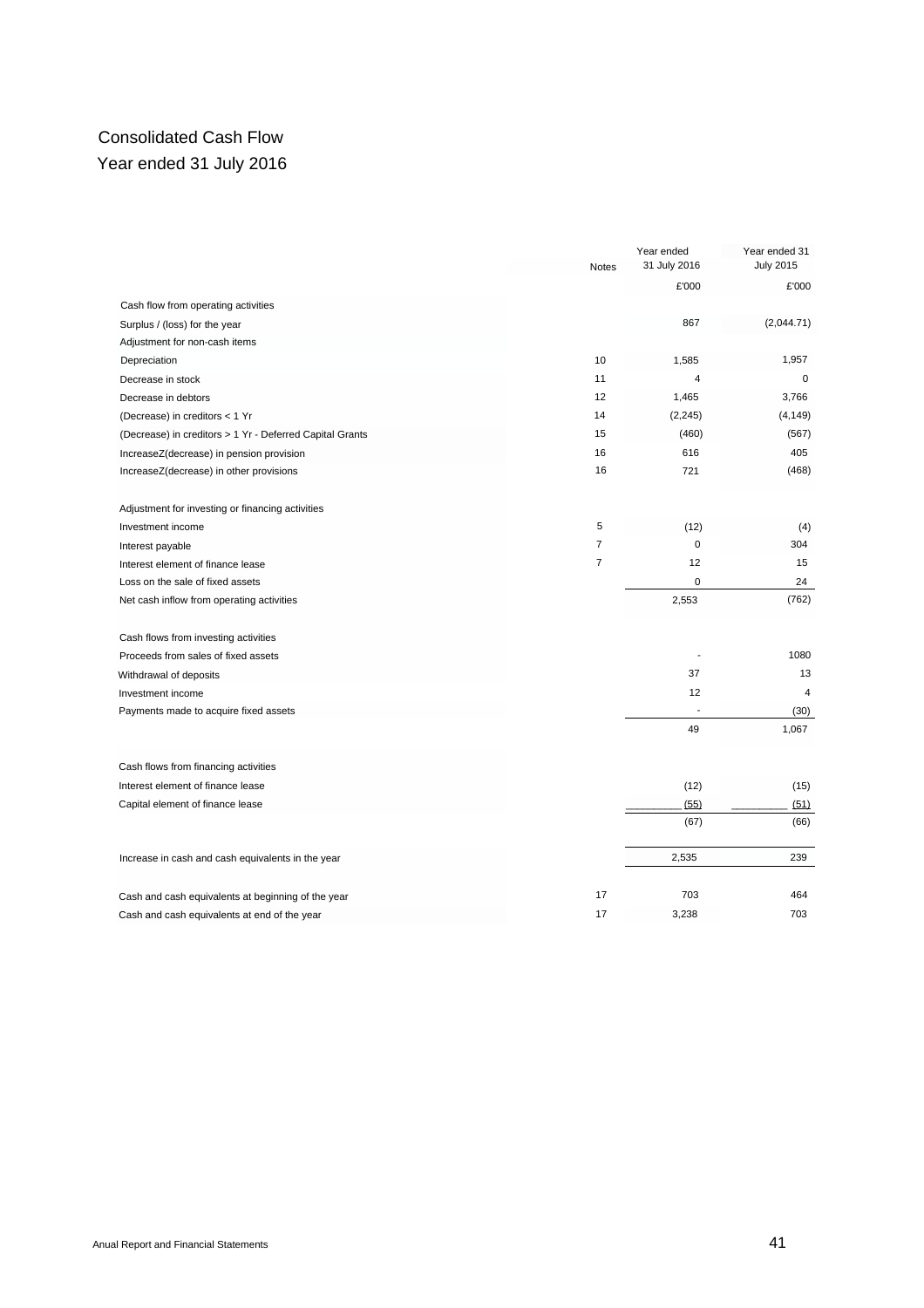# Consolidated Cash Flow

## Year ended 31 July 2016

| | Notes | Year ended 31 July 2016 | Year ended 31 July 2015 |
|---|---|---|---|
| | | £'000 | £'000 |
| Cash flow from operating activities | | | |
| Surplus / (loss) for the year | | 867 | (2,044.71) |
| Adjustment for non-cash items | | | |
| Depreciation | 10 | 1,585 | 1,957 |
| Decrease in stock | 11 | 4 | 0 |
| Decrease in debtors | 12 | 1,465 | 3,766 |
| (Decrease) in creditors < 1 Yr | 14 | (2,245) | (4,149) |
| (Decrease) in creditors > 1 Yr - Deferred Capital Grants | 15 | (460) | (567) |
| IncreaseZ(decrease) in pension provision | 16 | 616 | 405 |
| IncreaseZ(decrease) in other provisions | 16 | 721 | (468) |
| | | | |
| Adjustment for investing or financing activities | | | |
| Investment income | 5 | (12) | (4) |
| Interest payable | 7 | 0 | 304 |
| Interest element of finance lease | 7 | 12 | 15 |
| Loss on the sale of fixed assets | | 0 | 24 |
| Net cash inflow from operating activities | | 2,553 | (762) |
| | | | |
| Cash flows from investing activities | | | |
| Proceeds from sales of fixed assets | | - | 1080 |
| Withdrawal of deposits | | 37 | 13 |
| Investment income | | 12 | 4 |
| Payments made to acquire fixed assets | | - | (30) |
| | | 49 | 1,067 |
| | | | |
| Cash flows from financing activities | | | |
| Interest element of finance lease | | (12) | (15) |
| Capital element of finance lease | | (55) | (51) |
| | | (67) | (66) |
| | | | |
| Increase in cash and cash equivalents in the year | | 2,535 | 239 |
| | | | |
| Cash and cash equivalents at beginning of the year | 17 | 703 | 464 |
| Cash and cash equivalents at end of the year | 17 | 3,238 | 703 |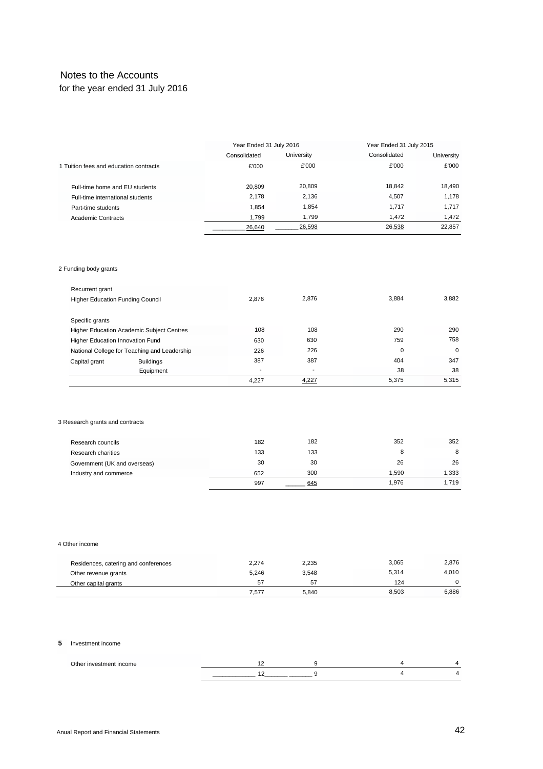## Notes to the Accounts
for the year ended 31 July 2016

| | Year Ended 31 July 2016 | | Year Ended 31 July 2015 | |
|---|---|---|---|---|
| | Consolidated | University | Consolidated | University |
| **1 Tuition fees and education contracts** | £'000 | £'000 | £'000 | £'000 |
| Full-time home and EU students | 20,809 | 20,809 | 18,842 | 18,490 |
| Full-time international students | 2,178 | 2,136 | 4,507 | 1,178 |
| Part-time students | 1,854 | 1,854 | 1,717 | 1,717 |
| Academic Contracts | 1,799 | 1,799 | 1,472 | 1,472 |
| | 26,640 | 26,598 | 26,538 | 22,857 |

| **2 Funding body grants** | | | | |
|---|---|---|---|---|
| Recurrent grant | | | | |
| Higher Education Funding Council | 2,876 | 2,876 | 3,884 | 3,882 |
| Specific grants | | | | |
| Higher Education Academic Subject Centres | 108 | 108 | 290 | 290 |
| Higher Education Innovation Fund | 630 | 630 | 759 | 758 |
| National College for Teaching and Leadership | 226 | 226 | 0 | 0 |
| Capital grant — Buildings | 387 | 387 | 404 | 347 |
| Capital grant — Equipment | - | - | 38 | 38 |
| | 4,227 | 4,227 | 5,375 | 5,315 |

| **3 Research grants and contracts** | | | | |
|---|---|---|---|---|
| Research councils | 182 | 182 | 352 | 352 |
| Research charities | 133 | 133 | 8 | 8 |
| Government (UK and overseas) | 30 | 30 | 26 | 26 |
| Industry and commerce | 652 | 300 | 1,590 | 1,333 |
| | 997 | 645 | 1,976 | 1,719 |

| **4 Other income** | | | | |
|---|---|---|---|---|
| Residences, catering and conferences | 2,274 | 2,235 | 3,065 | 2,876 |
| Other revenue grants | 5,246 | 3,548 | 5,314 | 4,010 |
| Other capital grants | 57 | 57 | 124 | 0 |
| | 7,577 | 5,840 | 8,503 | 6,886 |

| **5 Investment income** | | | | |
|---|---|---|---|---|
| Other investment income | 12 | 9 | 4 | 4 |
| | 12 | 9 | 4 | 4 |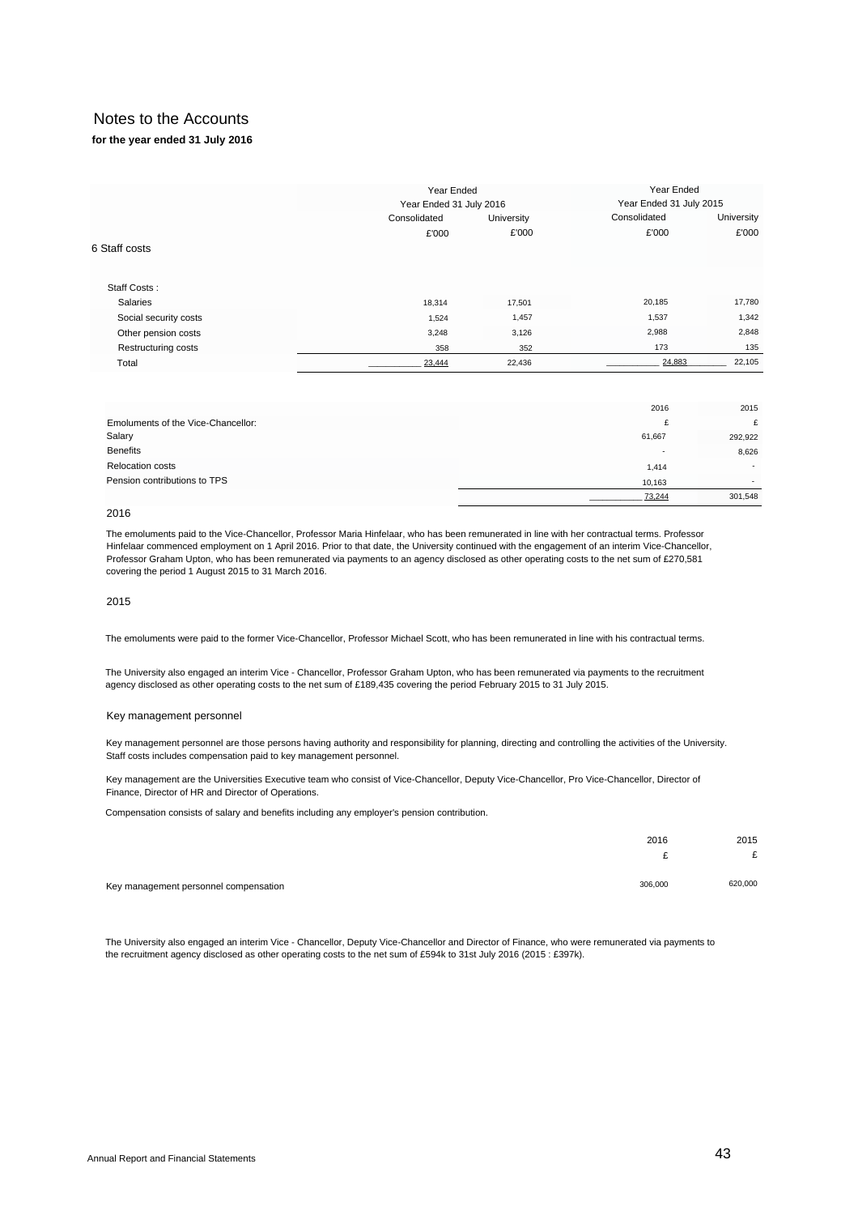# Notes to the Accounts

**for the year ended 31 July 2016**

## 6 Staff costs

| | Year Ended | | Year Ended | |
|---|---|---|---|---|
| | Year Ended 31 July 2016 | | Year Ended 31 July 2015 | |
| | Consolidated | University | Consolidated | University |
| | £'000 | £'000 | £'000 | £'000 |
| Staff Costs : | | | | |
| Salaries | 18,314 | 17,501 | 20,185 | 17,780 |
| Social security costs | 1,524 | 1,457 | 1,537 | 1,342 |
| Other pension costs | 3,248 | 3,126 | 2,988 | 2,848 |
| Restructuring costs | 358 | 352 | 173 | 135 |
| Total | 23,444 | 22,436 | 24,883 | 22,105 |

| | 2016 | 2015 |
|---|---|---|
| Emoluments of the Vice-Chancellor: | £ | £ |
| Salary | 61,667 | 292,922 |
| Benefits | - | 8,626 |
| Relocation costs | 1,414 | - |
| Pension contributions to TPS | 10,163 | - |
| | 73,244 | 301,548 |

2016

The emoluments paid to the Vice-Chancellor, Professor Maria Hinfelaar, who has been remunerated in line with her contractual terms. Professor Hinfelaar commenced employment on 1 April 2016. Prior to that date, the University continued with the engagement of an interim Vice-Chancellor, Professor Graham Upton, who has been remunerated via payments to an agency disclosed as other operating costs to the net sum of £270,581 covering the period 1 August 2015 to 31 March 2016.

2015

The emoluments were paid to the former Vice-Chancellor, Professor Michael Scott, who has been remunerated in line with his contractual terms.

The University also engaged an interim Vice - Chancellor, Professor Graham Upton, who has been remunerated via payments to the recruitment agency disclosed as other operating costs to the net sum of £189,435 covering the period February 2015 to 31 July 2015.

### Key management personnel

Key management personnel are those persons having authority and responsibility for planning, directing and controlling the activities of the University. Staff costs includes compensation paid to key management personnel.

Key management are the Universities Executive team who consist of Vice-Chancellor, Deputy Vice-Chancellor, Pro Vice-Chancellor, Director of Finance, Director of HR and Director of Operations.

Compensation consists of salary and benefits including any employer's pension contribution.

| | 2016 | 2015 |
|---|---|---|
| | £ | £ |
| Key management personnel compensation | 306,000 | 620,000 |

The University also engaged an interim Vice - Chancellor, Deputy Vice-Chancellor and Director of Finance, who were remunerated via payments to the recruitment agency disclosed as other operating costs to the net sum of £594k to 31st July 2016 (2015 : £397k).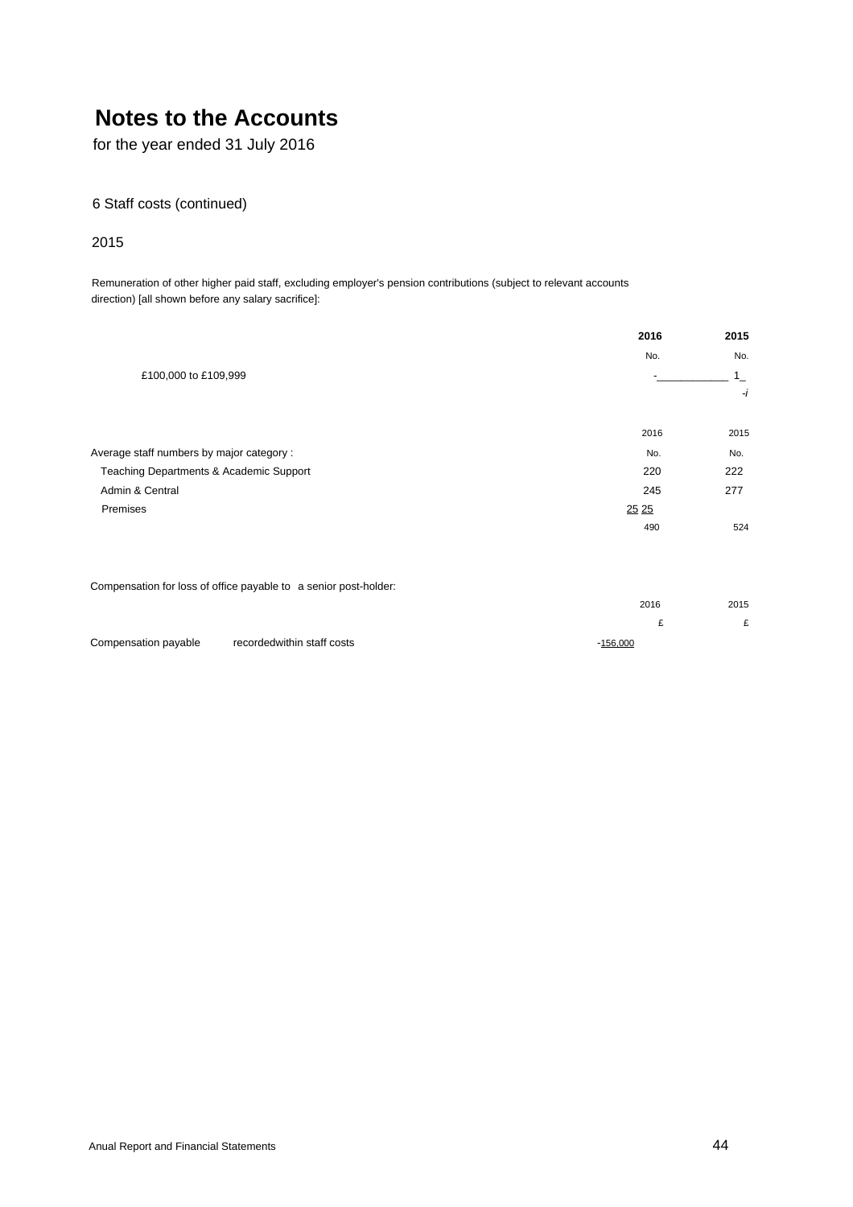# Notes to the Accounts

for the year ended 31 July 2016

6 Staff costs (continued)

2015

Remuneration of other higher paid staff, excluding employer's pension contributions (subject to relevant accounts direction) [all shown before any salary sacrifice]:

| | 2016 | 2015 |
|---|---|---|
| | No. | No. |
| £100,000 to £109,999 | - | 1 |
| | | -i |

| | 2016 | 2015 |
|---|---|---|
| Average staff numbers by major category : | No. | No. |
| Teaching Departments & Academic Support | 220 | 222 |
| Admin & Central | 245 | 277 |
| Premises | 25 | 25 |
| | 490 | 524 |

Compensation for loss of office payable to a senior post-holder:

| | 2016 | 2015 |
|---|---|---|
| | £ | £ |
| Compensation payable recordedwithin staff costs | - | 156,000 |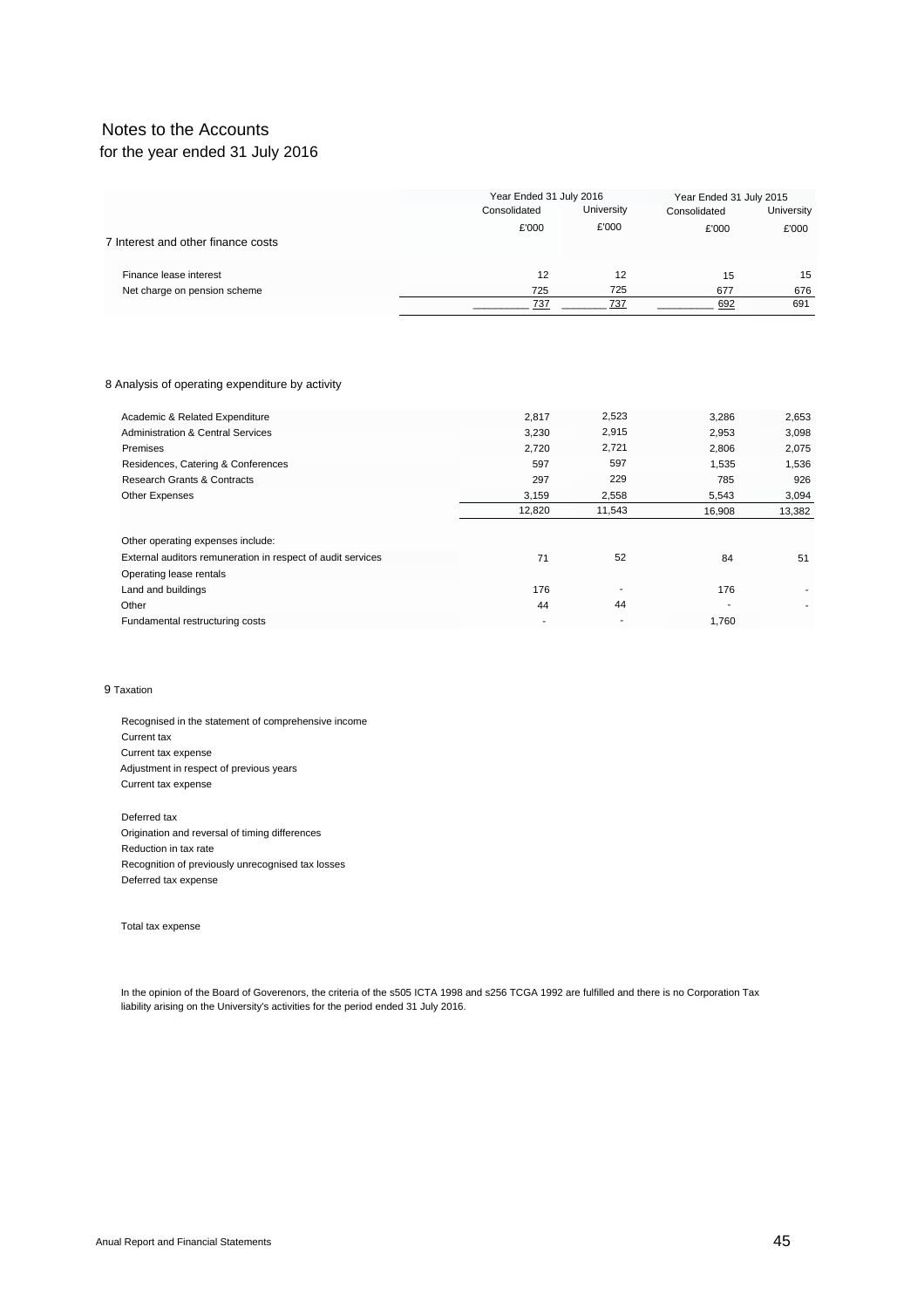# Notes to the Accounts

for the year ended 31 July 2016

| | Year Ended 31 July 2016 | | Year Ended 31 July 2015 | |
|---|---|---|---|---|
| | Consolidated | University | Consolidated | University |
| | £'000 | £'000 | £'000 | £'000 |
| **7 Interest and other finance costs** | | | | |
| Finance lease interest | 12 | 12 | 15 | 15 |
| Net charge on pension scheme | 725 | 725 | 677 | 676 |
| | 737 | 737 | 692 | 691 |

## 8 Analysis of operating expenditure by activity

| | Year Ended 31 July 2016 | | Year Ended 31 July 2015 | |
|---|---|---|---|---|
| | Consolidated | University | Consolidated | University |
| Academic & Related Expenditure | 2,817 | 2,523 | 3,286 | 2,653 |
| Administration & Central Services | 3,230 | 2,915 | 2,953 | 3,098 |
| Premises | 2,720 | 2,721 | 2,806 | 2,075 |
| Residences, Catering & Conferences | 597 | 597 | 1,535 | 1,536 |
| Research Grants & Contracts | 297 | 229 | 785 | 926 |
| Other Expenses | 3,159 | 2,558 | 5,543 | 3,094 |
| | 12,820 | 11,543 | 16,908 | 13,382 |
| Other operating expenses include: | | | | |
| External auditors remuneration in respect of audit services | 71 | 52 | 84 | 51 |
| Operating lease rentals | | | | |
| Land and buildings | 176 | - | 176 | - |
| Other | 44 | 44 | - | - |
| Fundamental restructuring costs | - | - | 1,760 | |

## 9 Taxation

Recognised in the statement of comprehensive income

Current tax

Current tax expense

Adjustment in respect of previous years

Current tax expense

Deferred tax

Origination and reversal of timing differences

Reduction in tax rate

Recognition of previously unrecognised tax losses

Deferred tax expense

Total tax expense

In the opinion of the Board of Goverenors, the criteria of the s505 ICTA 1998 and s256 TCGA 1992 are fulfilled and there is no Corporation Tax liability arising on the University's activities for the period ended 31 July 2016.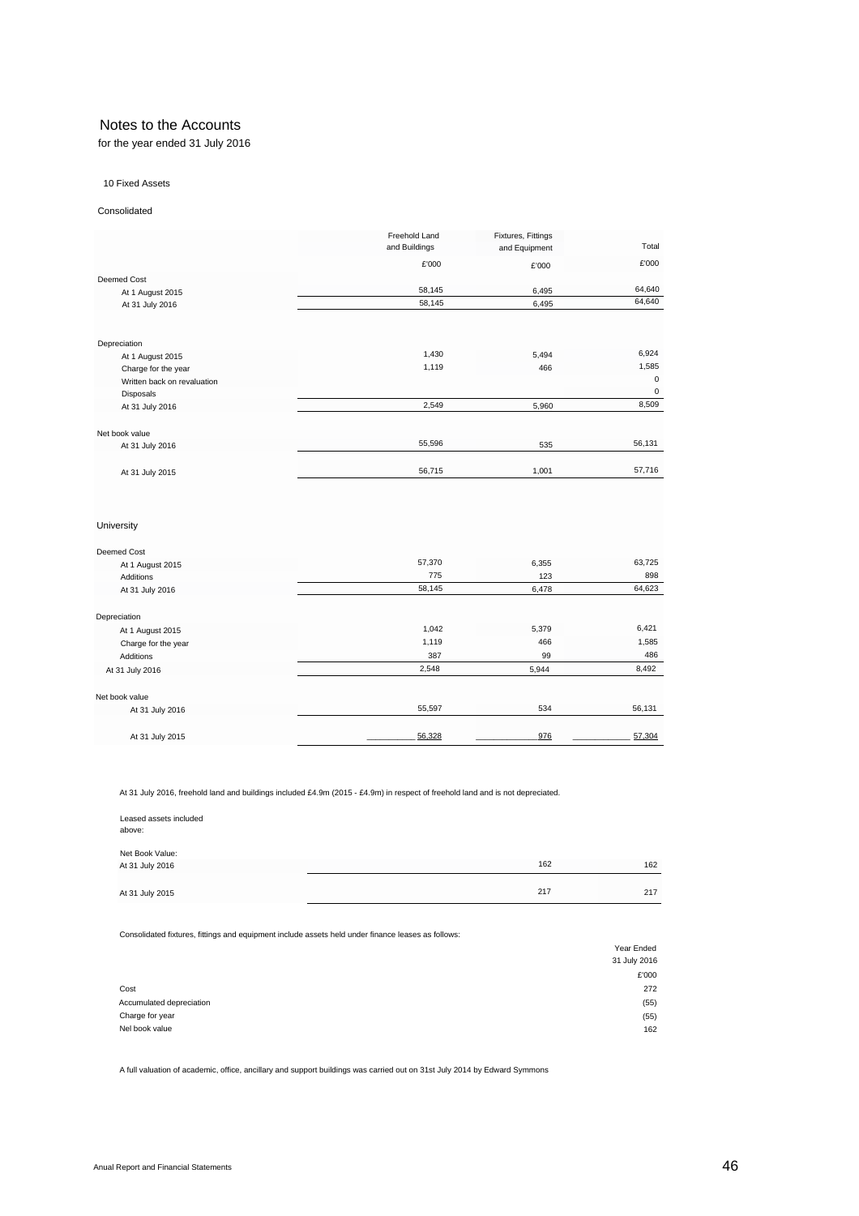# Notes to the Accounts

for the year ended 31 July 2016

## 10 Fixed Assets

### Consolidated

| | Freehold Land and Buildings | Fixtures, Fittings and Equipment | Total |
|---|---|---|---|
| | £'000 | £'000 | £'000 |
| **Deemed Cost** | | | |
| At 1 August 2015 | 58,145 | 6,495 | 64,640 |
| At 31 July 2016 | 58,145 | 6,495 | 64,640 |
| **Depreciation** | | | |
| At 1 August 2015 | 1,430 | 5,494 | 6,924 |
| Charge for the year | 1,119 | 466 | 1,585 |
| Written back on revaluation | | | 0 |
| Disposals | | | 0 |
| At 31 July 2016 | 2,549 | 5,960 | 8,509 |
| **Net book value** | | | |
| At 31 July 2016 | 55,596 | 535 | 56,131 |
| At 31 July 2015 | 56,715 | 1,001 | 57,716 |

### University

| | Freehold Land and Buildings | Fixtures, Fittings and Equipment | Total |
|---|---|---|---|
| **Deemed Cost** | | | |
| At 1 August 2015 | 57,370 | 6,355 | 63,725 |
| Additions | 775 | 123 | 898 |
| At 31 July 2016 | 58,145 | 6,478 | 64,623 |
| **Depreciation** | | | |
| At 1 August 2015 | 1,042 | 5,379 | 6,421 |
| Charge for the year | 1,119 | 466 | 1,585 |
| Additions | 387 | 99 | 486 |
| At 31 July 2016 | 2,548 | 5,944 | 8,492 |
| **Net book value** | | | |
| At 31 July 2016 | 55,597 | 534 | 56,131 |
| At 31 July 2015 | 56,328 | 976 | 57,304 |

At 31 July 2016, freehold land and buildings included £4.9m (2015 - £4.9m) in respect of freehold land and is not depreciated.

Leased assets included above:

| Net Book Value: | | |
|---|---|---|
| At 31 July 2016 | 162 | 162 |
| At 31 July 2015 | 217 | 217 |

Consolidated fixtures, fittings and equipment include assets held under finance leases as follows:

| | Year Ended 31 July 2016 |
|---|---|
| | £'000 |
| Cost | 272 |
| Accumulated depreciation | (55) |
| Charge for year | (55) |
| Nel book value | 162 |

A full valuation of academic, office, ancillary and support buildings was carried out on 31st July 2014 by Edward Symmons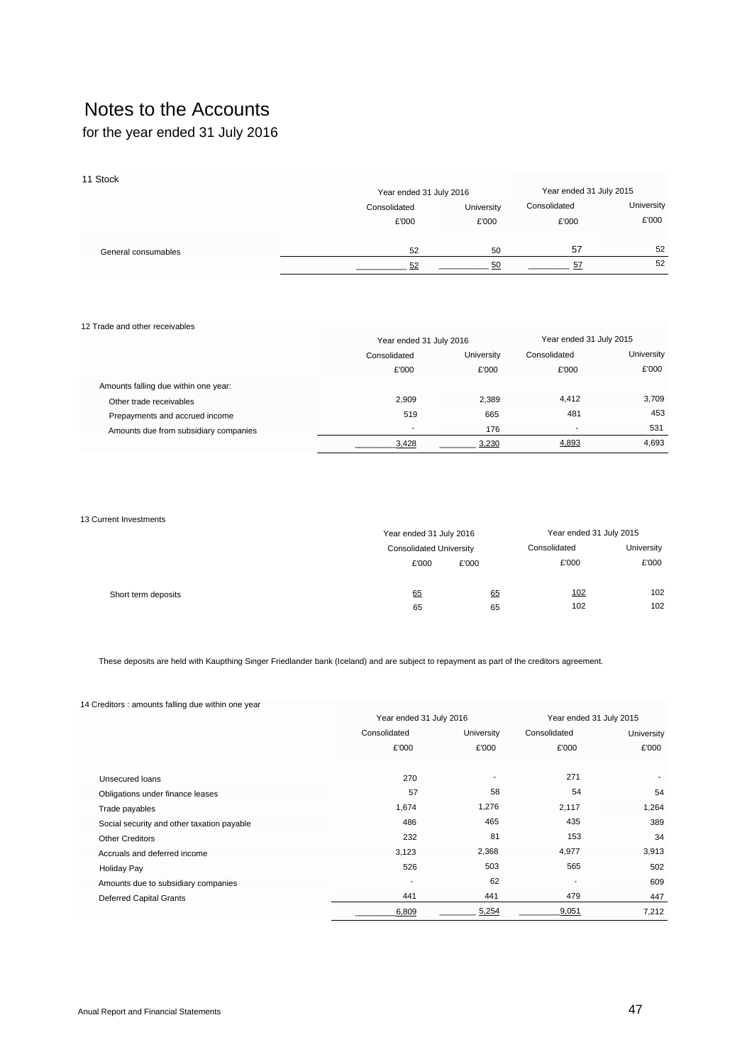# Notes to the Accounts

for the year ended 31 July 2016

## 11 Stock

| | Year ended 31 July 2016 | | Year ended 31 July 2015 | |
|---|---|---|---|---|
| | Consolidated | University | Consolidated | University |
| | £'000 | £'000 | £'000 | £'000 |
| General consumables | 52 | 50 | 57 | 52 |
| | 52 | 50 | 57 | 52 |

## 12 Trade and other receivables

| | Year ended 31 July 2016 | | Year ended 31 July 2015 | |
|---|---|---|---|---|
| | Consolidated | University | Consolidated | University |
| | £'000 | £'000 | £'000 | £'000 |
| Amounts falling due within one year: | | | | |
| Other trade receivables | 2,909 | 2,389 | 4,412 | 3,709 |
| Prepayments and accrued income | 519 | 665 | 481 | 453 |
| Amounts due from subsidiary companies | - | 176 | - | 531 |
| | 3,428 | 3,230 | 4,893 | 4,693 |

## 13 Current Investments

| | Year ended 31 July 2016 | | Year ended 31 July 2015 | |
|---|---|---|---|---|
| | Consolidated | University | Consolidated | University |
| | £'000 | £'000 | £'000 | £'000 |
| Short term deposits | 65 | 65 | 102 | 102 |
| | 65 | 65 | 102 | 102 |

These deposits are held with Kaupthing Singer Friedlander bank (Iceland) and are subject to repayment as part of the creditors agreement.

## 14 Creditors : amounts falling due within one year

| | Year ended 31 July 2016 | | Year ended 31 July 2015 | |
|---|---|---|---|---|
| | Consolidated | University | Consolidated | University |
| | £'000 | £'000 | £'000 | £'000 |
| Unsecured loans | 270 | - | 271 | - |
| Obligations under finance leases | 57 | 58 | 54 | 54 |
| Trade payables | 1,674 | 1,276 | 2,117 | 1,264 |
| Social security and other taxation payable | 486 | 465 | 435 | 389 |
| Other Creditors | 232 | 81 | 153 | 34 |
| Accruals and deferred income | 3,123 | 2,368 | 4,977 | 3,913 |
| Holiday Pay | 526 | 503 | 565 | 502 |
| Amounts due to subsidiary companies | - | 62 | - | 609 |
| Deferred Capital Grants | 441 | 441 | 479 | 447 |
| | 6,809 | 5,254 | 9,051 | 7,212 |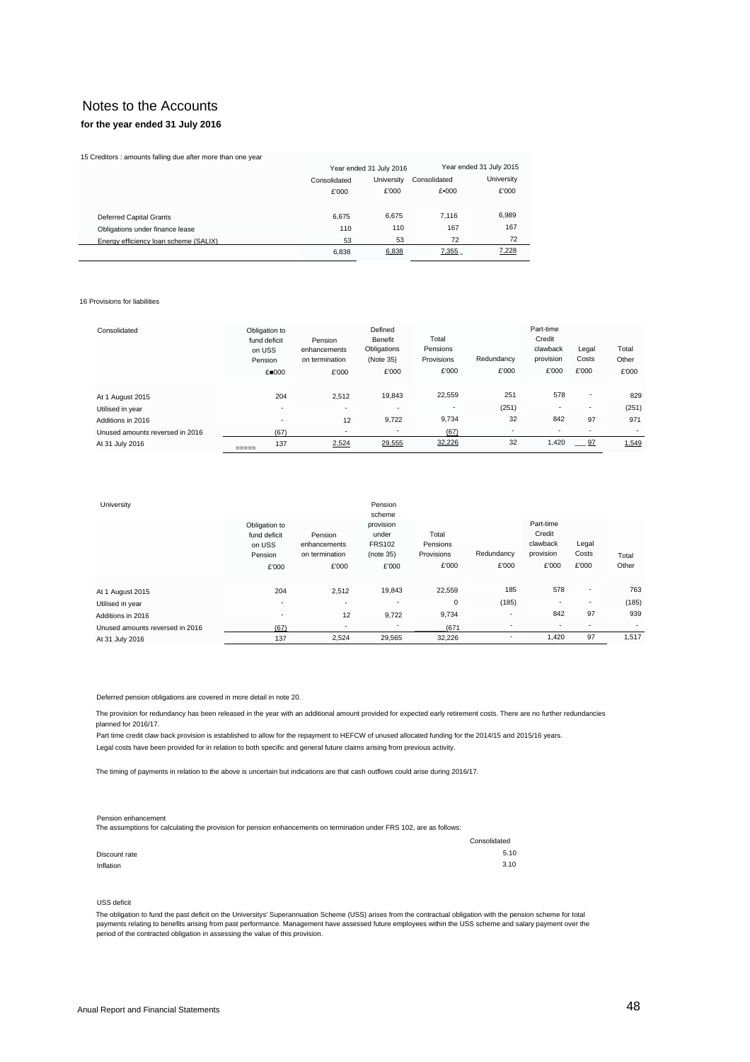# Notes to the Accounts

**for the year ended 31 July 2016**

15 Creditors : amounts falling due after more than one year

| | Year ended 31 July 2016 | | Year ended 31 July 2015 | |
|---|---|---|---|---|
| | Consolidated | University | Consolidated | University |
| | £'000 | £'000 | £•000 | £'000 |
| Deferred Capital Grants | 6,675 | 6,675 | 7,116 | 6,989 |
| Obligations under finance lease | 110 | 110 | 167 | 167 |
| Energy efficiency loan scheme (SALIX) | 53 | 53 | 72 | 72 |
| | 6,838 | 6,838 | 7,355 | 7,228 |

16 Provisions for liabilities

| Consolidated | Obligation to fund deficit on USS Pension | Pension enhancements on termination | Defined Benefit Obligations (Note 35) | Total Pensions Provisions | Redundancy | Part-time Credit clawback provision | Legal Costs | Total Other |
|---|---|---|---|---|---|---|---|---|
| | £■000 | £'000 | £'000 | £'000 | £'000 | £'000 | £'000 | £'000 |
| At 1 August 2015 | 204 | 2,512 | 19,843 | 22,559 | 251 | 578 | - | 829 |
| Utilised in year | - | - | - | - | (251) | - | - | (251) |
| Additions in 2016 | - | 12 | 9,722 | 9,734 | 32 | 842 | 97 | 971 |
| Unused amounts reversed in 2016 | (67) | - | - | (67) | - | - | - | - |
| At 31 July 2016 | 137 | 2,524 | 29,555 | 32,226 | 32 | 1,420 | 97 | 1,549 |

| University | Obligation to fund deficit on USS Pension | Pension enhancements on termination | Pension scheme provision under FRS102 (note 35) | Total Pensions Provisions | Redundancy | Part-time Credit clawback provision | Legal Costs | Total Other |
|---|---|---|---|---|---|---|---|---|
| | £'000 | £'000 | £'000 | £'000 | £'000 | £'000 | £'000 | |
| At 1 August 2015 | 204 | 2,512 | 19,843 | 22,559 | 185 | 578 | - | 763 |
| Utilised in year | - | - | - | 0 | (185) | - | - | (185) |
| Additions in 2016 | - | 12 | 9,722 | 9,734 | - | 842 | 97 | 939 |
| Unused amounts reversed in 2016 | (67) | - | - | (671 | - | - | - | - |
| At 31 July 2016 | 137 | 2,524 | 29,565 | 32,226 | - | 1,420 | 97 | 1,517 |

Deferred pension obligations are covered in more detail in note 20.

The provision for redundancy has been released in the year with an additional amount provided for expected early retirement costs. There are no further redundancies planned for 2016/17.

Part time credit claw back provision is established to allow for the repayment to HEFCW of unused allocated funding for the 2014/15 and 2015/16 years.

Legal costs have been provided for in relation to both specific and general future claims arising from previous activity.

The timing of payments in relation to the above is uncertain but indications are that cash outflows could arise during 2016/17.

Pension enhancement

The assumptions for calculating the provision for pension enhancements on termination under FRS 102, are as follows:

| | Consolidated |
|---|---|
| Discount rate | 5.10 |
| Inflation | 3.10 |

USS deficit

The obligation to fund the past deficit on the Universitys' Superannuation Scheme (USS) arises from the contractual obligation with the pension scheme for total payments relating to benefits arising from past performance. Management have assessed future employees within the USS scheme and salary payment over the period of the contracted obligation in assessing the value of this provision.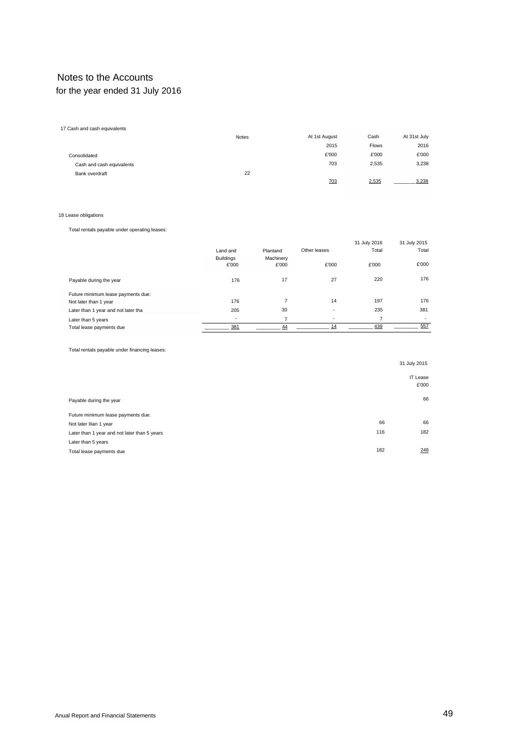# Notes to the Accounts
for the year ended 31 July 2016

## 17 Cash and cash equivalents

| | Notes | At 1st August 2015 | Cash Flows | At 31st July 2016 |
|---|---|---|---|---|
| Consolidated | | £'000 | £'000 | £'000 |
| Cash and cash equivalents | | 703 | 2,535 | 3,238 |
| Bank overdraft | 22 | | | |
| | | 703 | 2,535 | 3,238 |

## 18 Lease obligations

Total rentals payable under operating leases:

| | Land and Buildings | Plantand Machinery | Other leases | 31 July 2016 Total | 31 July 2015 Total |
|---|---|---|---|---|---|
| | £'000 | £'000 | £'000 | £'000 | £'000 |
| Payable during the year | 176 | 17 | 27 | 220 | 176 |
| Future minimum lease payments due: | | | | | |
| Not later than 1 year | 176 | 7 | 14 | 197 | 176 |
| Later than 1 year and not later tha | 205 | 30 | - | 235 | 381 |
| Later than 5 years | - | 7 | - | 7 | - |
| Total lease payments due | 381 | 44 | 14 | 439 | 557 |

Total rentals payable under financing leases:

| | | 31 July 2015 IT Lease |
|---|---|---|
| | | £'000 |
| Payable during the year | | 66 |
| Future minimum lease payments due: | | |
| Not later Ilian 1 year | 66 | 66 |
| Later than 1 year and not later than 5 years | 116 | 182 |
| Later than 5 years | | |
| Total lease payments due | 182 | 248 |

Anual Report and Financial Statements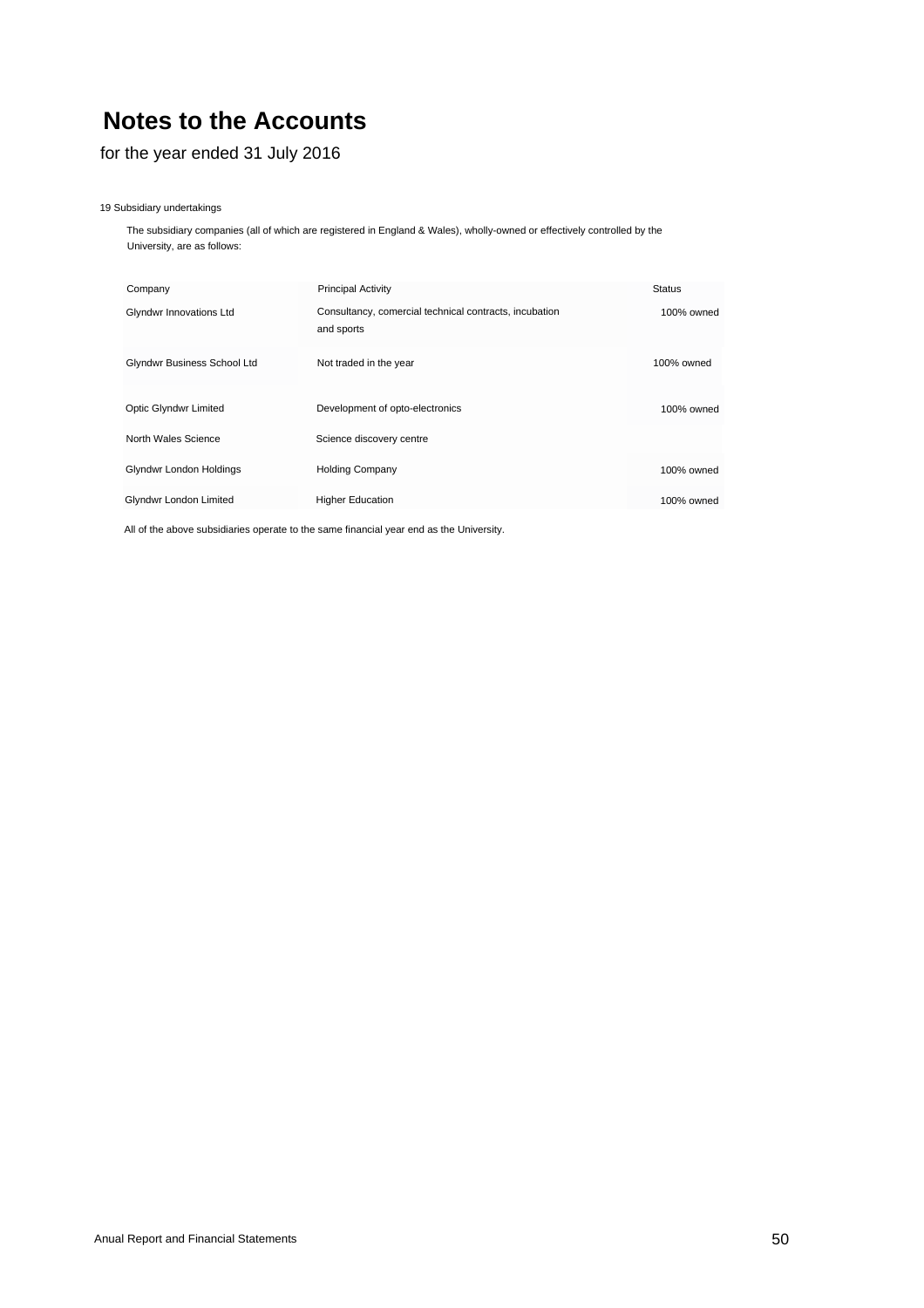# Notes to the Accounts

for the year ended 31 July 2016

19 Subsidiary undertakings

The subsidiary companies (all of which are registered in England & Wales), wholly-owned or effectively controlled by the University, are as follows:

| Company | Principal Activity | Status |
|---|---|---|
| Glyndwr Innovations Ltd | Consultancy, comercial technical contracts, incubation and sports | 100% owned |
| Glyndwr Business School Ltd | Not traded in the year | 100% owned |
| Optic Glyndwr Limited | Development of opto-electronics | 100% owned |
| North Wales Science | Science discovery centre | |
| Glyndwr London Holdings | Holding Company | 100% owned |
| Glyndwr London Limited | Higher Education | 100% owned |

All of the above subsidiaries operate to the same financial year end as the University.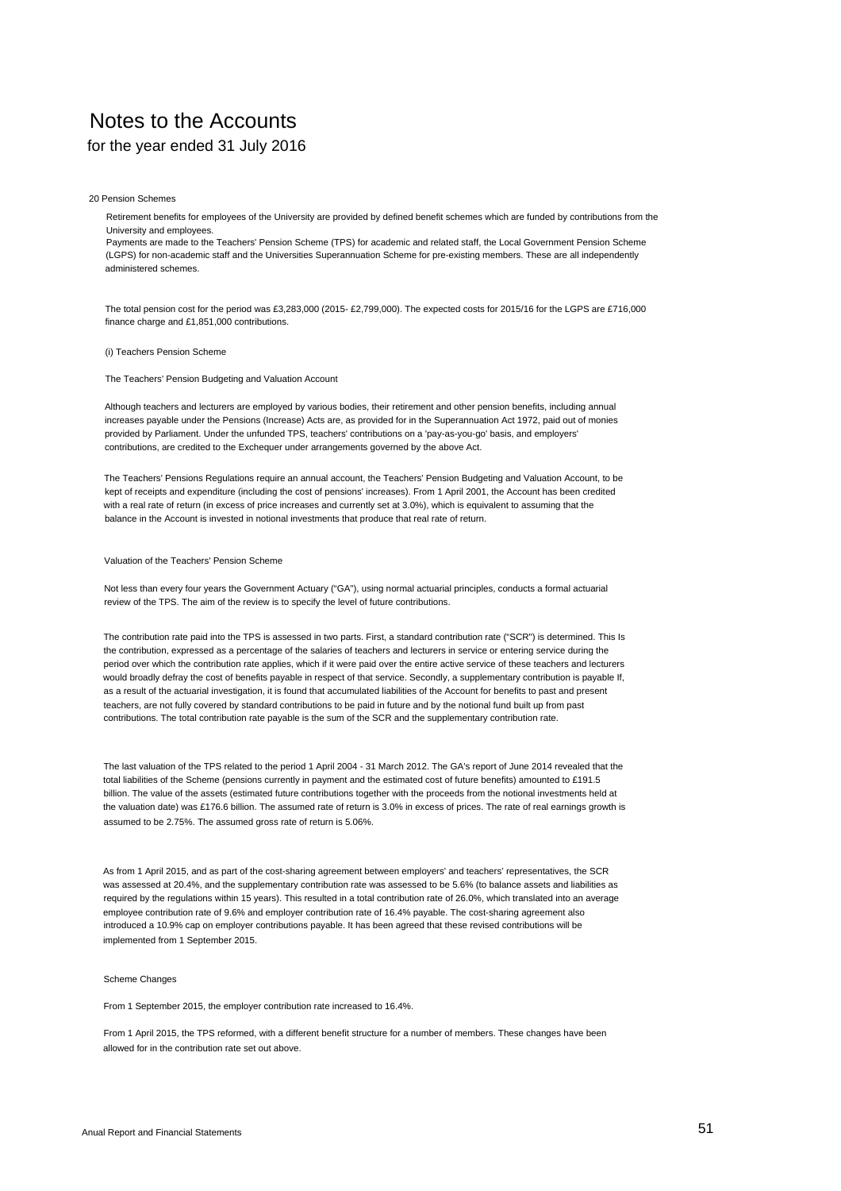# Notes to the Accounts

for the year ended 31 July 2016

## 20 Pension Schemes

Retirement benefits for employees of the University are provided by defined benefit schemes which are funded by contributions from the University and employees.
Payments are made to the Teachers' Pension Scheme (TPS) for academic and related staff, the Local Government Pension Scheme (LGPS) for non-academic staff and the Universities Superannuation Scheme for pre-existing members. These are all independently administered schemes.

The total pension cost for the period was £3,283,000 (2015- £2,799,000). The expected costs for 2015/16 for the LGPS are £716,000 finance charge and £1,851,000 contributions.

### (i) Teachers Pension Scheme

#### The Teachers' Pension Budgeting and Valuation Account

Although teachers and lecturers are employed by various bodies, their retirement and other pension benefits, including annual increases payable under the Pensions (Increase) Acts are, as provided for in the Superannuation Act 1972, paid out of monies provided by Parliament. Under the unfunded TPS, teachers' contributions on a 'pay-as-you-go' basis, and employers' contributions, are credited to the Exchequer under arrangements governed by the above Act.

The Teachers' Pensions Regulations require an annual account, the Teachers' Pension Budgeting and Valuation Account, to be kept of receipts and expenditure (including the cost of pensions' increases). From 1 April 2001, the Account has been credited with a real rate of return (in excess of price increases and currently set at 3.0%), which is equivalent to assuming that the balance in the Account is invested in notional investments that produce that real rate of return.

#### Valuation of the Teachers' Pension Scheme

Not less than every four years the Government Actuary ("GA"), using normal actuarial principles, conducts a formal actuarial review of the TPS. The aim of the review is to specify the level of future contributions.

The contribution rate paid into the TPS is assessed in two parts. First, a standard contribution rate ("SCR") is determined. This Is the contribution, expressed as a percentage of the salaries of teachers and lecturers in service or entering service during the period over which the contribution rate applies, which if it were paid over the entire active service of these teachers and lecturers would broadly defray the cost of benefits payable in respect of that service. Secondly, a supplementary contribution is payable If, as a result of the actuarial investigation, it is found that accumulated liabilities of the Account for benefits to past and present teachers, are not fully covered by standard contributions to be paid in future and by the notional fund built up from past contributions. The total contribution rate payable is the sum of the SCR and the supplementary contribution rate.

The last valuation of the TPS related to the period 1 April 2004 - 31 March 2012. The GA's report of June 2014 revealed that the total liabilities of the Scheme (pensions currently in payment and the estimated cost of future benefits) amounted to £191.5 billion. The value of the assets (estimated future contributions together with the proceeds from the notional investments held at the valuation date) was £176.6 billion. The assumed rate of return is 3.0% in excess of prices. The rate of real earnings growth is assumed to be 2.75%. The assumed gross rate of return is 5.06%.

As from 1 April 2015, and as part of the cost-sharing agreement between employers' and teachers' representatives, the SCR was assessed at 20.4%, and the supplementary contribution rate was assessed to be 5.6% (to balance assets and liabilities as required by the regulations within 15 years). This resulted in a total contribution rate of 26.0%, which translated into an average employee contribution rate of 9.6% and employer contribution rate of 16.4% payable. The cost-sharing agreement also introduced a 10.9% cap on employer contributions payable. It has been agreed that these revised contributions will be implemented from 1 September 2015.

#### Scheme Changes

From 1 September 2015, the employer contribution rate increased to 16.4%.

From 1 April 2015, the TPS reformed, with a different benefit structure for a number of members. These changes have been allowed for in the contribution rate set out above.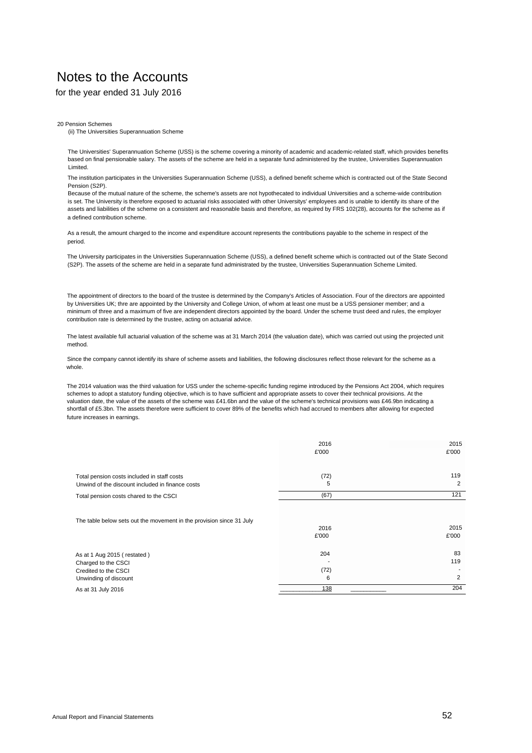// Notes to the Accounts
# Notes to the Accounts

for the year ended 31 July 2016

20 Pension Schemes

(ii) The Universities Superannuation Scheme

The Universities' Superannuation Scheme (USS) is the scheme covering a minority of academic and academic-related staff, which provides benefits based on final pensionable salary. The assets of the scheme are held in a separate fund administered by the trustee, Universities Superannuation Limited.

The institution participates in the Universities Superannuation Scheme (USS), a defined benefit scheme which is contracted out of the State Second Pension (S2P).
Because of the mutual nature of the scheme, the scheme's assets are not hypothecated to individual Universities and a scheme-wide contribution is set. The University is therefore exposed to actuarial risks associated with other Universitys' employees and is unable to identify its share of the assets and liabilities of the scheme on a consistent and reasonable basis and therefore, as required by FRS 102(28), accounts for the scheme as if a defined contribution scheme.

As a result, the amount charged to the income and expenditure account represents the contributions payable to the scheme in respect of the period.

The University participates in the Universities Superannuation Scheme (USS), a defined benefit scheme which is contracted out of the State Second (S2P). The assets of the scheme are held in a separate fund administrated by the trustee, Universities Superannuation Scheme Limited.

The appointment of directors to the board of the trustee is determined by the Company's Articles of Association. Four of the directors are appointed by Universities UK; thre are appointed by the University and College Union, of whom at least one must be a USS pensioner member; and a minimum of three and a maximum of five are independent directors appointed by the board. Under the scheme trust deed and rules, the employer contribution rate is determined by the trustee, acting on actuarial advice.

The latest available full actuarial valuation of the scheme was at 31 March 2014 (the valuation date), which was carried out using the projected unit method.

Since the company cannot identify its share of scheme assets and liabilities, the following disclosures reflect those relevant for the scheme as a whole.

The 2014 valuation was the third valuation for USS under the scheme-specific funding regime introduced by the Pensions Act 2004, which requires schemes to adopt a statutory funding objective, which is to have sufficient and appropriate assets to cover their technical provisions. At the valuation date, the value of the assets of the scheme was £41.6bn and the value of the scheme's technical provisions was £46.9bn indicating a shortfall of £5.3bn. The assets therefore were sufficient to cover 89% of the benefits which had accrued to members after allowing for expected future increases in earnings.

| | 2016<br>£'000 | 2015<br>£'000 |
|---|---|---|
| Total pension costs included in staff costs | (72) | 119 |
| Unwind of the discount included in finance costs | 5 | 2 |
| Total pension costs chared to the CSCI | (67) | 121 |

The table below sets out the movement in the provision since 31 July

| | 2016<br>£'000 | 2015<br>£'000 |
|---|---|---|
| As at 1 Aug 2015 ( restated ) | 204 | 83 |
| Charged to the CSCI | - | 119 |
| Credited to the CSCI | (72) | - |
| Unwinding of discount | 6 | 2 |
| As at 31 July 2016 | 138 | 204 |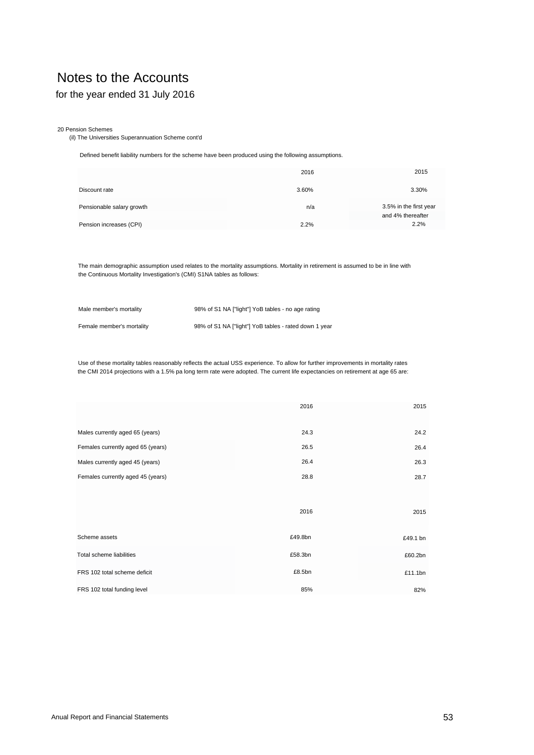# Notes to the Accounts

for the year ended 31 July 2016

20 Pension Schemes

(ii) The Universities Superannuation Scheme cont'd

Defined benefit liability numbers for the scheme have been produced using the following assumptions.

| | 2016 | 2015 |
|---|---|---|
| Discount rate | 3.60% | 3.30% |
| Pensionable salary growth | n/a | 3.5% in the first year and 4% thereafter |
| Pension increases (CPI) | 2.2% | 2.2% |

The main demographic assumption used relates to the mortality assumptions. Mortality in retirement is assumed to be in line with the Continuous Mortality Investigation's (CMI) S1NA tables as follows:

| | |
|---|---|
| Male member's mortality | 98% of S1 NA ["light"] YoB tables - no age rating |
| Female member's mortality | 98% of S1 NA ["light"] YoB tables - rated down 1 year |

Use of these mortality tables reasonably reflects the actual USS experience. To allow for further improvements in mortality rates the CMI 2014 projections with a 1.5% pa long term rate were adopted. The current life expectancies on retirement at age 65 are:

| | 2016 | 2015 |
|---|---|---|
| Males currently aged 65 (years) | 24.3 | 24.2 |
| Females currently aged 65 (years) | 26.5 | 26.4 |
| Males currently aged 45 (years) | 26.4 | 26.3 |
| Females currently aged 45 (years) | 28.8 | 28.7 |

| | 2016 | 2015 |
|---|---|---|
| Scheme assets | £49.8bn | £49.1 bn |
| Total scheme liabilities | £58.3bn | £60.2bn |
| FRS 102 total scheme deficit | £8.5bn | £11.1bn |
| FRS 102 total funding level | 85% | 82% |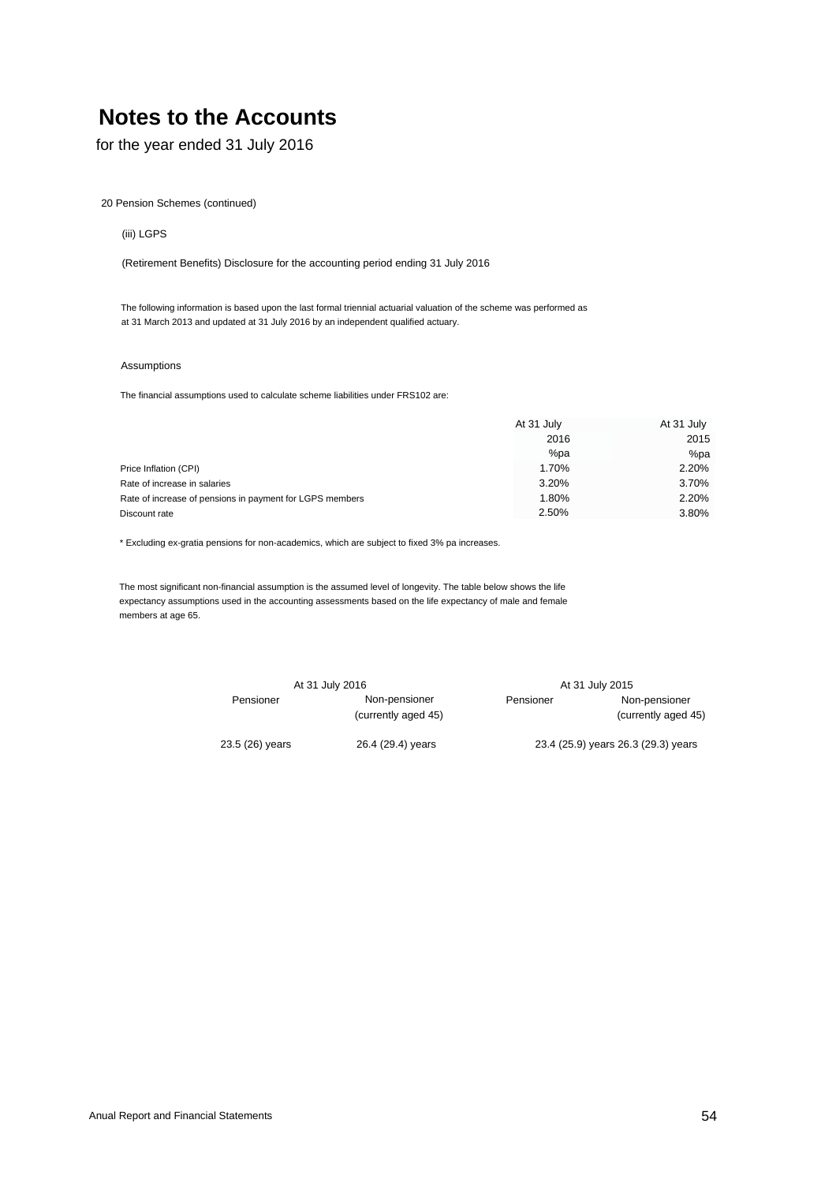# Notes to the Accounts

for the year ended 31 July 2016

20 Pension Schemes (continued)

(iii) LGPS

(Retirement Benefits) Disclosure for the accounting period ending 31 July 2016

The following information is based upon the last formal triennial actuarial valuation of the scheme was performed as at 31 March 2013 and updated at 31 July 2016 by an independent qualified actuary.

Assumptions

The financial assumptions used to calculate scheme liabilities under FRS102 are:

| | At 31 July 2016 %pa | At 31 July 2015 %pa |
|---|---|---|
| Price Inflation (CPI) | 1.70% | 2.20% |
| Rate of increase in salaries | 3.20% | 3.70% |
| Rate of increase of pensions in payment for LGPS members | 1.80% | 2.20% |
| Discount rate | 2.50% | 3.80% |

* Excluding ex-gratia pensions for non-academics, which are subject to fixed 3% pa increases.

The most significant non-financial assumption is the assumed level of longevity. The table below shows the life expectancy assumptions used in the accounting assessments based on the life expectancy of male and female members at age 65.

| At 31 July 2016 | | At 31 July 2015 | |
|---|---|---|---|
| Pensioner | Non-pensioner (currently aged 45) | Pensioner | Non-pensioner (currently aged 45) |
| 23.5 (26) years | 26.4 (29.4) years | 23.4 (25.9) years | 26.3 (29.3) years |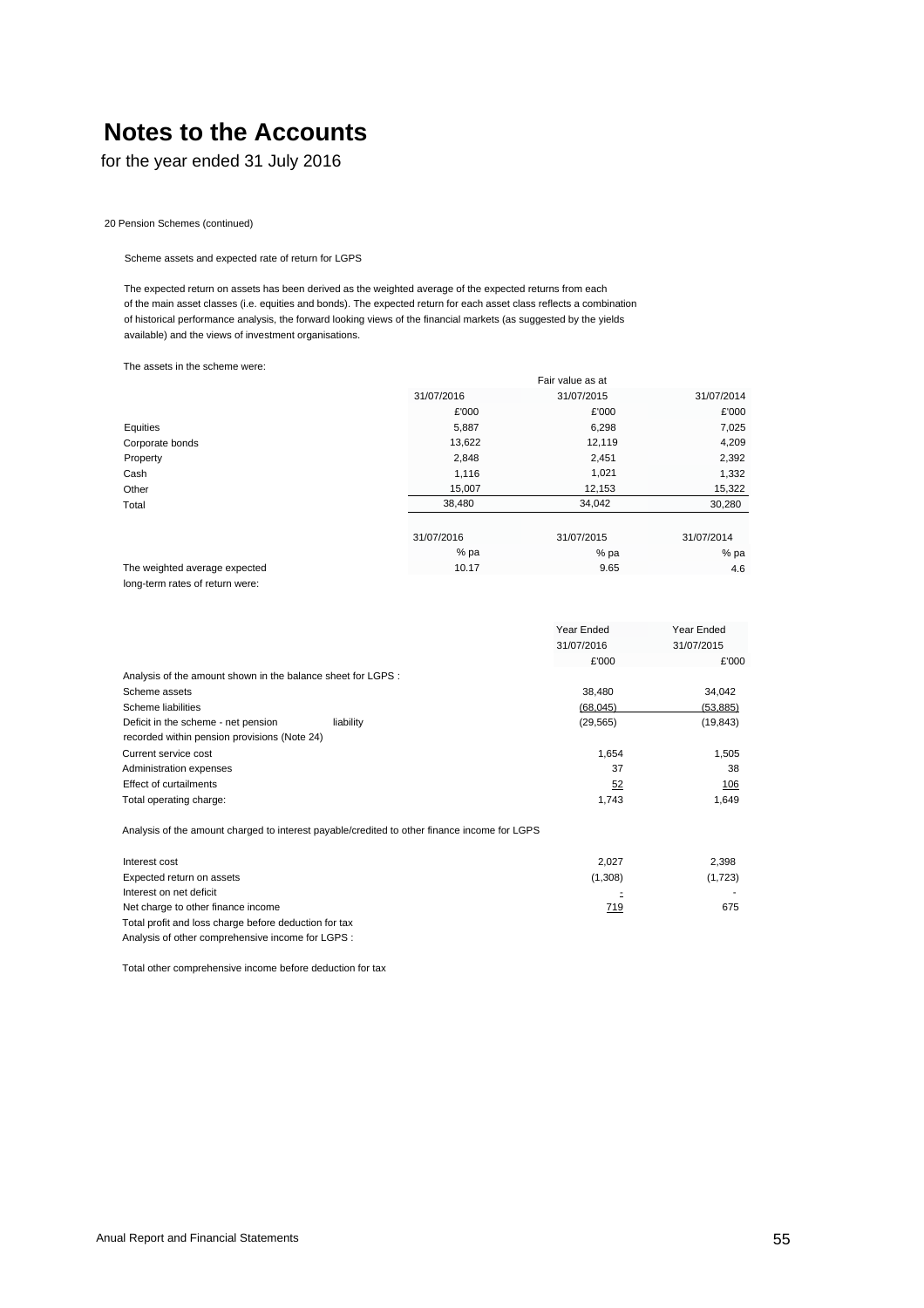# Notes to the Accounts

for the year ended 31 July 2016

20 Pension Schemes (continued)

Scheme assets and expected rate of return for LGPS

The expected return on assets has been derived as the weighted average of the expected returns from each of the main asset classes (i.e. equities and bonds). The expected return for each asset class reflects a combination of historical performance analysis, the forward looking views of the financial markets (as suggested by the yields available) and the views of investment organisations.

The assets in the scheme were:

| | Fair value as at | | |
|---|---|---|---|
| | 31/07/2016 | 31/07/2015 | 31/07/2014 |
| | £'000 | £'000 | £'000 |
| Equities | 5,887 | 6,298 | 7,025 |
| Corporate bonds | 13,622 | 12,119 | 4,209 |
| Property | 2,848 | 2,451 | 2,392 |
| Cash | 1,116 | 1,021 | 1,332 |
| Other | 15,007 | 12,153 | 15,322 |
| Total | 38,480 | 34,042 | 30,280 |

| | 31/07/2016 | 31/07/2015 | 31/07/2014 |
|---|---|---|---|
| | % pa | % pa | % pa |
| The weighted average expected long-term rates of return were: | 10.17 | 9.65 | 4.6 |

| | Year Ended 31/07/2016 | Year Ended 31/07/2015 |
|---|---|---|
| | £'000 | £'000 |
| Analysis of the amount shown in the balance sheet for LGPS : | | |
| Scheme assets | 38,480 | 34,042 |
| Scheme liabilities | (68,045) | (53,885) |
| Deficit in the scheme - net pension liability recorded within pension provisions (Note 24) | (29,565) | (19,843) |
| Current service cost | 1,654 | 1,505 |
| Administration expenses | 37 | 38 |
| Effect of curtailments | 52 | 106 |
| Total operating charge: | 1,743 | 1,649 |
| Analysis of the amount charged to interest payable/credited to other finance income for LGPS | | |
| Interest cost | 2,027 | 2,398 |
| Expected return on assets | (1,308) | (1,723) |
| Interest on net deficit | - | - |
| Net charge to other finance income | 719 | 675 |
| Total profit and loss charge before deduction for tax | | |
| Analysis of other comprehensive income for LGPS : | | |
| Total other comprehensive income before deduction for tax | | |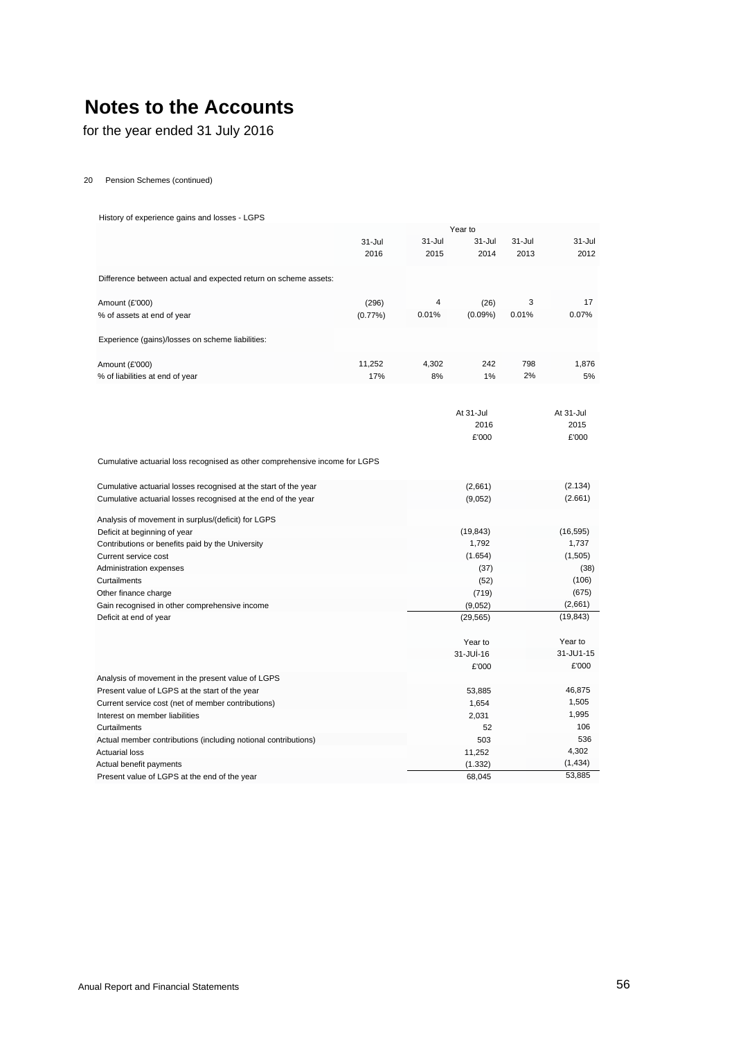# Notes to the Accounts

for the year ended 31 July 2016

20 Pension Schemes (continued)

History of experience gains and losses - LGPS

| | Year to | | | | |
|---|---|---|---|---|---|
| | 31-Jul 2016 | 31-Jul 2015 | 31-Jul 2014 | 31-Jul 2013 | 31-Jul 2012 |
| Difference between actual and expected return on scheme assets: | | | | | |
| Amount (£'000) | (296) | 4 | (26) | 3 | 17 |
| % of assets at end of year | (0.77%) | 0.01% | (0.09%) | 0.01% | 0.07% |
| Experience (gains)/losses on scheme liabilities: | | | | | |
| Amount (£'000) | 11,252 | 4,302 | 242 | 798 | 1,876 |
| % of liabilities at end of year | 17% | 8% | 1% | 2% | 5% |

| | At 31-Jul 2016 £'000 | At 31-Jul 2015 £'000 |
|---|---|---|
| Cumulative actuarial loss recognised as other comprehensive income for LGPS | | |
| Cumulative actuarial losses recognised at the start of the year | (2,661) | (2.134) |
| Cumulative actuarial losses recognised at the end of the year | (9,052) | (2.661) |
| Analysis of movement in surplus/(deficit) for LGPS | | |
| Deficit at beginning of year | (19,843) | (16,595) |
| Contributions or benefits paid by the University | 1,792 | 1,737 |
| Current service cost | (1.654) | (1,505) |
| Administration expenses | (37) | (38) |
| Curtailments | (52) | (106) |
| Other finance charge | (719) | (675) |
| Gain recognised in other comprehensive income | (9,052) | (2,661) |
| Deficit at end of year | (29,565) | (19,843) |

| | Year to 31-JUl-16 £'000 | Year to 31-JU1-15 £'000 |
|---|---|---|
| Analysis of movement in the present value of LGPS | | |
| Present value of LGPS at the start of the year | 53,885 | 46,875 |
| Current service cost (net of member contributions) | 1,654 | 1,505 |
| Interest on member liabilities | 2,031 | 1,995 |
| Curtailments | 52 | 106 |
| Actual member contributions (including notional contributions) | 503 | 536 |
| Actuarial loss | 11,252 | 4,302 |
| Actual benefit payments | (1.332) | (1,434) |
| Present value of LGPS at the end of the year | 68,045 | 53,885 |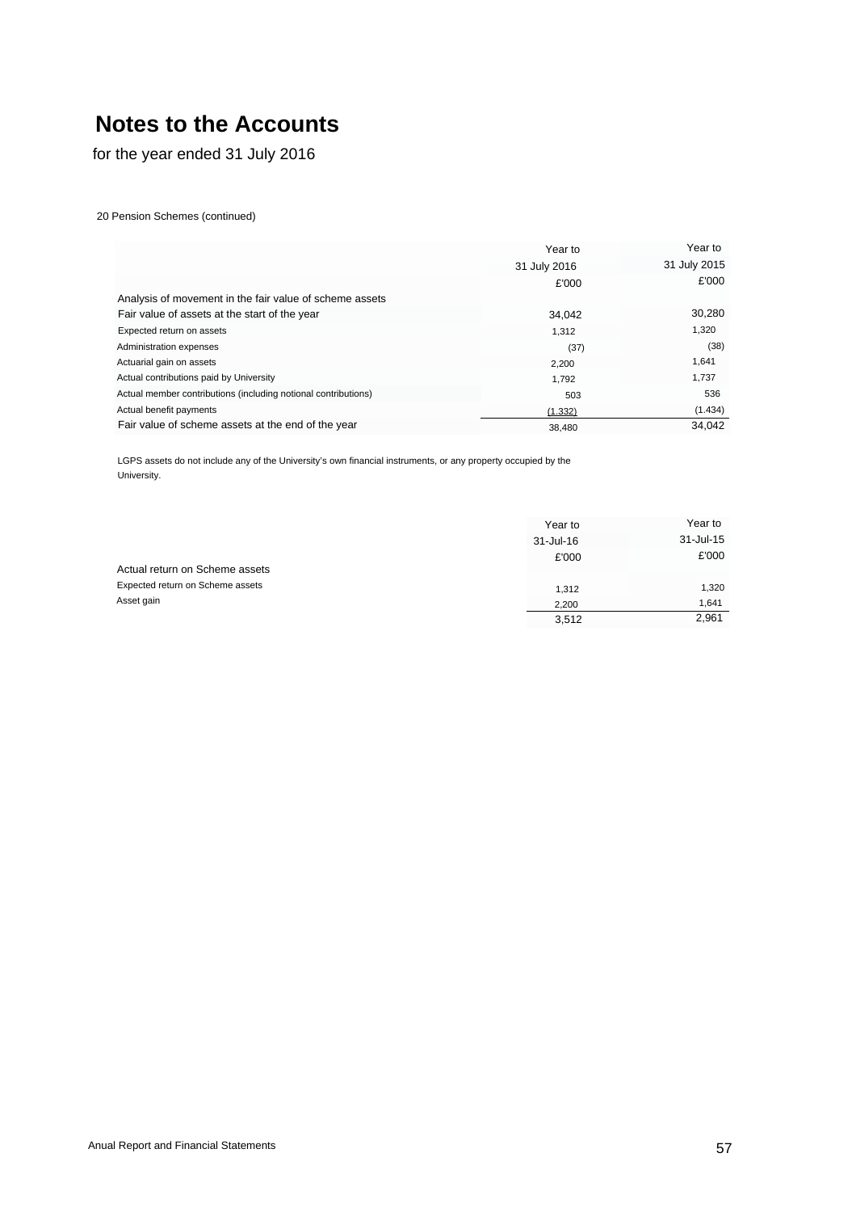# Notes to the Accounts

for the year ended 31 July 2016

20 Pension Schemes (continued)

| | Year to 31 July 2016 £'000 | Year to 31 July 2015 £'000 |
|---|---|---|
| Analysis of movement in the fair value of scheme assets | | |
| Fair value of assets at the start of the year | 34,042 | 30,280 |
| Expected return on assets | 1,312 | 1,320 |
| Administration expenses | (37) | (38) |
| Actuarial gain on assets | 2,200 | 1,641 |
| Actual contributions paid by University | 1,792 | 1,737 |
| Actual member contributions (including notional contributions) | 503 | 536 |
| Actual benefit payments | (1,332) | (1.434) |
| Fair value of scheme assets at the end of the year | 38,480 | 34,042 |

LGPS assets do not include any of the University's own financial instruments, or any property occupied by the University.

| | Year to 31-Jul-16 £'000 | Year to 31-Jul-15 £'000 |
|---|---|---|
| Actual return on Scheme assets | | |
| Expected return on Scheme assets | 1,312 | 1,320 |
| Asset gain | 2,200 | 1,641 |
| | 3,512 | 2,961 |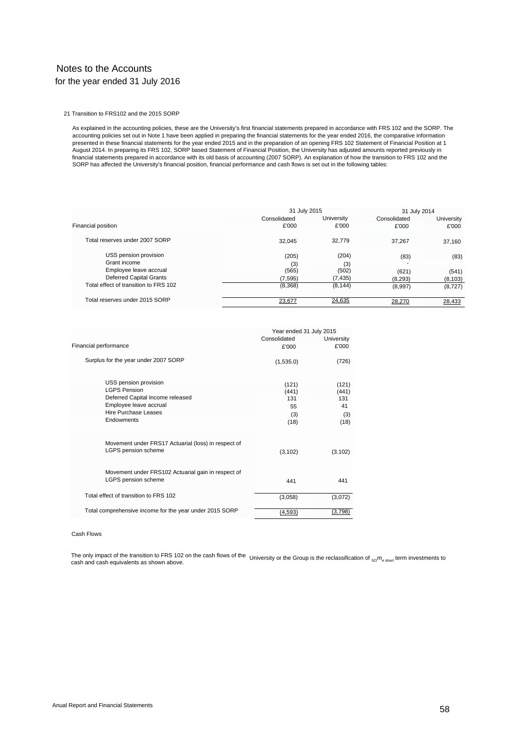# Notes to the Accounts

for the year ended 31 July 2016

## 21 Transition to FRS102 and the 2015 SORP

As explained in the accounting policies, these are the University's first financial statements prepared in accordance with FRS 102 and the SORP. The accounting policies set out in Note 1 have been applied in preparing the financial statements for the year ended 2016, the comparative information presented in these financial statements for the year ended 2015 and in the preparation of an opening FRS 102 Statement of Financial Position at 1 August 2014. In preparing its FRS 102, SORP based Statement of Financial Position, the University has adjusted amounts reported previously in financial statements prepared in accordance with its old basis of accounting (2007 SORP). An explanation of how the transition to FRS 102 and the SORP has affected the University's financial position, financial performance and cash flows is set out in the following tables:

| | 31 July 2015 | | 31 July 2014 | |
|---|---|---|---|---|
| Financial position | Consolidated £'000 | University £'000 | Consolidated £'000 | University £'000 |
| Total reserves under 2007 SORP | 32,045 | 32,779 | 37,267 | 37,160 |
| USS pension provision | (205) | (204) | (83) | (83) |
| Grant income | (3) | (3) | - | |
| Employee leave accrual | (565) | (502) | (621) | (541) |
| Deferred Capital Grants | (7,595) | (7,435) | (8,293) | (8,103) |
| Total effect of transition to FRS 102 | (8,368) | (8,144) | (8,997) | (8,727) |
| Total reserves under 2015 SORP | 23,677 | 24,635 | 28,270 | 28,433 |

| | Year ended 31 July 2015 | |
|---|---|---|
| Financial performance | Consolidated £'000 | University £'000 |
| Surplus for the year under 2007 SORP | (1,535.0) | (726) |
| USS pension provision | (121) | (121) |
| LGPS Pension | (441) | (441) |
| Deferred Capital Income released | 131 | 131 |
| Employee leave accrual | 55 | 41 |
| Hire Purchase Leases | (3) | (3) |
| Endowments | (18) | (18) |
| Movement under FRS17 Actuarial (loss) in respect of LGPS pension scheme | (3,102) | (3.102) |
| Movement under FRS102 Actuarial gain in respect of LGPS pension scheme | 441 | 441 |
| Total effect of transition to FRS 102 | (3,058) | (3,072) |
| Total comprehensive income for the year under 2015 SORP | (4,593) | (3,798) |

Cash Flows

The only impact of the transition to FRS 102 on the cash flows of the University or the Group is the reclassification of some short term investments to cash and cash equivalents as shown above.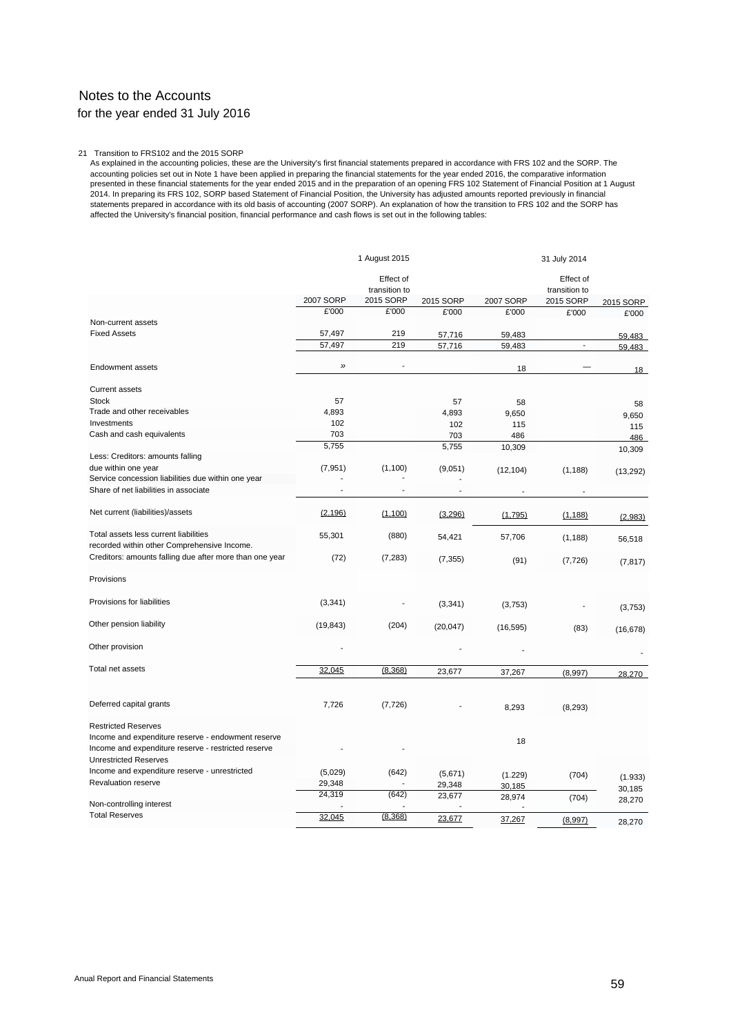# Notes to the Accounts

## for the year ended 31 July 2016

21 Transition to FRS102 and the 2015 SORP

As explained in the accounting policies, these are the University's first financial statements prepared in accordance with FRS 102 and the SORP. The accounting policies set out in Note 1 have been applied in preparing the financial statements for the year ended 2016, the comparative information presented in these financial statements for the year ended 2015 and in the preparation of an opening FRS 102 Statement of Financial Position at 1 August 2014. In preparing its FRS 102, SORP based Statement of Financial Position, the University has adjusted amounts reported previously in financial statements prepared in accordance with its old basis of accounting (2007 SORP). An explanation of how the transition to FRS 102 and the SORP has affected the University's financial position, financial performance and cash flows is set out in the following tables:

| | 1 August 2015 | | | 31 July 2014 | | |
|---|---|---|---|---|---|---|
| | 2007 SORP | Effect of transition to 2015 SORP | 2015 SORP | 2007 SORP | Effect of transition to 2015 SORP | 2015 SORP |
| | £'000 | £'000 | £'000 | £'000 | £'000 | £'000 |
| Non-current assets | | | | | | |
| Fixed Assets | 57,497 | 219 | 57,716 | 59,483 | | 59,483 |
| | 57,497 | 219 | 57,716 | 59,483 | - | 59,483 |
| Endowment assets | » | - | | 18 | — | 18 |
| Current assets | | | | | | |
| Stock | 57 | | 57 | 58 | | 58 |
| Trade and other receivables | 4,893 | | 4,893 | 9,650 | | 9,650 |
| Investments | 102 | | 102 | 115 | | 115 |
| Cash and cash equivalents | 703 | | 703 | 486 | | 486 |
| | 5,755 | | 5,755 | 10,309 | | 10,309 |
| Less: Creditors: amounts falling due within one year | (7,951) | (1,100) | (9,051) | (12,104) | (1,188) | (13,292) |
| Service concession liabilities due within one year | - | - | - | | | |
| Share of net liabilities in associate | - | - | - | - | - | |
| Net current (liabilities)/assets | (2,196) | (1,100) | (3,296) | (1,795) | (1,188) | (2,983) |
| Total assets less current liabilities recorded within other Comprehensive Income. | 55,301 | (880) | 54,421 | 57,706 | (1,188) | 56,518 |
| Creditors: amounts falling due after more than one year | (72) | (7,283) | (7,355) | (91) | (7,726) | (7,817) |
| Provisions | | | | | | |
| Provisions for liabilities | (3,341) | - | (3,341) | (3,753) | - | (3,753) |
| Other pension liability | (19,843) | (204) | (20,047) | (16,595) | (83) | (16,678) |
| Other provision | - | | - | - | | - |
| Total net assets | 32,045 | (8,368) | 23,677 | 37,267 | (8,997) | 28,270 |
| Deferred capital grants | 7,726 | (7,726) | - | 8,293 | (8,293) | |
| Restricted Reserves | | | | | | |
| Income and expenditure reserve - endowment reserve | | | | 18 | | |
| Income and expenditure reserve - restricted reserve | - | - | | | | |
| Unrestricted Reserves | | | | | | |
| Income and expenditure reserve - unrestricted | (5,029) | (642) | (5,671) | (1.229) | (704) | (1.933) |
| Revaluation reserve | 29,348 | - | 29,348 | 30,185 | | 30,185 |
| | 24,319 | (642) | 23,677 | 28,974 | (704) | 28,270 |
| Non-controlling interest | - | - | - | - | | |
| Total Reserves | 32,045 | (8,368) | 23,677 | 37,267 | (8,997) | 28,270 |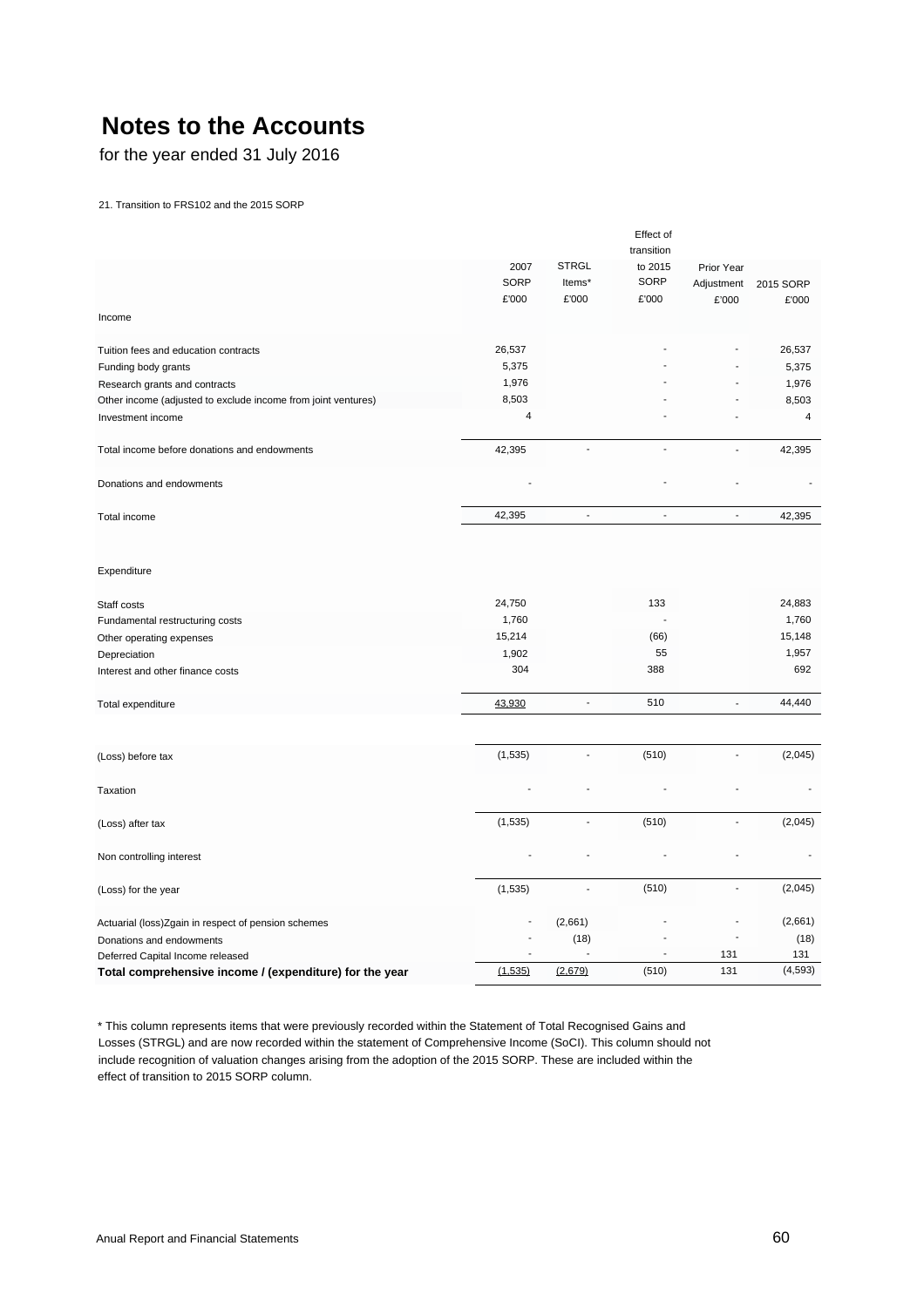# Notes to the Accounts

for the year ended 31 July 2016

21. Transition to FRS102 and the 2015 SORP

| | 2007 SORP £'000 | STRGL Items* £'000 | Effect of transition to 2015 SORP £'000 | Prior Year Adjustment £'000 | 2015 SORP £'000 |
|---|---|---|---|---|---|
| Income | | | | | |
| Tuition fees and education contracts | 26,537 | | - | - | 26,537 |
| Funding body grants | 5,375 | | - | - | 5,375 |
| Research grants and contracts | 1,976 | | - | - | 1,976 |
| Other income (adjusted to exclude income from joint ventures) | 8,503 | | - | - | 8,503 |
| Investment income | 4 | | - | - | 4 |
| Total income before donations and endowments | 42,395 | - | - | - | 42,395 |
| Donations and endowments | - | | - | - | - |
| Total income | 42,395 | - | - | - | 42,395 |
| Expenditure | | | | | |
| Staff costs | 24,750 | | 133 | | 24,883 |
| Fundamental restructuring costs | 1,760 | | - | | 1,760 |
| Other operating expenses | 15,214 | | (66) | | 15,148 |
| Depreciation | 1,902 | | 55 | | 1,957 |
| Interest and other finance costs | 304 | | 388 | | 692 |
| Total expenditure | 43,930 | - | 510 | - | 44,440 |
| (Loss) before tax | (1,535) | - | (510) | - | (2,045) |
| Taxation | - | - | - | - | - |
| (Loss) after tax | (1,535) | - | (510) | - | (2,045) |
| Non controlling interest | - | - | - | - | - |
| (Loss) for the year | (1,535) | - | (510) | - | (2,045) |
| Actuarial (loss)Zgain in respect of pension schemes | - | (2,661) | - | - | (2,661) |
| Donations and endowments | - | (18) | - | - | (18) |
| Deferred Capital Income released | - | - | - | 131 | 131 |
| **Total comprehensive income / (expenditure) for the year** | (1,535) | (2,679) | (510) | 131 | (4,593) |

* This column represents items that were previously recorded within the Statement of Total Recognised Gains and Losses (STRGL) and are now recorded within the statement of Comprehensive Income (SoCI). This column should not include recognition of valuation changes arising from the adoption of the 2015 SORP. These are included within the effect of transition to 2015 SORP column.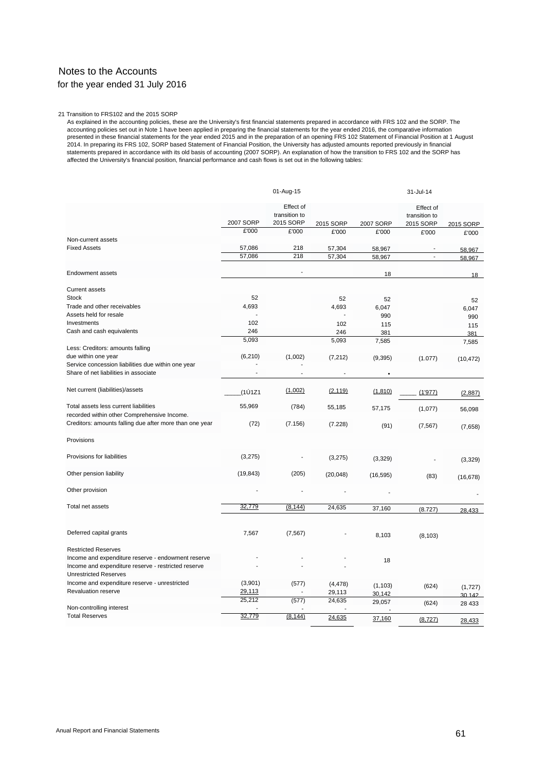# Notes to the Accounts

for the year ended 31 July 2016

21 Transition to FRS102 and the 2015 SORP

As explained in the accounting policies, these are the University's first financial statements prepared in accordance with FRS 102 and the SORP. The accounting policies set out in Note 1 have been applied in preparing the financial statements for the year ended 2016, the comparative information presented in these financial statements for the year ended 2015 and in the preparation of an opening FRS 102 Statement of Financial Position at 1 August 2014. In preparing its FRS 102, SORP based Statement of Financial Position, the University has adjusted amounts reported previously in financial statements prepared in accordance with its old basis of accounting (2007 SORP). An explanation of how the transition to FRS 102 and the SORP has affected the University's financial position, financial performance and cash flows is set out in the following tables:

| | 01-Aug-15 | | | 31-Jul-14 | | |
|---|---|---|---|---|---|---|
| | 2007 SORP | Effect of transition to 2015 SORP | 2015 SORP | 2007 SORP | Effect of transition to 2015 SORP | 2015 SORP |
| | £'000 | £'000 | £'000 | £'000 | £'000 | £'000 |
| Non-current assets | | | | | | |
| Fixed Assets | 57,086 | 218 | 57,304 | 58,967 | - | 58,967 |
| | 57,086 | 218 | 57,304 | 58,967 | - | 58,967 |
| Endowment assets | | - | | 18 | | 18 |
| Current assets | | | | | | |
| Stock | 52 | | 52 | 52 | | 52 |
| Trade and other receivables | 4,693 | | 4,693 | 6,047 | | 6,047 |
| Assets held for resale | - | | - | 990 | | 990 |
| Investments | 102 | | 102 | 115 | | 115 |
| Cash and cash equivalents | 246 | | 246 | 381 | | 381 |
| | 5,093 | | 5,093 | 7,585 | | 7,585 |
| Less: Creditors: amounts falling due within one year | (6,210) | (1,002) | (7,212) | (9,395) | (1.077) | (10,472) |
| Service concession liabilities due within one year | - | - | | | | |
| Share of net liabilities in associate | - | - | - | • | | |
| Net current (liabilities)/assets | (1Ú1Z1 | (1,002) | (2,119) | (1,810) | (1'977) | (2,887) |
| Total assets less current liabilities | 55,969 | (784) | 55,185 | 57,175 | (1,077) | 56,098 |
| recorded within other Comprehensive Income. | | | | | | |
| Creditors: amounts falling due after more than one year | (72) | (7.156) | (7.228) | (91) | (7,567) | (7,658) |
| Provisions | | | | | | |
| Provisions for liabilities | (3,275) | - | (3,275) | (3,329) | - | (3,329) |
| Other pension liability | (19,843) | (205) | (20,048) | (16,595) | (83) | (16,678) |
| Other provision | - | - | - | - | | - |
| Total net assets | 32,779 | (8,144) | 24,635 | 37,160 | (8.727) | 28,433 |
| Deferred capital grants | 7,567 | (7,567) | - | 8,103 | (8,103) | |
| Restricted Reserves | | | | | | |
| Income and expenditure reserve - endowment reserve | - | - | - | 18 | | |
| Income and expenditure reserve - restricted reserve | - | - | - | | | |
| Unrestricted Reserves | | | | | | |
| Income and expenditure reserve - unrestricted | (3,901) | (577) | (4,478) | (1,103) | (624) | (1,727) |
| Revaluation reserve | 29,113 | - | 29,113 | 30,142 | | 30 142 |
| | 25,212 | (577) | 24,635 | 29,057 | (624) | 28 433 |
| Non-controlling interest | - | - | - | - | | |
| Total Reserves | 32,779 | (8,144) | 24,635 | 37,160 | (8,727) | 28,433 |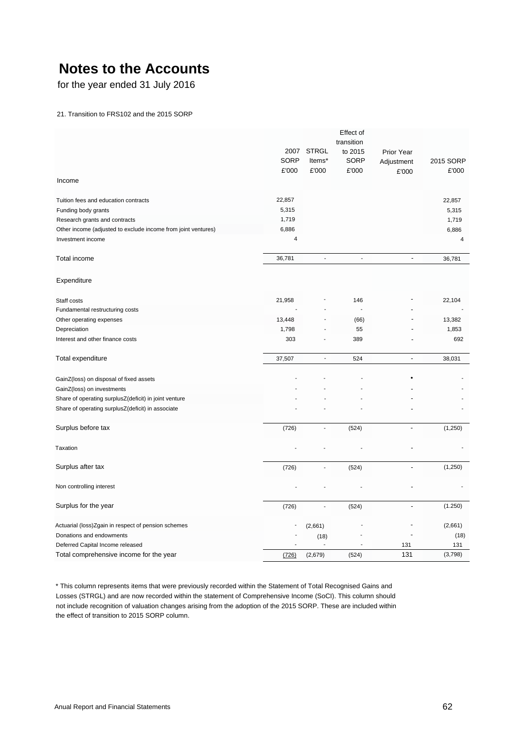# Notes to the Accounts

for the year ended 31 July 2016

21. Transition to FRS102 and the 2015 SORP

| | 2007 SORP £'000 | STRGL Items* £'000 | Effect of transition to 2015 SORP £'000 | Prior Year Adjustment £'000 | 2015 SORP £'000 |
|---|---|---|---|---|---|
| **Income** | | | | | |
| Tuition fees and education contracts | 22,857 | | | | 22,857 |
| Funding body grants | 5,315 | | | | 5,315 |
| Research grants and contracts | 1,719 | | | | 1,719 |
| Other income (adjusted to exclude income from joint ventures) | 6,886 | | | | 6,886 |
| Investment income | 4 | | | | 4 |
| Total income | 36,781 | - | - | - | 36,781 |
| **Expenditure** | | | | | |
| Staff costs | 21,958 | - | 146 | - | 22,104 |
| Fundamental restructuring costs | - | - | - | - | - |
| Other operating expenses | 13,448 | - | (66) | - | 13,382 |
| Depreciation | 1,798 | - | 55 | - | 1,853 |
| Interest and other finance costs | 303 | - | 389 | - | 692 |
| Total expenditure | 37,507 | - | 524 | - | 38,031 |
| GainZ(loss) on disposal of fixed assets | - | - | - | • | - |
| GainZ(loss) on investments | - | - | - | - | - |
| Share of operating surplusZ(deficit) in joint venture | - | - | - | - | - |
| Share of operating surplusZ(deficit) in associate | - | - | - | - | - |
| Surplus before tax | (726) | - | (524) | - | (1,250) |
| Taxation | - | - | - | - | - |
| Surplus after tax | (726) | - | (524) | - | (1,250) |
| Non controlling interest | - | - | - | - | - |
| Surplus for the year | (726) | - | (524) | - | (1.250) |
| Actuarial (loss)Zgain in respect of pension schemes | - | (2,661) | - | - | (2,661) |
| Donations and endowments | - | (18) | - | - | (18) |
| Deferred Capital Income released | - | - | - | 131 | 131 |
| Total comprehensive income for the year | (726) | (2,679) | (524) | 131 | (3,798) |

* This column represents items that were previously recorded within the Statement of Total Recognised Gains and Losses (STRGL) and are now recorded within the statement of Comprehensive Income (SoCI). This column should not include recognition of valuation changes arising from the adoption of the 2015 SORP. These are included within the effect of transition to 2015 SORP column.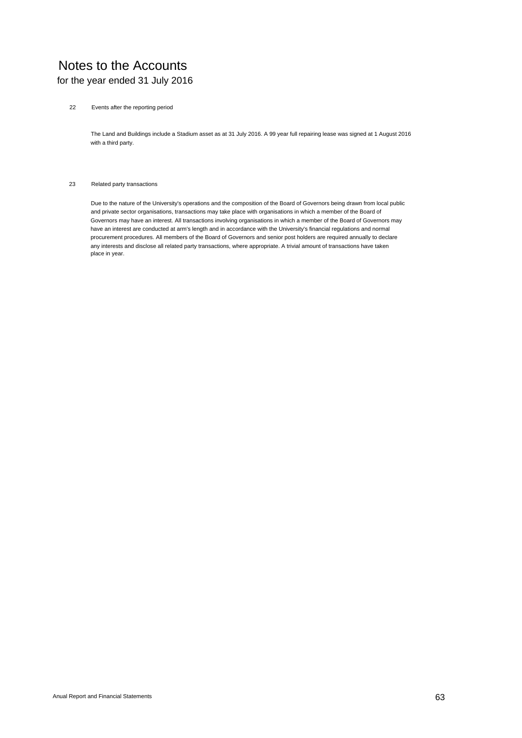# Notes to the Accounts

for the year ended 31 July 2016

## 22 Events after the reporting period

The Land and Buildings include a Stadium asset as at 31 July 2016. A 99 year full repairing lease was signed at 1 August 2016 with a third party.

## 23 Related party transactions

Due to the nature of the University's operations and the composition of the Board of Governors being drawn from local public and private sector organisations, transactions may take place with organisations in which a member of the Board of Governors may have an interest. All transactions involving organisations in which a member of the Board of Governors may have an interest are conducted at arm's length and in accordance with the University's financial regulations and normal procurement procedures. All members of the Board of Governors and senior post holders are required annually to declare any interests and disclose all related party transactions, where appropriate. A trivial amount of transactions have taken place in year.